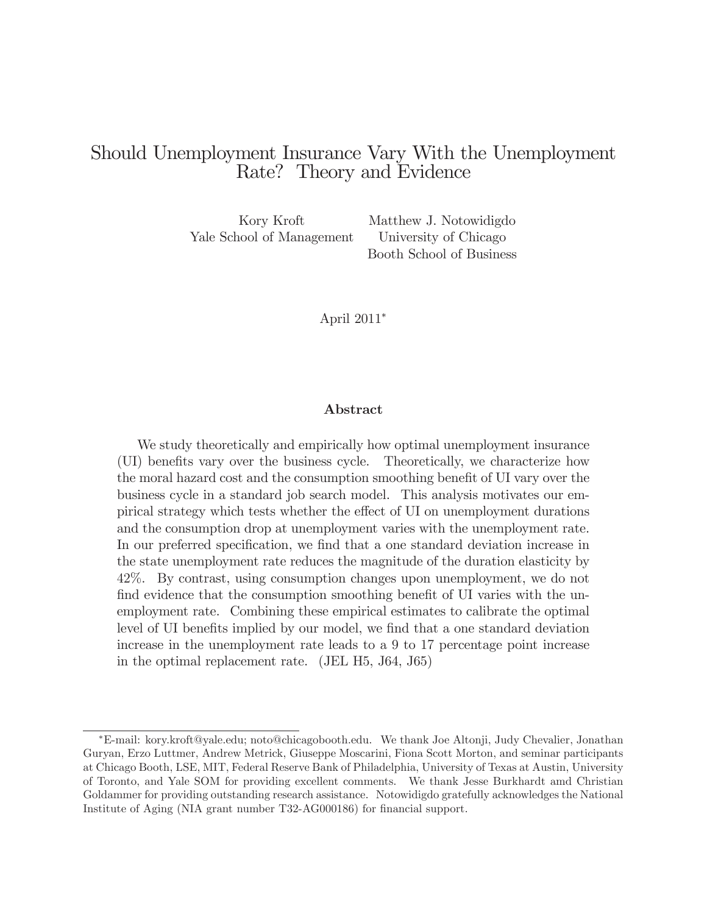# Should Unemployment Insurance Vary With the Unemployment Rate? Theory and Evidence

Kory Kroft
Yale School of Management

Matthew J. Notowidigdo
University of Chicago
Booth School of Business

April 2011*

### Abstract

We study theoretically and empirically how optimal unemployment insurance (UI) benefits vary over the business cycle. Theoretically, we characterize how the moral hazard cost and the consumption smoothing benefit of UI vary over the business cycle in a standard job search model. This analysis motivates our empirical strategy which tests whether the effect of UI on unemployment durations and the consumption drop at unemployment varies with the unemployment rate. In our preferred specification, we find that a one standard deviation increase in the state unemployment rate reduces the magnitude of the duration elasticity by 42%. By contrast, using consumption changes upon unemployment, we do not find evidence that the consumption smoothing benefit of UI varies with the unemployment rate. Combining these empirical estimates to calibrate the optimal level of UI benefits implied by our model, we find that a one standard deviation increase in the unemployment rate leads to a 9 to 17 percentage point increase in the optimal replacement rate. (JEL H5, J64, J65)

---

*E-mail: kory.kroft@yale.edu; noto@chicagobooth.edu. We thank Joe Altonji, Judy Chevalier, Jonathan Guryan, Erzo Luttmer, Andrew Metrick, Giuseppe Moscarini, Fiona Scott Morton, and seminar participants at Chicago Booth, LSE, MIT, Federal Reserve Bank of Philadelphia, University of Texas at Austin, University of Toronto, and Yale SOM for providing excellent comments. We thank Jesse Burkhardt amd Christian Goldammer for providing outstanding research assistance. Notowidigdo gratefully acknowledges the National Institute of Aging (NIA grant number T32-AG000186) for financial support.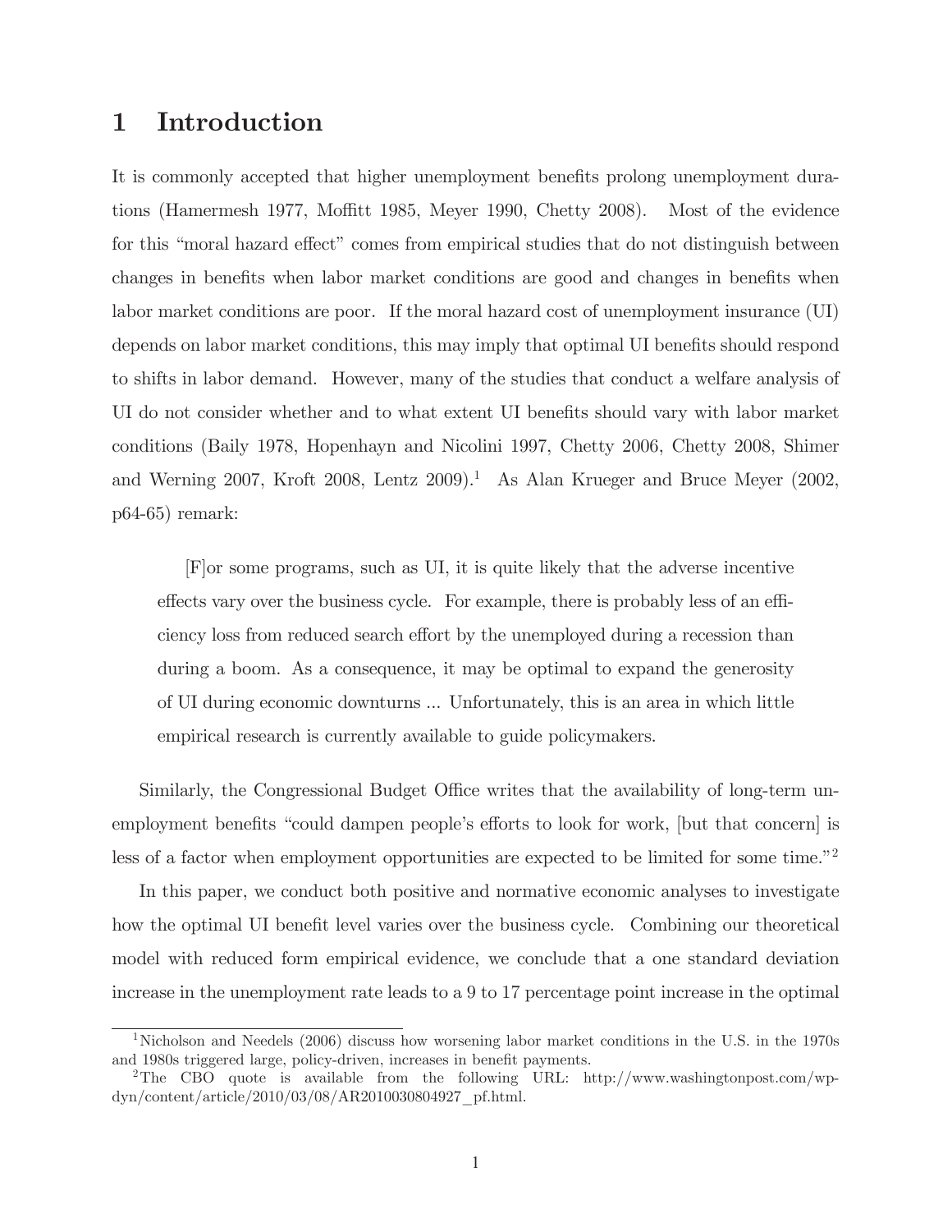# 1 Introduction

It is commonly accepted that higher unemployment benefits prolong unemployment durations (Hamermesh 1977, Moffitt 1985, Meyer 1990, Chetty 2008). Most of the evidence for this "moral hazard effect" comes from empirical studies that do not distinguish between changes in benefits when labor market conditions are good and changes in benefits when labor market conditions are poor. If the moral hazard cost of unemployment insurance (UI) depends on labor market conditions, this may imply that optimal UI benefits should respond to shifts in labor demand. However, many of the studies that conduct a welfare analysis of UI do not consider whether and to what extent UI benefits should vary with labor market conditions (Baily 1978, Hopenhayn and Nicolini 1997, Chetty 2006, Chetty 2008, Shimer and Werning 2007, Kroft 2008, Lentz 2009).[1] As Alan Krueger and Bruce Meyer (2002, p64-65) remark:

> [F]or some programs, such as UI, it is quite likely that the adverse incentive effects vary over the business cycle. For example, there is probably less of an efficiency loss from reduced search effort by the unemployed during a recession than during a boom. As a consequence, it may be optimal to expand the generosity of UI during economic downturns ... Unfortunately, this is an area in which little empirical research is currently available to guide policymakers.

Similarly, the Congressional Budget Office writes that the availability of long-term unemployment benefits "could dampen people's efforts to look for work, [but that concern] is less of a factor when employment opportunities are expected to be limited for some time."[2]

In this paper, we conduct both positive and normative economic analyses to investigate how the optimal UI benefit level varies over the business cycle. Combining our theoretical model with reduced form empirical evidence, we conclude that a one standard deviation increase in the unemployment rate leads to a 9 to 17 percentage point increase in the optimal

[1] Nicholson and Needels (2006) discuss how worsening labor market conditions in the U.S. in the 1970s and 1980s triggered large, policy-driven, increases in benefit payments.

[2] The CBO quote is available from the following URL: http://www.washingtonpost.com/wp-dyn/content/article/2010/03/08/AR2010030804927_pf.html.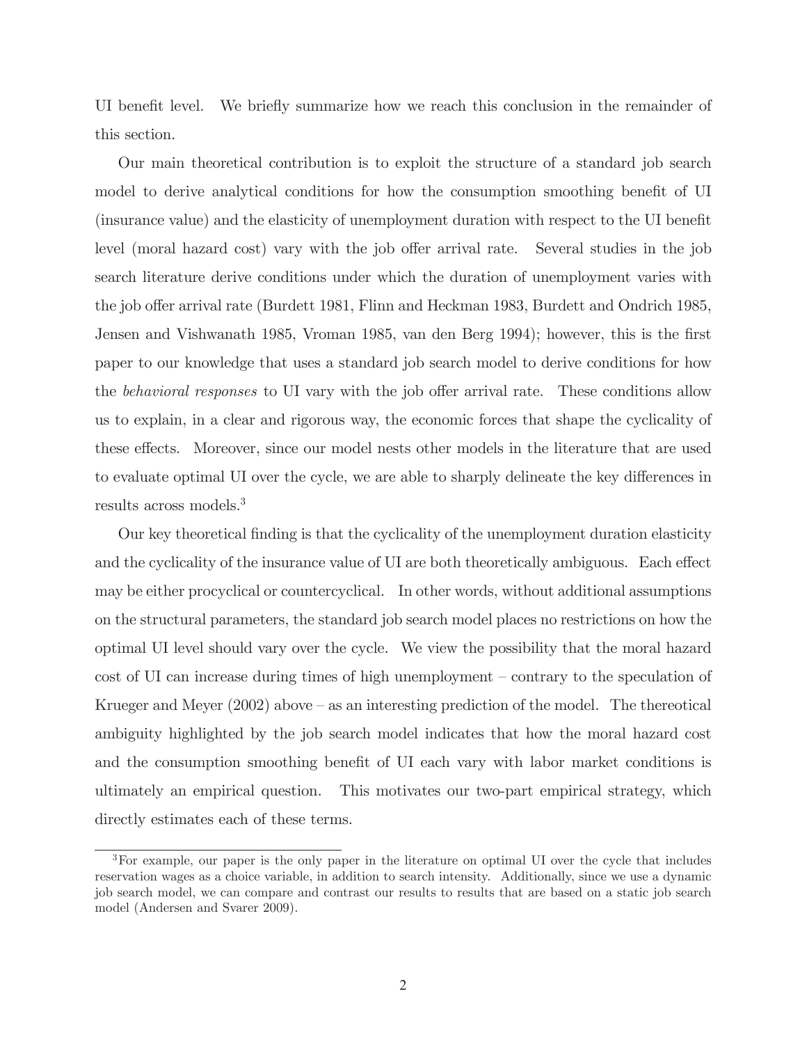UI benefit level. We briefly summarize how we reach this conclusion in the remainder of this section.

Our main theoretical contribution is to exploit the structure of a standard job search model to derive analytical conditions for how the consumption smoothing benefit of UI (insurance value) and the elasticity of unemployment duration with respect to the UI benefit level (moral hazard cost) vary with the job offer arrival rate. Several studies in the job search literature derive conditions under which the duration of unemployment varies with the job offer arrival rate (Burdett 1981, Flinn and Heckman 1983, Burdett and Ondrich 1985, Jensen and Vishwanath 1985, Vroman 1985, van den Berg 1994); however, this is the first paper to our knowledge that uses a standard job search model to derive conditions for how the *behavioral responses* to UI vary with the job offer arrival rate. These conditions allow us to explain, in a clear and rigorous way, the economic forces that shape the cyclicality of these effects. Moreover, since our model nests other models in the literature that are used to evaluate optimal UI over the cycle, we are able to sharply delineate the key differences in results across models.[3]

Our key theoretical finding is that the cyclicality of the unemployment duration elasticity and the cyclicality of the insurance value of UI are both theoretically ambiguous. Each effect may be either procyclical or countercyclical. In other words, without additional assumptions on the structural parameters, the standard job search model places no restrictions on how the optimal UI level should vary over the cycle. We view the possibility that the moral hazard cost of UI can increase during times of high unemployment – contrary to the speculation of Krueger and Meyer (2002) above – as an interesting prediction of the model. The thereotical ambiguity highlighted by the job search model indicates that how the moral hazard cost and the consumption smoothing benefit of UI each vary with labor market conditions is ultimately an empirical question. This motivates our two-part empirical strategy, which directly estimates each of these terms.

[3]For example, our paper is the only paper in the literature on optimal UI over the cycle that includes reservation wages as a choice variable, in addition to search intensity. Additionally, since we use a dynamic job search model, we can compare and contrast our results to results that are based on a static job search model (Andersen and Svarer 2009).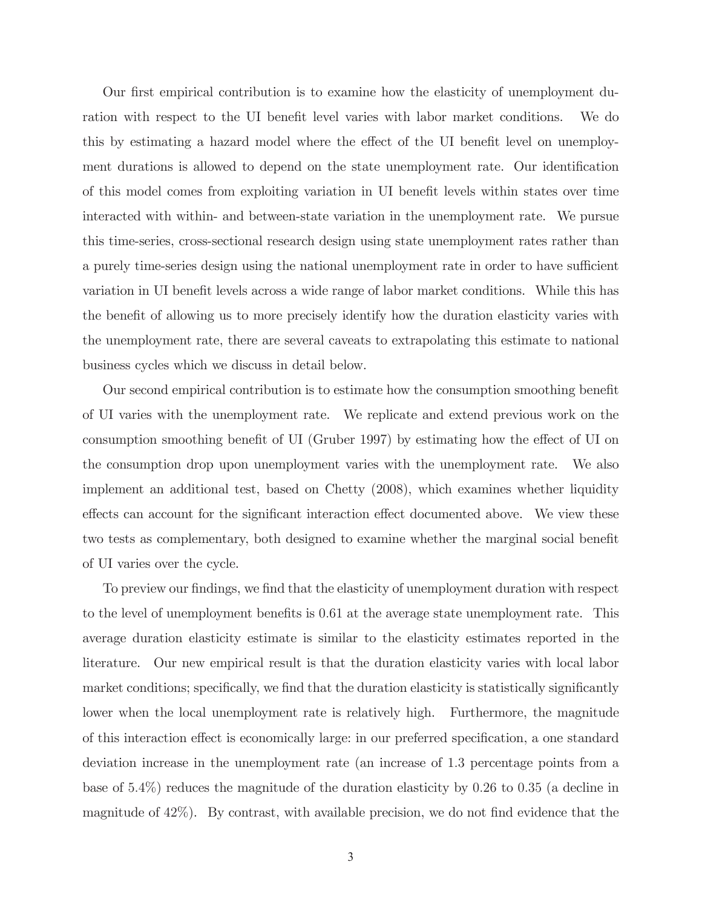Our first empirical contribution is to examine how the elasticity of unemployment duration with respect to the UI benefit level varies with labor market conditions. We do this by estimating a hazard model where the effect of the UI benefit level on unemployment durations is allowed to depend on the state unemployment rate. Our identification of this model comes from exploiting variation in UI benefit levels within states over time interacted with within- and between-state variation in the unemployment rate. We pursue this time-series, cross-sectional research design using state unemployment rates rather than a purely time-series design using the national unemployment rate in order to have sufficient variation in UI benefit levels across a wide range of labor market conditions. While this has the benefit of allowing us to more precisely identify how the duration elasticity varies with the unemployment rate, there are several caveats to extrapolating this estimate to national business cycles which we discuss in detail below.

Our second empirical contribution is to estimate how the consumption smoothing benefit of UI varies with the unemployment rate. We replicate and extend previous work on the consumption smoothing benefit of UI (Gruber 1997) by estimating how the effect of UI on the consumption drop upon unemployment varies with the unemployment rate. We also implement an additional test, based on Chetty (2008), which examines whether liquidity effects can account for the significant interaction effect documented above. We view these two tests as complementary, both designed to examine whether the marginal social benefit of UI varies over the cycle.

To preview our findings, we find that the elasticity of unemployment duration with respect to the level of unemployment benefits is 0.61 at the average state unemployment rate. This average duration elasticity estimate is similar to the elasticity estimates reported in the literature. Our new empirical result is that the duration elasticity varies with local labor market conditions; specifically, we find that the duration elasticity is statistically significantly lower when the local unemployment rate is relatively high. Furthermore, the magnitude of this interaction effect is economically large: in our preferred specification, a one standard deviation increase in the unemployment rate (an increase of 1.3 percentage points from a base of 5.4%) reduces the magnitude of the duration elasticity by 0.26 to 0.35 (a decline in magnitude of 42%). By contrast, with available precision, we do not find evidence that the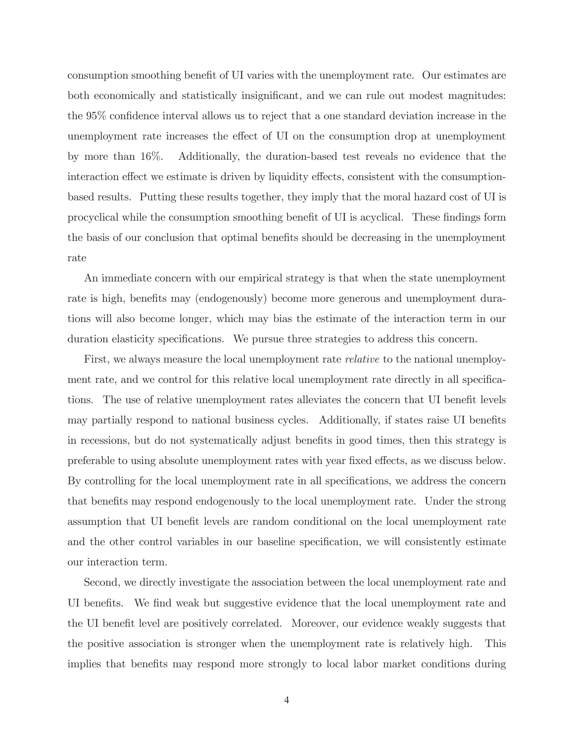consumption smoothing benefit of UI varies with the unemployment rate. Our estimates are both economically and statistically insignificant, and we can rule out modest magnitudes: the 95% confidence interval allows us to reject that a one standard deviation increase in the unemployment rate increases the effect of UI on the consumption drop at unemployment by more than 16%. Additionally, the duration-based test reveals no evidence that the interaction effect we estimate is driven by liquidity effects, consistent with the consumption-based results. Putting these results together, they imply that the moral hazard cost of UI is procyclical while the consumption smoothing benefit of UI is acyclical. These findings form the basis of our conclusion that optimal benefits should be decreasing in the unemployment rate

An immediate concern with our empirical strategy is that when the state unemployment rate is high, benefits may (endogenously) become more generous and unemployment durations will also become longer, which may bias the estimate of the interaction term in our duration elasticity specifications. We pursue three strategies to address this concern.

First, we always measure the local unemployment rate *relative* to the national unemployment rate, and we control for this relative local unemployment rate directly in all specifications. The use of relative unemployment rates alleviates the concern that UI benefit levels may partially respond to national business cycles. Additionally, if states raise UI benefits in recessions, but do not systematically adjust benefits in good times, then this strategy is preferable to using absolute unemployment rates with year fixed effects, as we discuss below. By controlling for the local unemployment rate in all specifications, we address the concern that benefits may respond endogenously to the local unemployment rate. Under the strong assumption that UI benefit levels are random conditional on the local unemployment rate and the other control variables in our baseline specification, we will consistently estimate our interaction term.

Second, we directly investigate the association between the local unemployment rate and UI benefits. We find weak but suggestive evidence that the local unemployment rate and the UI benefit level are positively correlated. Moreover, our evidence weakly suggests that the positive association is stronger when the unemployment rate is relatively high. This implies that benefits may respond more strongly to local labor market conditions during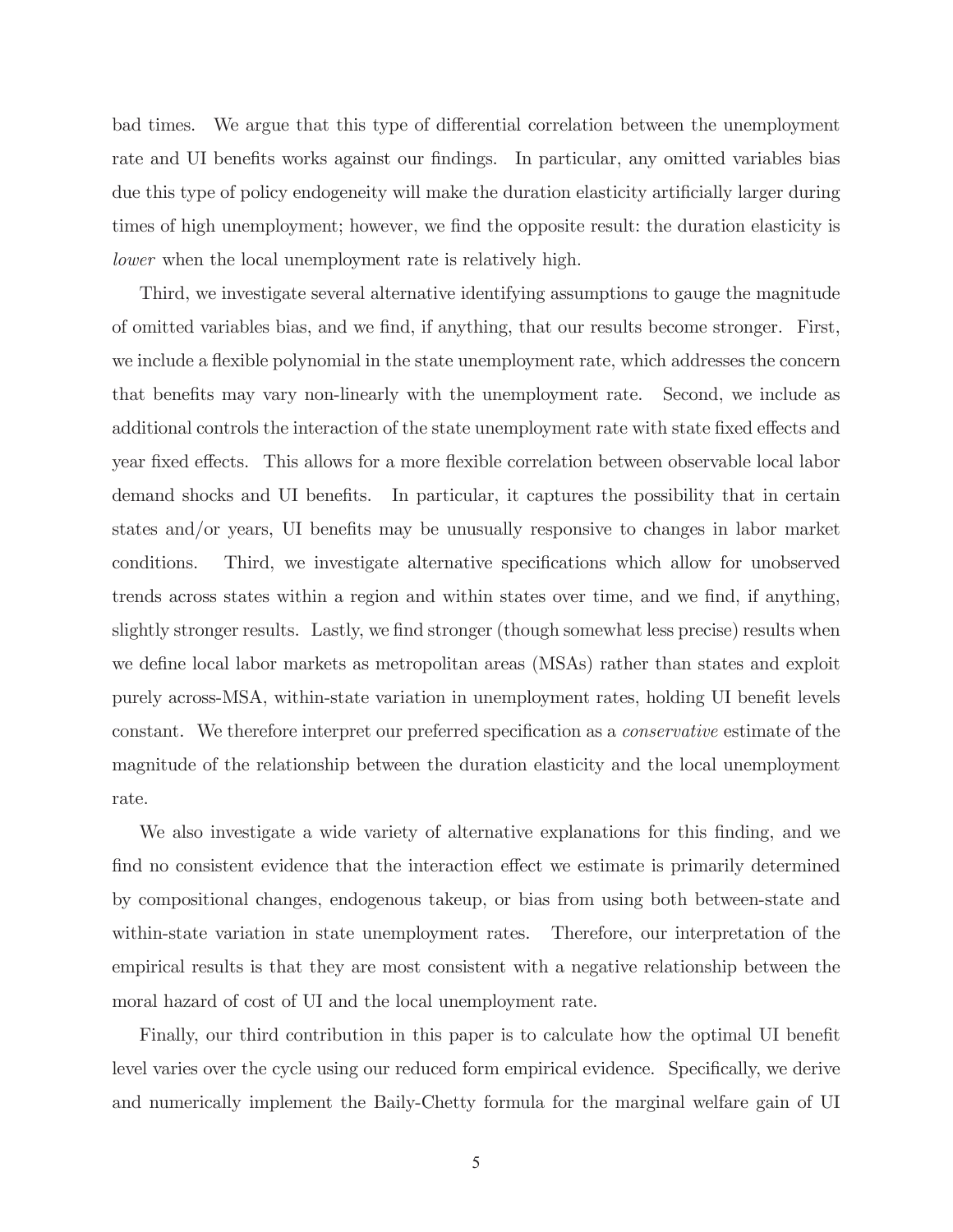bad times. We argue that this type of differential correlation between the unemployment rate and UI benefits works against our findings. In particular, any omitted variables bias due this type of policy endogeneity will make the duration elasticity artificially larger during times of high unemployment; however, we find the opposite result: the duration elasticity is *lower* when the local unemployment rate is relatively high.

Third, we investigate several alternative identifying assumptions to gauge the magnitude of omitted variables bias, and we find, if anything, that our results become stronger. First, we include a flexible polynomial in the state unemployment rate, which addresses the concern that benefits may vary non-linearly with the unemployment rate. Second, we include as additional controls the interaction of the state unemployment rate with state fixed effects and year fixed effects. This allows for a more flexible correlation between observable local labor demand shocks and UI benefits. In particular, it captures the possibility that in certain states and/or years, UI benefits may be unusually responsive to changes in labor market conditions. Third, we investigate alternative specifications which allow for unobserved trends across states within a region and within states over time, and we find, if anything, slightly stronger results. Lastly, we find stronger (though somewhat less precise) results when we define local labor markets as metropolitan areas (MSAs) rather than states and exploit purely across-MSA, within-state variation in unemployment rates, holding UI benefit levels constant. We therefore interpret our preferred specification as a *conservative* estimate of the magnitude of the relationship between the duration elasticity and the local unemployment rate.

We also investigate a wide variety of alternative explanations for this finding, and we find no consistent evidence that the interaction effect we estimate is primarily determined by compositional changes, endogenous takeup, or bias from using both between-state and within-state variation in state unemployment rates. Therefore, our interpretation of the empirical results is that they are most consistent with a negative relationship between the moral hazard of cost of UI and the local unemployment rate.

Finally, our third contribution in this paper is to calculate how the optimal UI benefit level varies over the cycle using our reduced form empirical evidence. Specifically, we derive and numerically implement the Baily-Chetty formula for the marginal welfare gain of UI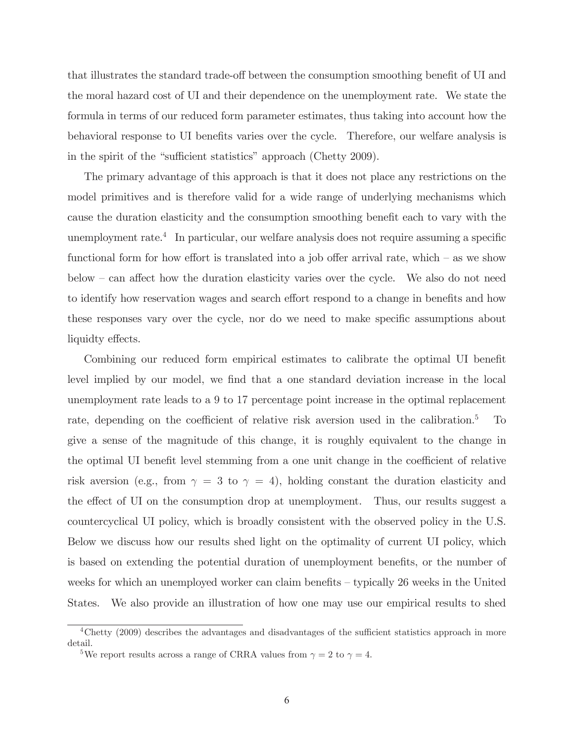that illustrates the standard trade-off between the consumption smoothing benefit of UI and the moral hazard cost of UI and their dependence on the unemployment rate. We state the formula in terms of our reduced form parameter estimates, thus taking into account how the behavioral response to UI benefits varies over the cycle. Therefore, our welfare analysis is in the spirit of the "sufficient statistics" approach (Chetty 2009).

The primary advantage of this approach is that it does not place any restrictions on the model primitives and is therefore valid for a wide range of underlying mechanisms which cause the duration elasticity and the consumption smoothing benefit each to vary with the unemployment rate.[4] In particular, our welfare analysis does not require assuming a specific functional form for how effort is translated into a job offer arrival rate, which – as we show below – can affect how the duration elasticity varies over the cycle. We also do not need to identify how reservation wages and search effort respond to a change in benefits and how these responses vary over the cycle, nor do we need to make specific assumptions about liquidty effects.

Combining our reduced form empirical estimates to calibrate the optimal UI benefit level implied by our model, we find that a one standard deviation increase in the local unemployment rate leads to a 9 to 17 percentage point increase in the optimal replacement rate, depending on the coefficient of relative risk aversion used in the calibration.[5] To give a sense of the magnitude of this change, it is roughly equivalent to the change in the optimal UI benefit level stemming from a one unit change in the coefficient of relative risk aversion (e.g., from $\gamma = 3$ to $\gamma = 4$), holding constant the duration elasticity and the effect of UI on the consumption drop at unemployment. Thus, our results suggest a countercyclical UI policy, which is broadly consistent with the observed policy in the U.S. Below we discuss how our results shed light on the optimality of current UI policy, which is based on extending the potential duration of unemployment benefits, or the number of weeks for which an unemployed worker can claim benefits – typically 26 weeks in the United States. We also provide an illustration of how one may use our empirical results to shed

[4] Chetty (2009) describes the advantages and disadvantages of the sufficient statistics approach in more detail.

[5] We report results across a range of CRRA values from $\gamma = 2$ to $\gamma = 4$.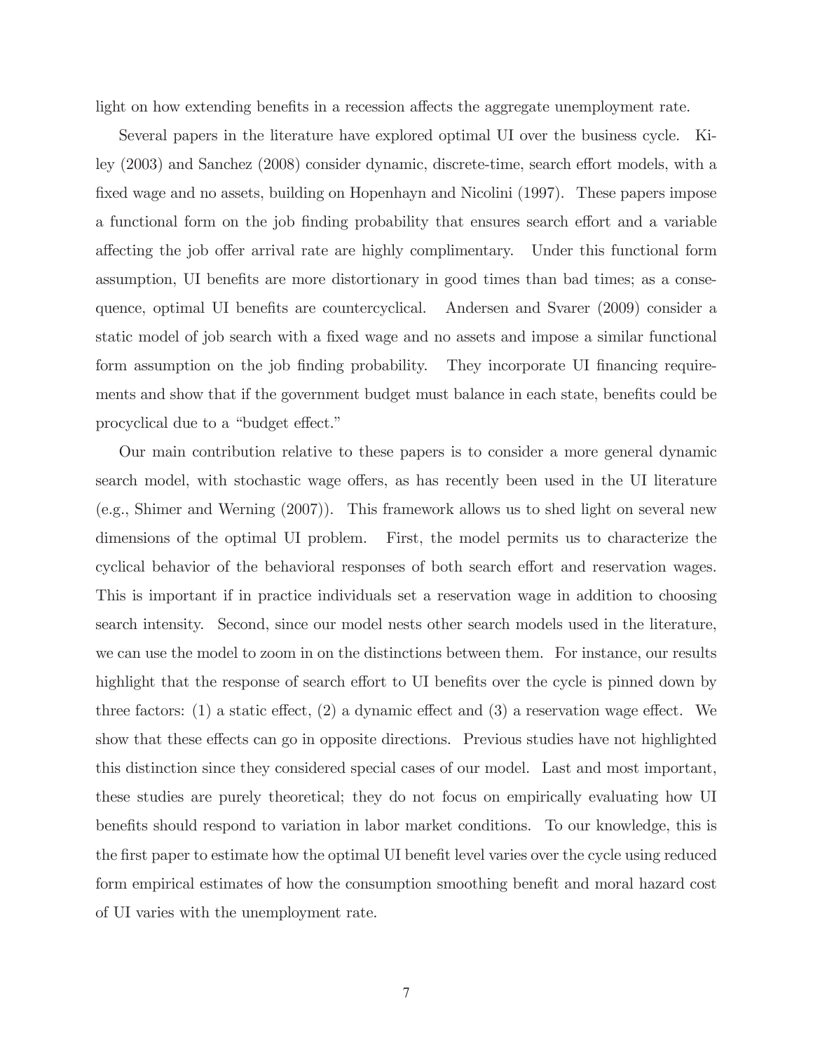light on how extending benefits in a recession affects the aggregate unemployment rate.

Several papers in the literature have explored optimal UI over the business cycle. Kiley (2003) and Sanchez (2008) consider dynamic, discrete-time, search effort models, with a fixed wage and no assets, building on Hopenhayn and Nicolini (1997). These papers impose a functional form on the job finding probability that ensures search effort and a variable affecting the job offer arrival rate are highly complimentary. Under this functional form assumption, UI benefits are more distortionary in good times than bad times; as a consequence, optimal UI benefits are countercyclical. Andersen and Svarer (2009) consider a static model of job search with a fixed wage and no assets and impose a similar functional form assumption on the job finding probability. They incorporate UI financing requirements and show that if the government budget must balance in each state, benefits could be procyclical due to a "budget effect."

Our main contribution relative to these papers is to consider a more general dynamic search model, with stochastic wage offers, as has recently been used in the UI literature (e.g., Shimer and Werning (2007)). This framework allows us to shed light on several new dimensions of the optimal UI problem. First, the model permits us to characterize the cyclical behavior of the behavioral responses of both search effort and reservation wages. This is important if in practice individuals set a reservation wage in addition to choosing search intensity. Second, since our model nests other search models used in the literature, we can use the model to zoom in on the distinctions between them. For instance, our results highlight that the response of search effort to UI benefits over the cycle is pinned down by three factors: (1) a static effect, (2) a dynamic effect and (3) a reservation wage effect. We show that these effects can go in opposite directions. Previous studies have not highlighted this distinction since they considered special cases of our model. Last and most important, these studies are purely theoretical; they do not focus on empirically evaluating how UI benefits should respond to variation in labor market conditions. To our knowledge, this is the first paper to estimate how the optimal UI benefit level varies over the cycle using reduced form empirical estimates of how the consumption smoothing benefit and moral hazard cost of UI varies with the unemployment rate.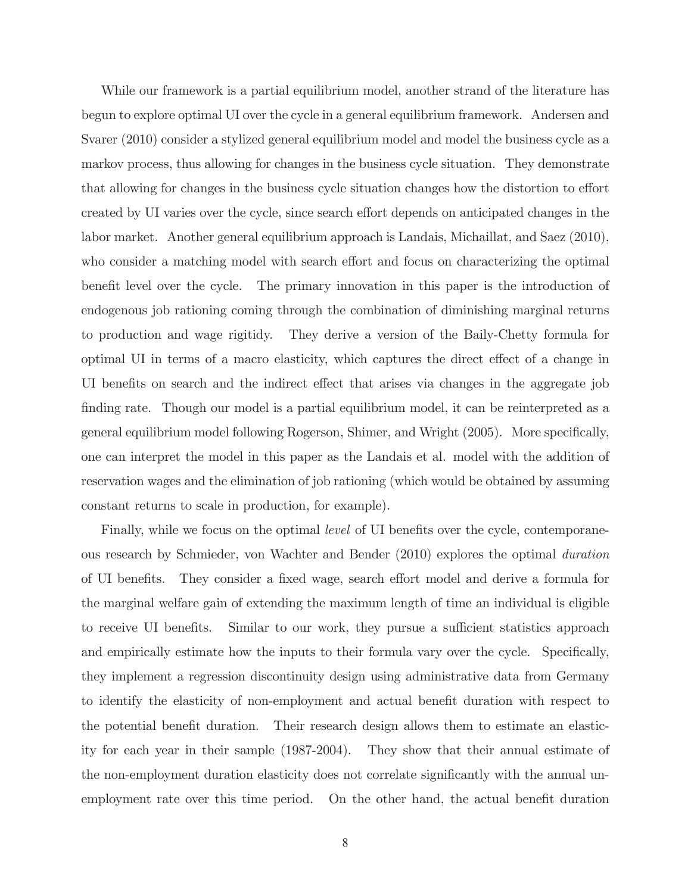While our framework is a partial equilibrium model, another strand of the literature has begun to explore optimal UI over the cycle in a general equilibrium framework. Andersen and Svarer (2010) consider a stylized general equilibrium model and model the business cycle as a markov process, thus allowing for changes in the business cycle situation. They demonstrate that allowing for changes in the business cycle situation changes how the distortion to effort created by UI varies over the cycle, since search effort depends on anticipated changes in the labor market. Another general equilibrium approach is Landais, Michaillat, and Saez (2010), who consider a matching model with search effort and focus on characterizing the optimal benefit level over the cycle. The primary innovation in this paper is the introduction of endogenous job rationing coming through the combination of diminishing marginal returns to production and wage rigitidy. They derive a version of the Baily-Chetty formula for optimal UI in terms of a macro elasticity, which captures the direct effect of a change in UI benefits on search and the indirect effect that arises via changes in the aggregate job finding rate. Though our model is a partial equilibrium model, it can be reinterpreted as a general equilibrium model following Rogerson, Shimer, and Wright (2005). More specifically, one can interpret the model in this paper as the Landais et al. model with the addition of reservation wages and the elimination of job rationing (which would be obtained by assuming constant returns to scale in production, for example).

Finally, while we focus on the optimal *level* of UI benefits over the cycle, contemporaneous research by Schmieder, von Wachter and Bender (2010) explores the optimal *duration* of UI benefits. They consider a fixed wage, search effort model and derive a formula for the marginal welfare gain of extending the maximum length of time an individual is eligible to receive UI benefits. Similar to our work, they pursue a sufficient statistics approach and empirically estimate how the inputs to their formula vary over the cycle. Specifically, they implement a regression discontinuity design using administrative data from Germany to identify the elasticity of non-employment and actual benefit duration with respect to the potential benefit duration. Their research design allows them to estimate an elasticity for each year in their sample (1987-2004). They show that their annual estimate of the non-employment duration elasticity does not correlate significantly with the annual unemployment rate over this time period. On the other hand, the actual benefit duration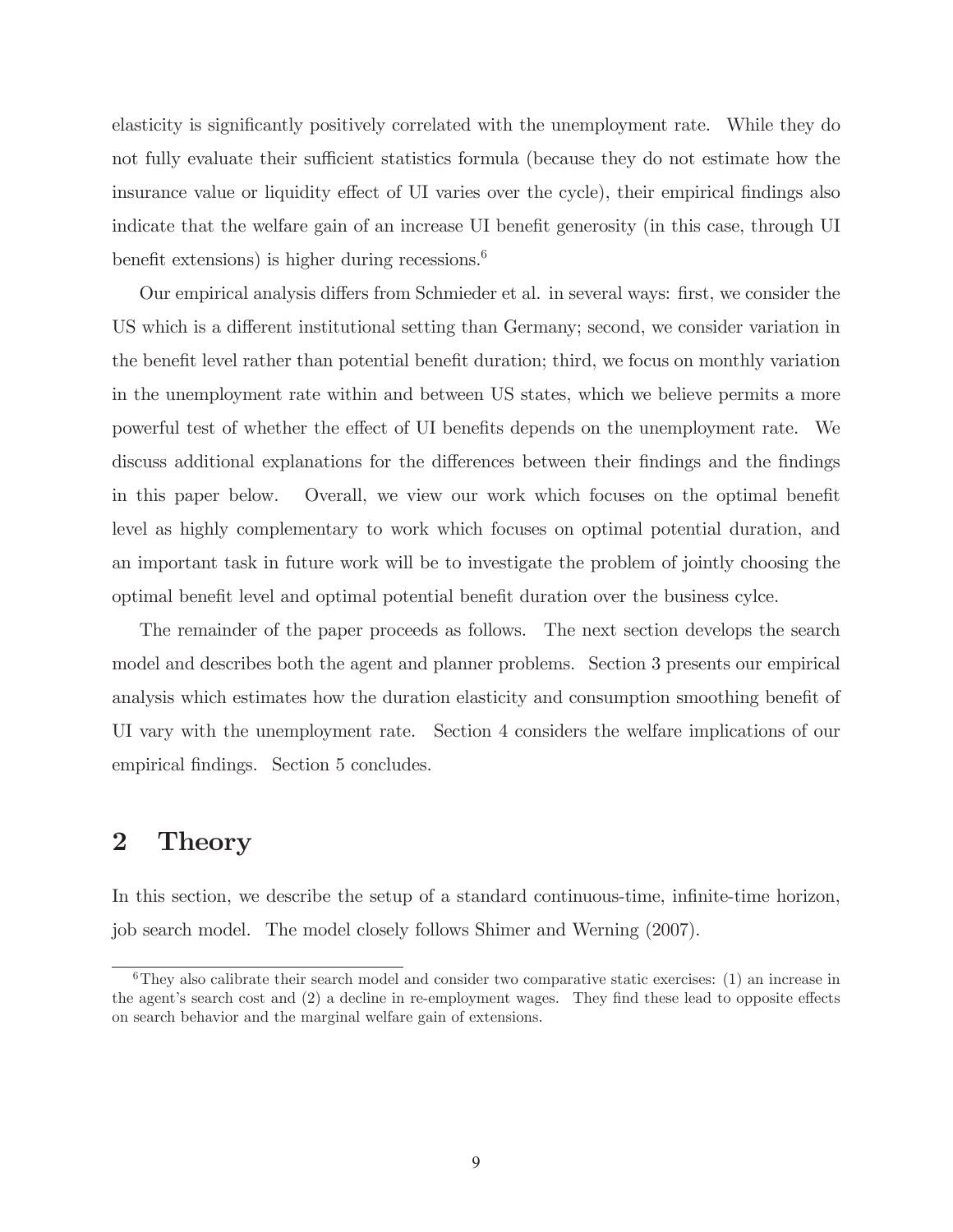elasticity is significantly positively correlated with the unemployment rate. While they do not fully evaluate their sufficient statistics formula (because they do not estimate how the insurance value or liquidity effect of UI varies over the cycle), their empirical findings also indicate that the welfare gain of an increase UI benefit generosity (in this case, through UI benefit extensions) is higher during recessions.[6]

Our empirical analysis differs from Schmieder et al. in several ways: first, we consider the US which is a different institutional setting than Germany; second, we consider variation in the benefit level rather than potential benefit duration; third, we focus on monthly variation in the unemployment rate within and between US states, which we believe permits a more powerful test of whether the effect of UI benefits depends on the unemployment rate. We discuss additional explanations for the differences between their findings and the findings in this paper below. Overall, we view our work which focuses on the optimal benefit level as highly complementary to work which focuses on optimal potential duration, and an important task in future work will be to investigate the problem of jointly choosing the optimal benefit level and optimal potential benefit duration over the business cylce.

The remainder of the paper proceeds as follows. The next section develops the search model and describes both the agent and planner problems. Section 3 presents our empirical analysis which estimates how the duration elasticity and consumption smoothing benefit of UI vary with the unemployment rate. Section 4 considers the welfare implications of our empirical findings. Section 5 concludes.

# 2 Theory

In this section, we describe the setup of a standard continuous-time, infinite-time horizon, job search model. The model closely follows Shimer and Werning (2007).

[6] They also calibrate their search model and consider two comparative static exercises: (1) an increase in the agent's search cost and (2) a decline in re-employment wages. They find these lead to opposite effects on search behavior and the marginal welfare gain of extensions.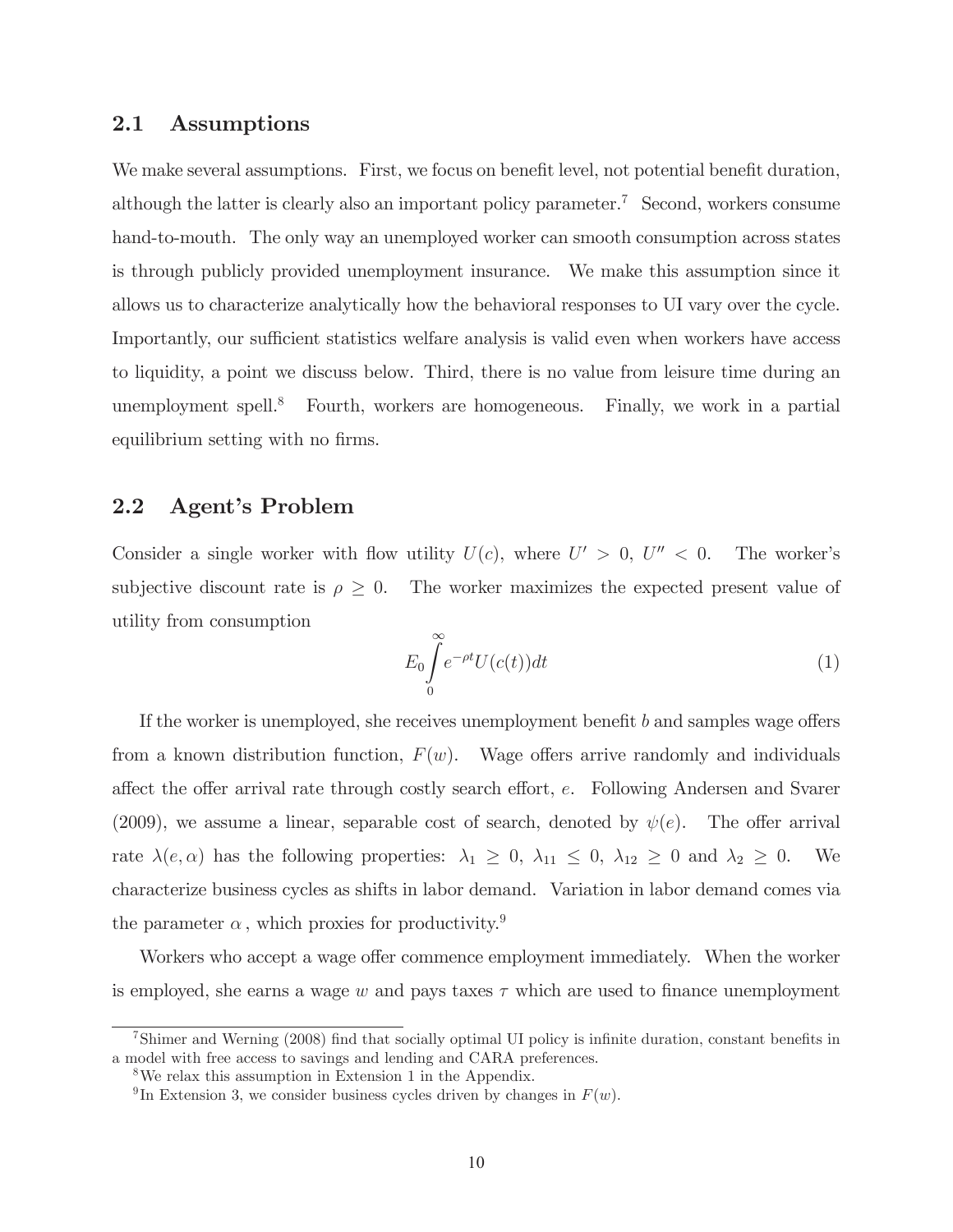## 2.1 Assumptions

We make several assumptions. First, we focus on benefit level, not potential benefit duration, although the latter is clearly also an important policy parameter.[7] Second, workers consume hand-to-mouth. The only way an unemployed worker can smooth consumption across states is through publicly provided unemployment insurance. We make this assumption since it allows us to characterize analytically how the behavioral responses to UI vary over the cycle. Importantly, our sufficient statistics welfare analysis is valid even when workers have access to liquidity, a point we discuss below. Third, there is no value from leisure time during an unemployment spell.[8] Fourth, workers are homogeneous. Finally, we work in a partial equilibrium setting with no firms.

## 2.2 Agent's Problem

Consider a single worker with flow utility $U(c)$, where $U' > 0$, $U'' < 0$. The worker's subjective discount rate is $\rho \geq 0$. The worker maximizes the expected present value of utility from consumption

$$E_0 \int_0^\infty e^{-\rho t} U(c(t)) dt \tag{1}$$

If the worker is unemployed, she receives unemployment benefit $b$ and samples wage offers from a known distribution function, $F(w)$. Wage offers arrive randomly and individuals affect the offer arrival rate through costly search effort, $e$. Following Andersen and Svarer (2009), we assume a linear, separable cost of search, denoted by $\psi(e)$. The offer arrival rate $\lambda(e, \alpha)$ has the following properties: $\lambda_1 \geq 0$, $\lambda_{11} \leq 0$, $\lambda_{12} \geq 0$ and $\lambda_2 \geq 0$. We characterize business cycles as shifts in labor demand. Variation in labor demand comes via the parameter $\alpha$, which proxies for productivity.[9]

Workers who accept a wage offer commence employment immediately. When the worker is employed, she earns a wage $w$ and pays taxes $\tau$ which are used to finance unemployment

[7] Shimer and Werning (2008) find that socially optimal UI policy is infinite duration, constant benefits in a model with free access to savings and lending and CARA preferences.

[8] We relax this assumption in Extension 1 in the Appendix.

[9] In Extension 3, we consider business cycles driven by changes in $F(w)$.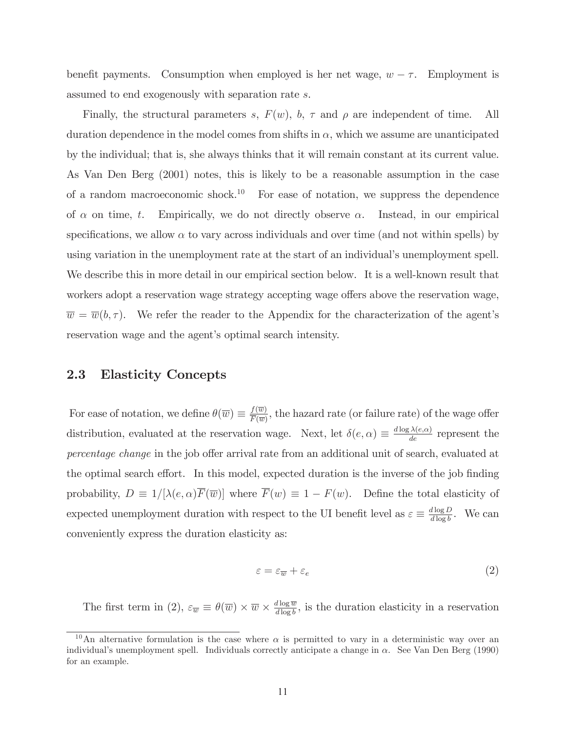benefit payments. Consumption when employed is her net wage, $w - \tau$. Employment is assumed to end exogenously with separation rate $s$.

Finally, the structural parameters $s$, $F(w)$, $b$, $\tau$ and $\rho$ are independent of time. All duration dependence in the model comes from shifts in $\alpha$, which we assume are unanticipated by the individual; that is, she always thinks that it will remain constant at its current value. As Van Den Berg (2001) notes, this is likely to be a reasonable assumption in the case of a random macroeconomic shock.[10] For ease of notation, we suppress the dependence of $\alpha$ on time, $t$. Empirically, we do not directly observe $\alpha$. Instead, in our empirical specifications, we allow $\alpha$ to vary across individuals and over time (and not within spells) by using variation in the unemployment rate at the start of an individual's unemployment spell. We describe this in more detail in our empirical section below. It is a well-known result that workers adopt a reservation wage strategy accepting wage offers above the reservation wage, $\overline{w} = \overline{w}(b, \tau)$. We refer the reader to the Appendix for the characterization of the agent's reservation wage and the agent's optimal search intensity.

## 2.3 Elasticity Concepts

For ease of notation, we define $\theta(\overline{w}) \equiv \frac{f(\overline{w})}{\overline{F}(\overline{w})}$, the hazard rate (or failure rate) of the wage offer distribution, evaluated at the reservation wage. Next, let $\delta(e, \alpha) \equiv \frac{d \log \lambda(e,\alpha)}{de}$ represent the *percentage change* in the job offer arrival rate from an additional unit of search, evaluated at the optimal search effort. In this model, expected duration is the inverse of the job finding probability, $D \equiv 1/[\lambda(e, \alpha)\overline{F}(\overline{w})]$ where $\overline{F}(w) \equiv 1 - F(w)$. Define the total elasticity of expected unemployment duration with respect to the UI benefit level as $\varepsilon \equiv \frac{d \log D}{d \log b}$. We can conveniently express the duration elasticity as:

$$\varepsilon = \varepsilon_{\overline{w}} + \varepsilon_e \tag{2}$$

The first term in (2), $\varepsilon_{\overline{w}} \equiv \theta(\overline{w}) \times \overline{w} \times \frac{d \log \overline{w}}{d \log b}$, is the duration elasticity in a reservation

[10] An alternative formulation is the case where $\alpha$ is permitted to vary in a deterministic way over an individual's unemployment spell. Individuals correctly anticipate a change in $\alpha$. See Van Den Berg (1990) for an example.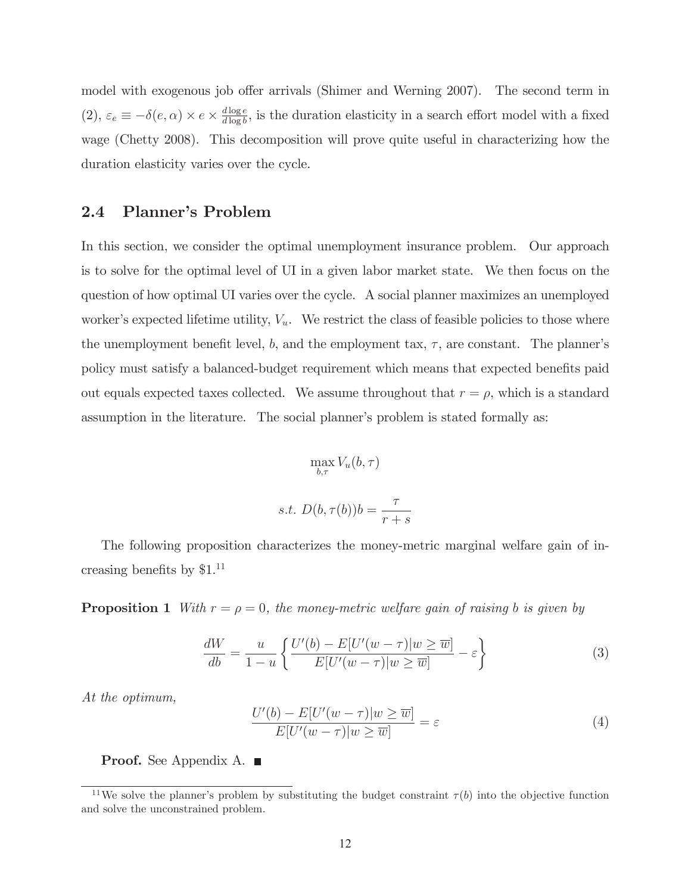model with exogenous job offer arrivals (Shimer and Werning 2007). The second term in (2), $\varepsilon_e \equiv -\delta(e, \alpha) \times e \times \frac{d \log e}{d \log b}$, is the duration elasticity in a search effort model with a fixed wage (Chetty 2008). This decomposition will prove quite useful in characterizing how the duration elasticity varies over the cycle.

## 2.4 Planner's Problem

In this section, we consider the optimal unemployment insurance problem. Our approach is to solve for the optimal level of UI in a given labor market state. We then focus on the question of how optimal UI varies over the cycle. A social planner maximizes an unemployed worker's expected lifetime utility, $V_u$. We restrict the class of feasible policies to those where the unemployment benefit level, $b$, and the employment tax, $\tau$, are constant. The planner's policy must satisfy a balanced-budget requirement which means that expected benefits paid out equals expected taxes collected. We assume throughout that $r = \rho$, which is a standard assumption in the literature. The social planner's problem is stated formally as:

$$\max_{b,\tau} V_u(b, \tau)$$

$$s.t.\ D(b, \tau(b))b = \frac{\tau}{r + s}$$

The following proposition characterizes the money-metric marginal welfare gain of increasing benefits by \$1.[11]

**Proposition 1** *With $r = \rho = 0$, the money-metric welfare gain of raising $b$ is given by*

$$\frac{dW}{db} = \frac{u}{1-u} \left\{ \frac{U'(b) - E[U'(w-\tau)|w \geq \overline{w}]}{E[U'(w-\tau)|w \geq \overline{w}]} - \varepsilon \right\} \tag{3}$$

*At the optimum,*

$$\frac{U'(b) - E[U'(w-\tau)|w \geq \overline{w}]}{E[U'(w-\tau)|w \geq \overline{w}]} = \varepsilon \tag{4}$$

**Proof.** See Appendix A. ■

[11] We solve the planner's problem by substituting the budget constraint $\tau(b)$ into the objective function and solve the unconstrained problem.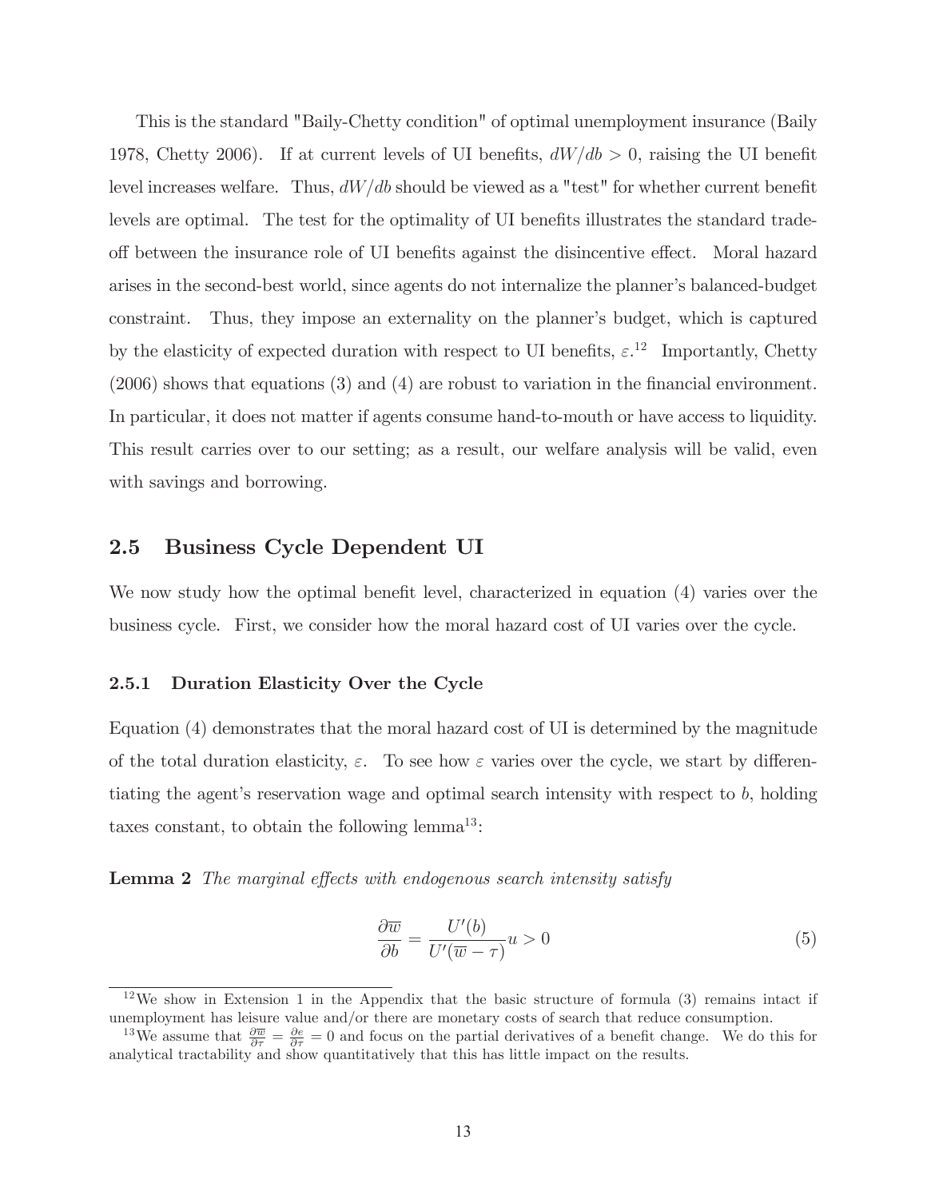This is the standard "Baily-Chetty condition" of optimal unemployment insurance (Baily 1978, Chetty 2006). If at current levels of UI benefits, $dW/db > 0$, raising the UI benefit level increases welfare. Thus, $dW/db$ should be viewed as a "test" for whether current benefit levels are optimal. The test for the optimality of UI benefits illustrates the standard trade-off between the insurance role of UI benefits against the disincentive effect. Moral hazard arises in the second-best world, since agents do not internalize the planner's balanced-budget constraint. Thus, they impose an externality on the planner's budget, which is captured by the elasticity of expected duration with respect to UI benefits, $\varepsilon$.[12] Importantly, Chetty (2006) shows that equations (3) and (4) are robust to variation in the financial environment. In particular, it does not matter if agents consume hand-to-mouth or have access to liquidity. This result carries over to our setting; as a result, our welfare analysis will be valid, even with savings and borrowing.

## 2.5 Business Cycle Dependent UI

We now study how the optimal benefit level, characterized in equation (4) varies over the business cycle. First, we consider how the moral hazard cost of UI varies over the cycle.

### 2.5.1 Duration Elasticity Over the Cycle

Equation (4) demonstrates that the moral hazard cost of UI is determined by the magnitude of the total duration elasticity, $\varepsilon$. To see how $\varepsilon$ varies over the cycle, we start by differentiating the agent's reservation wage and optimal search intensity with respect to $b$, holding taxes constant, to obtain the following lemma[13]:

**Lemma 2** *The marginal effects with endogenous search intensity satisfy*

$$\frac{\partial \overline{w}}{\partial b} = \frac{U'(b)}{U'(\overline{w} - \tau)} u > 0 \tag{5}$$

[12] We show in Extension 1 in the Appendix that the basic structure of formula (3) remains intact if unemployment has leisure value and/or there are monetary costs of search that reduce consumption.

[13] We assume that $\frac{\partial \overline{w}}{\partial \tau} = \frac{\partial e}{\partial \tau} = 0$ and focus on the partial derivatives of a benefit change. We do this for analytical tractability and show quantitatively that this has little impact on the results.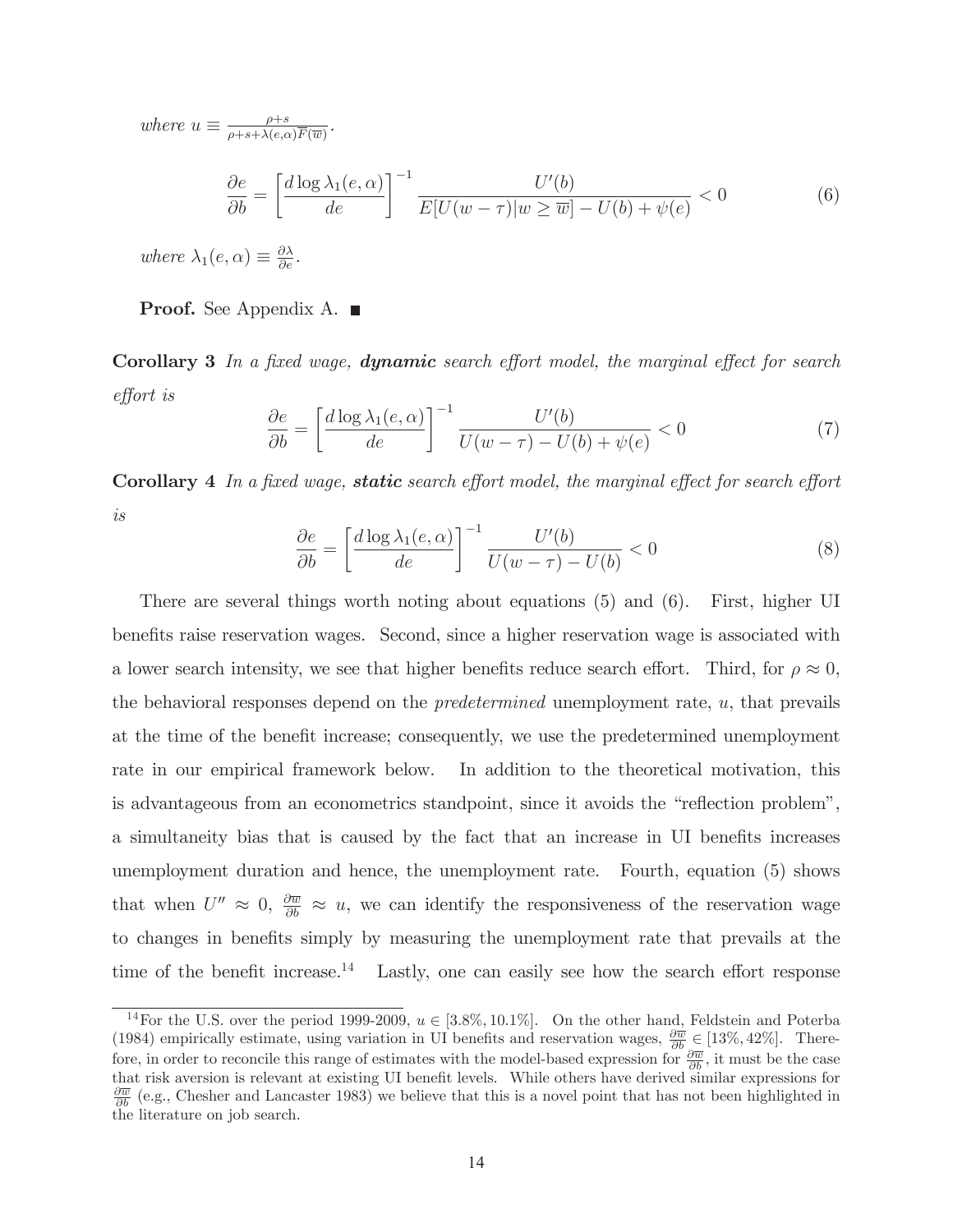*where* $u \equiv \frac{\rho+s}{\rho+s+\lambda(e,\alpha)\overline{F}(\overline{w})}$.

$$\frac{\partial e}{\partial b} = \left[\frac{d \log \lambda_1(e,\alpha)}{de}\right]^{-1} \frac{U'(b)}{E[U(w-\tau)|w \geq \overline{w}] - U(b) + \psi(e)} < 0 \tag{6}$$

*where* $\lambda_1(e,\alpha) \equiv \frac{\partial \lambda}{\partial e}$.

**Proof.** See Appendix A. ■

**Corollary 3** *In a fixed wage,* ***dynamic*** *search effort model, the marginal effect for search effort is*

$$\frac{\partial e}{\partial b} = \left[\frac{d \log \lambda_1(e,\alpha)}{de}\right]^{-1} \frac{U'(b)}{U(w-\tau) - U(b) + \psi(e)} < 0 \tag{7}$$

**Corollary 4** *In a fixed wage,* ***static*** *search effort model, the marginal effect for search effort is*

$$\frac{\partial e}{\partial b} = \left[\frac{d \log \lambda_1(e,\alpha)}{de}\right]^{-1} \frac{U'(b)}{U(w-\tau) - U(b)} < 0 \tag{8}$$

There are several things worth noting about equations (5) and (6). First, higher UI benefits raise reservation wages. Second, since a higher reservation wage is associated with a lower search intensity, we see that higher benefits reduce search effort. Third, for $\rho \approx 0$, the behavioral responses depend on the *predetermined* unemployment rate, $u$, that prevails at the time of the benefit increase; consequently, we use the predetermined unemployment rate in our empirical framework below. In addition to the theoretical motivation, this is advantageous from an econometrics standpoint, since it avoids the "reflection problem", a simultaneity bias that is caused by the fact that an increase in UI benefits increases unemployment duration and hence, the unemployment rate. Fourth, equation (5) shows that when $U'' \approx 0$, $\frac{\partial \overline{w}}{\partial b} \approx u$, we can identify the responsiveness of the reservation wage to changes in benefits simply by measuring the unemployment rate that prevails at the time of the benefit increase.[14] Lastly, one can easily see how the search effort response

[14] For the U.S. over the period 1999-2009, $u \in [3.8\%, 10.1\%]$. On the other hand, Feldstein and Poterba (1984) empirically estimate, using variation in UI benefits and reservation wages, $\frac{\partial \overline{w}}{\partial b} \in [13\%, 42\%]$. Therefore, in order to reconcile this range of estimates with the model-based expression for $\frac{\partial \overline{w}}{\partial b}$, it must be the case that risk aversion is relevant at existing UI benefit levels. While others have derived similar expressions for $\frac{\partial \overline{w}}{\partial b}$ (e.g., Chesher and Lancaster 1983) we believe that this is a novel point that has not been highlighted in the literature on job search.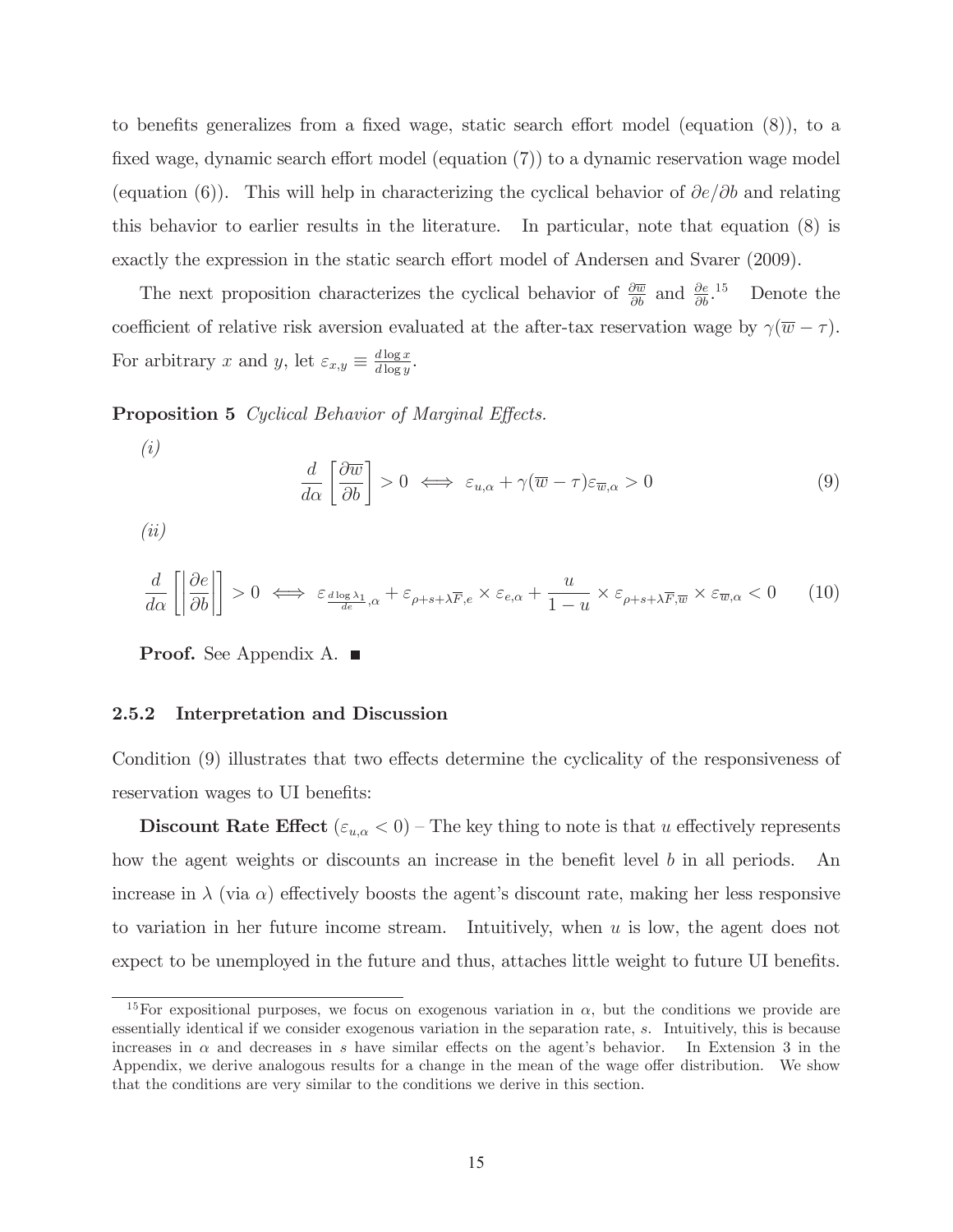to benefits generalizes from a fixed wage, static search effort model (equation (8)), to a fixed wage, dynamic search effort model (equation (7)) to a dynamic reservation wage model (equation (6)). This will help in characterizing the cyclical behavior of $\partial e/\partial b$ and relating this behavior to earlier results in the literature. In particular, note that equation (8) is exactly the expression in the static search effort model of Andersen and Svarer (2009).

The next proposition characterizes the cyclical behavior of $\frac{\partial \overline{w}}{\partial b}$ and $\frac{\partial e}{\partial b}$.[15] Denote the coefficient of relative risk aversion evaluated at the after-tax reservation wage by $\gamma(\overline{w} - \tau)$. For arbitrary $x$ and $y$, let $\varepsilon_{x,y} \equiv \frac{d \log x}{d \log y}$.

**Proposition 5** *Cyclical Behavior of Marginal Effects.*

*(i)*

$$\frac{d}{d\alpha}\left[\frac{\partial \overline{w}}{\partial b}\right] > 0 \iff \varepsilon_{u,\alpha} + \gamma(\overline{w} - \tau)\varepsilon_{\overline{w},\alpha} > 0 \tag{9}$$

*(ii)*

$$\frac{d}{d\alpha}\left[\left|\frac{\partial e}{\partial b}\right|\right] > 0 \iff \varepsilon_{\frac{d \log \lambda_1}{de},\alpha} + \varepsilon_{\rho+s+\lambda\overline{F},e} \times \varepsilon_{e,\alpha} + \frac{u}{1-u} \times \varepsilon_{\rho+s+\lambda\overline{F},\overline{w}} \times \varepsilon_{\overline{w},\alpha} < 0 \tag{10}$$

**Proof.** See Appendix A. ■

### 2.5.2 Interpretation and Discussion

Condition (9) illustrates that two effects determine the cyclicality of the responsiveness of reservation wages to UI benefits:

**Discount Rate Effect** ($\varepsilon_{u,\alpha} < 0$) – The key thing to note is that $u$ effectively represents how the agent weights or discounts an increase in the benefit level $b$ in all periods. An increase in $\lambda$ (via $\alpha$) effectively boosts the agent's discount rate, making her less responsive to variation in her future income stream. Intuitively, when $u$ is low, the agent does not expect to be unemployed in the future and thus, attaches little weight to future UI benefits.

[15] For expositional purposes, we focus on exogenous variation in $\alpha$, but the conditions we provide are essentially identical if we consider exogenous variation in the separation rate, $s$. Intuitively, this is because increases in $\alpha$ and decreases in $s$ have similar effects on the agent's behavior. In Extension 3 in the Appendix, we derive analogous results for a change in the mean of the wage offer distribution. We show that the conditions are very similar to the conditions we derive in this section.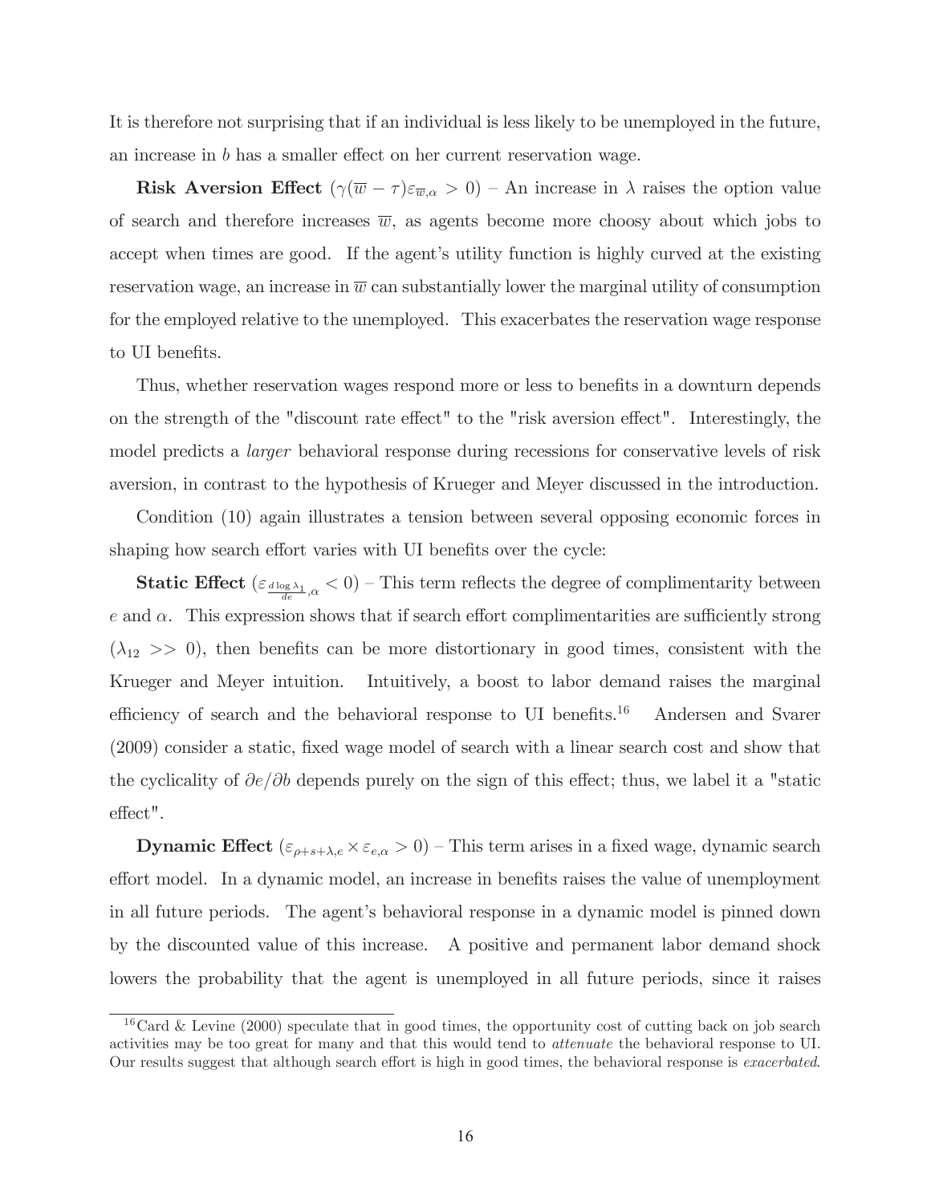It is therefore not surprising that if an individual is less likely to be unemployed in the future, an increase in $b$ has a smaller effect on her current reservation wage.

**Risk Aversion Effect** ($\gamma(\overline{w} - \tau)\varepsilon_{\overline{w},\alpha} > 0$) – An increase in $\lambda$ raises the option value of search and therefore increases $\overline{w}$, as agents become more choosy about which jobs to accept when times are good. If the agent's utility function is highly curved at the existing reservation wage, an increase in $\overline{w}$ can substantially lower the marginal utility of consumption for the employed relative to the unemployed. This exacerbates the reservation wage response to UI benefits.

Thus, whether reservation wages respond more or less to benefits in a downturn depends on the strength of the "discount rate effect" to the "risk aversion effect". Interestingly, the model predicts a *larger* behavioral response during recessions for conservative levels of risk aversion, in contrast to the hypothesis of Krueger and Meyer discussed in the introduction.

Condition (10) again illustrates a tension between several opposing economic forces in shaping how search effort varies with UI benefits over the cycle:

**Static Effect** ($\varepsilon_{\frac{d \log \lambda_1}{de},\alpha} < 0$) – This term reflects the degree of complimentarity between $e$ and $\alpha$. This expression shows that if search effort complimentarities are sufficiently strong ($\lambda_{12} >> 0$), then benefits can be more distortionary in good times, consistent with the Krueger and Meyer intuition. Intuitively, a boost to labor demand raises the marginal efficiency of search and the behavioral response to UI benefits.[16] Andersen and Svarer (2009) consider a static, fixed wage model of search with a linear search cost and show that the cyclicality of $\partial e/\partial b$ depends purely on the sign of this effect; thus, we label it a "static effect".

**Dynamic Effect** ($\varepsilon_{\rho+s+\lambda,e} \times \varepsilon_{e,\alpha} > 0$) – This term arises in a fixed wage, dynamic search effort model. In a dynamic model, an increase in benefits raises the value of unemployment in all future periods. The agent's behavioral response in a dynamic model is pinned down by the discounted value of this increase. A positive and permanent labor demand shock lowers the probability that the agent is unemployed in all future periods, since it raises

[16] Card & Levine (2000) speculate that in good times, the opportunity cost of cutting back on job search activities may be too great for many and that this would tend to *attenuate* the behavioral response to UI. Our results suggest that although search effort is high in good times, the behavioral response is *exacerbated*.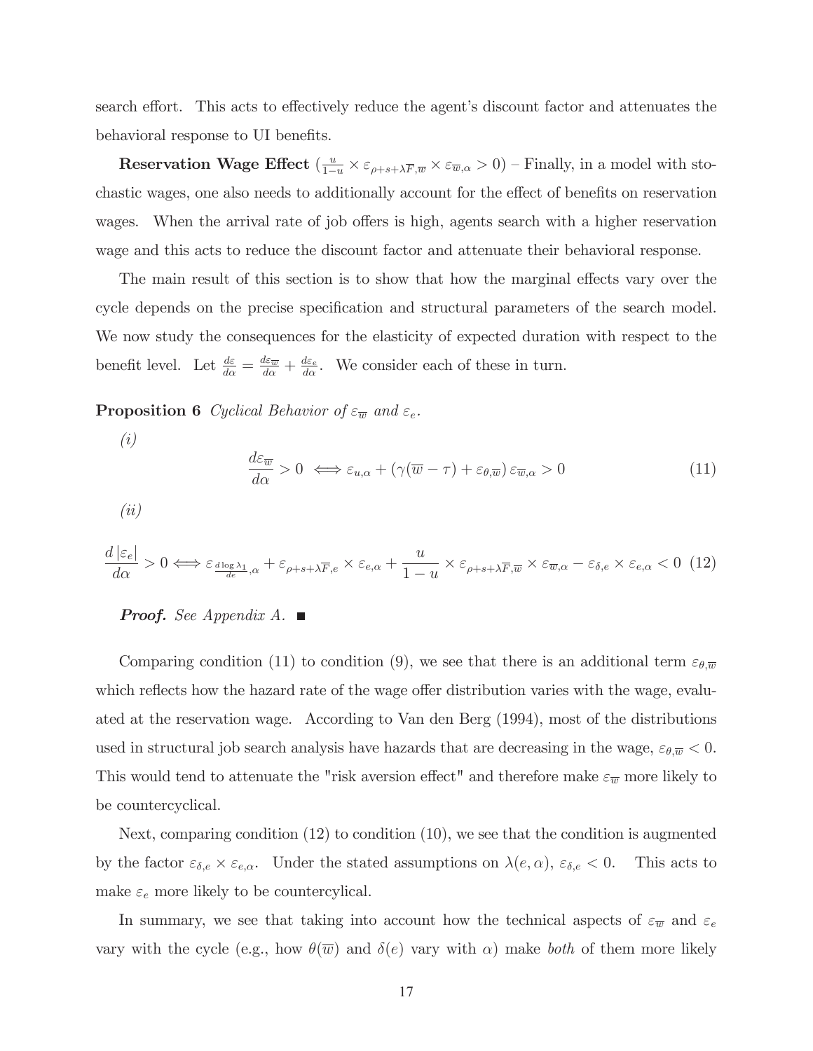search effort. This acts to effectively reduce the agent's discount factor and attenuates the behavioral response to UI benefits.

**Reservation Wage Effect** ($\frac{u}{1-u} \times \varepsilon_{\rho+s+\lambda\overline{F},\overline{w}} \times \varepsilon_{\overline{w},\alpha} > 0$) – Finally, in a model with stochastic wages, one also needs to additionally account for the effect of benefits on reservation wages. When the arrival rate of job offers is high, agents search with a higher reservation wage and this acts to reduce the discount factor and attenuate their behavioral response.

The main result of this section is to show that how the marginal effects vary over the cycle depends on the precise specification and structural parameters of the search model. We now study the consequences for the elasticity of expected duration with respect to the benefit level. Let $\frac{d\varepsilon}{d\alpha} = \frac{d\varepsilon_{\overline{w}}}{d\alpha} + \frac{d\varepsilon_e}{d\alpha}$. We consider each of these in turn.

**Proposition 6** *Cyclical Behavior of $\varepsilon_{\overline{w}}$ and $\varepsilon_e$.*

*(i)*

$$\frac{d\varepsilon_{\overline{w}}}{d\alpha} > 0 \iff \varepsilon_{u,\alpha} + \left(\gamma(\overline{w} - \tau) + \varepsilon_{\theta,\overline{w}}\right)\varepsilon_{\overline{w},\alpha} > 0 \tag{11}$$

*(ii)*

$$\frac{d\left|\varepsilon_e\right|}{d\alpha} > 0 \iff \varepsilon_{\frac{d\log\lambda_1}{de},\alpha} + \varepsilon_{\rho+s+\lambda\overline{F},e} \times \varepsilon_{e,\alpha} + \frac{u}{1-u} \times \varepsilon_{\rho+s+\lambda\overline{F},\overline{w}} \times \varepsilon_{\overline{w},\alpha} - \varepsilon_{\delta,e} \times \varepsilon_{e,\alpha} < 0 \tag{12}$$

***Proof.*** *See Appendix A.* ■

Comparing condition (11) to condition (9), we see that there is an additional term $\varepsilon_{\theta,\overline{w}}$ which reflects how the hazard rate of the wage offer distribution varies with the wage, evaluated at the reservation wage. According to Van den Berg (1994), most of the distributions used in structural job search analysis have hazards that are decreasing in the wage, $\varepsilon_{\theta,\overline{w}} < 0$. This would tend to attenuate the "risk aversion effect" and therefore make $\varepsilon_{\overline{w}}$ more likely to be countercyclical.

Next, comparing condition (12) to condition (10), we see that the condition is augmented by the factor $\varepsilon_{\delta,e} \times \varepsilon_{e,\alpha}$. Under the stated assumptions on $\lambda(e,\alpha)$, $\varepsilon_{\delta,e} < 0$. This acts to make $\varepsilon_e$ more likely to be countercylical.

In summary, we see that taking into account how the technical aspects of $\varepsilon_{\overline{w}}$ and $\varepsilon_e$ vary with the cycle (e.g., how $\theta(\overline{w})$ and $\delta(e)$ vary with $\alpha$) make *both* of them more likely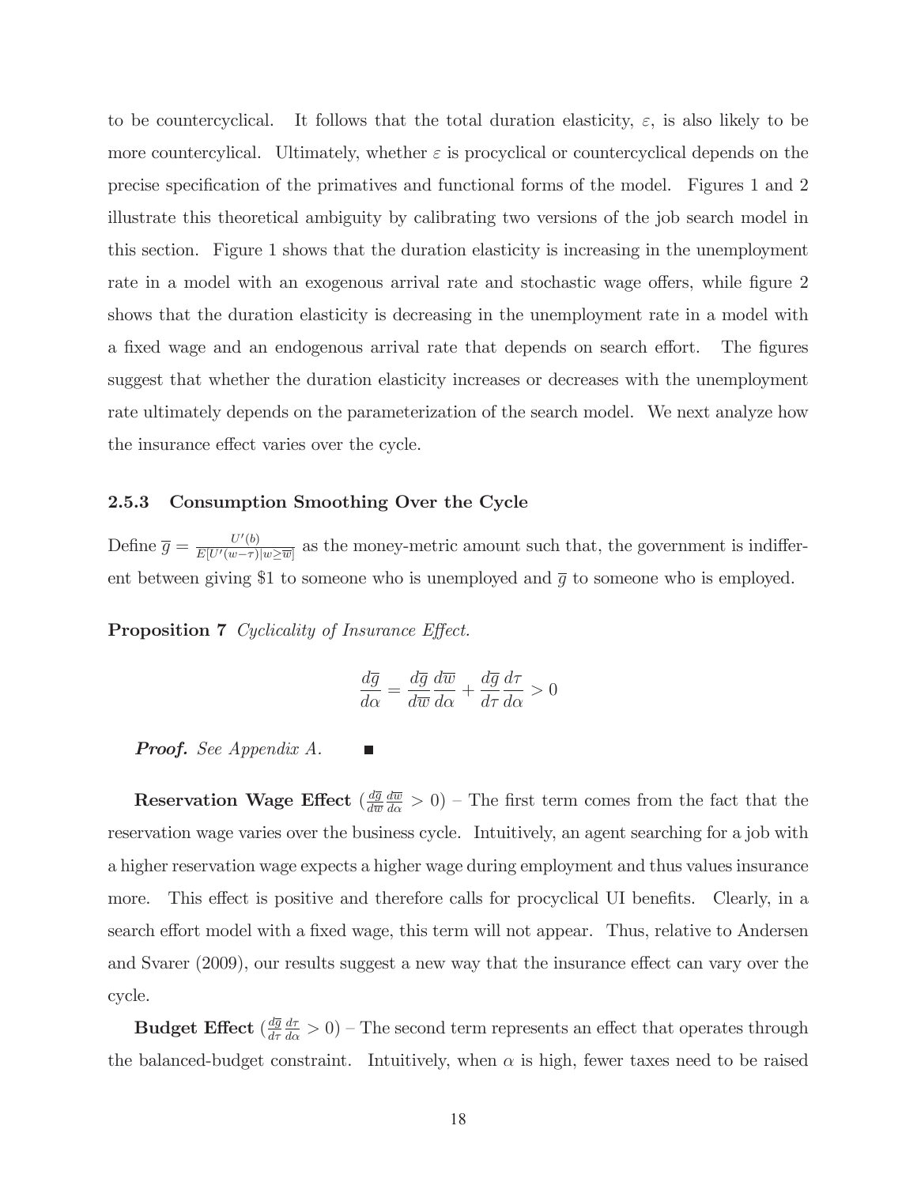to be countercyclical. It follows that the total duration elasticity, $\varepsilon$, is also likely to be more countercylical. Ultimately, whether $\varepsilon$ is procyclical or countercyclical depends on the precise specification of the primatives and functional forms of the model. Figures 1 and 2 illustrate this theoretical ambiguity by calibrating two versions of the job search model in this section. Figure 1 shows that the duration elasticity is increasing in the unemployment rate in a model with an exogenous arrival rate and stochastic wage offers, while figure 2 shows that the duration elasticity is decreasing in the unemployment rate in a model with a fixed wage and an endogenous arrival rate that depends on search effort. The figures suggest that whether the duration elasticity increases or decreases with the unemployment rate ultimately depends on the parameterization of the search model. We next analyze how the insurance effect varies over the cycle.

### 2.5.3 Consumption Smoothing Over the Cycle

Define $\overline{g} = \frac{U'(b)}{E[U'(w-\tau)|w \geq \overline{w}]}$ as the money-metric amount such that, the government is indifferent between giving \$1 to someone who is unemployed and $\overline{g}$ to someone who is employed.

**Proposition 7** *Cyclicality of Insurance Effect.*

$$\frac{d\overline{g}}{d\alpha} = \frac{d\overline{g}}{d\overline{w}}\frac{d\overline{w}}{d\alpha} + \frac{d\overline{g}}{d\tau}\frac{d\tau}{d\alpha} > 0$$

***Proof.*** *See Appendix A.* ■

**Reservation Wage Effect** ($\frac{d\overline{g}}{d\overline{w}}\frac{d\overline{w}}{d\alpha} > 0$) – The first term comes from the fact that the reservation wage varies over the business cycle. Intuitively, an agent searching for a job with a higher reservation wage expects a higher wage during employment and thus values insurance more. This effect is positive and therefore calls for procyclical UI benefits. Clearly, in a search effort model with a fixed wage, this term will not appear. Thus, relative to Andersen and Svarer (2009), our results suggest a new way that the insurance effect can vary over the cycle.

**Budget Effect** ($\frac{d\overline{g}}{d\tau}\frac{d\tau}{d\alpha} > 0$) – The second term represents an effect that operates through the balanced-budget constraint. Intuitively, when $\alpha$ is high, fewer taxes need to be raised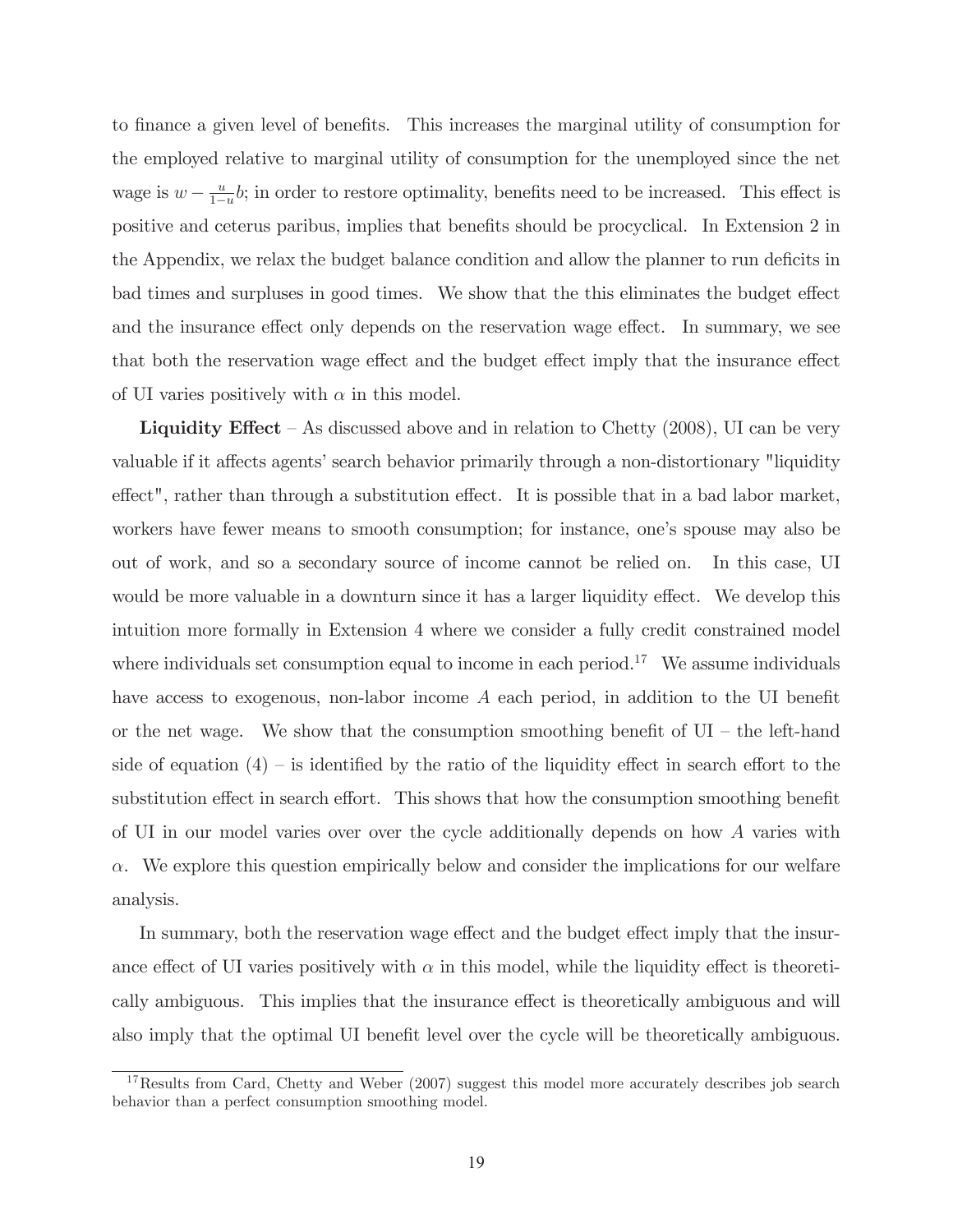to finance a given level of benefits. This increases the marginal utility of consumption for the employed relative to marginal utility of consumption for the unemployed since the net wage is $w - \frac{u}{1-u}b$; in order to restore optimality, benefits need to be increased. This effect is positive and ceterus paribus, implies that benefits should be procyclical. In Extension 2 in the Appendix, we relax the budget balance condition and allow the planner to run deficits in bad times and surpluses in good times. We show that the this eliminates the budget effect and the insurance effect only depends on the reservation wage effect. In summary, we see that both the reservation wage effect and the budget effect imply that the insurance effect of UI varies positively with $\alpha$ in this model.

**Liquidity Effect** – As discussed above and in relation to Chetty (2008), UI can be very valuable if it affects agents' search behavior primarily through a non-distortionary "liquidity effect", rather than through a substitution effect. It is possible that in a bad labor market, workers have fewer means to smooth consumption; for instance, one's spouse may also be out of work, and so a secondary source of income cannot be relied on. In this case, UI would be more valuable in a downturn since it has a larger liquidity effect. We develop this intuition more formally in Extension 4 where we consider a fully credit constrained model where individuals set consumption equal to income in each period.[17] We assume individuals have access to exogenous, non-labor income $A$ each period, in addition to the UI benefit or the net wage. We show that the consumption smoothing benefit of UI – the left-hand side of equation (4) – is identified by the ratio of the liquidity effect in search effort to the substitution effect in search effort. This shows that how the consumption smoothing benefit of UI in our model varies over over the cycle additionally depends on how $A$ varies with $\alpha$. We explore this question empirically below and consider the implications for our welfare analysis.

In summary, both the reservation wage effect and the budget effect imply that the insurance effect of UI varies positively with $\alpha$ in this model, while the liquidity effect is theoretically ambiguous. This implies that the insurance effect is theoretically ambiguous and will also imply that the optimal UI benefit level over the cycle will be theoretically ambiguous.

[17] Results from Card, Chetty and Weber (2007) suggest this model more accurately describes job search behavior than a perfect consumption smoothing model.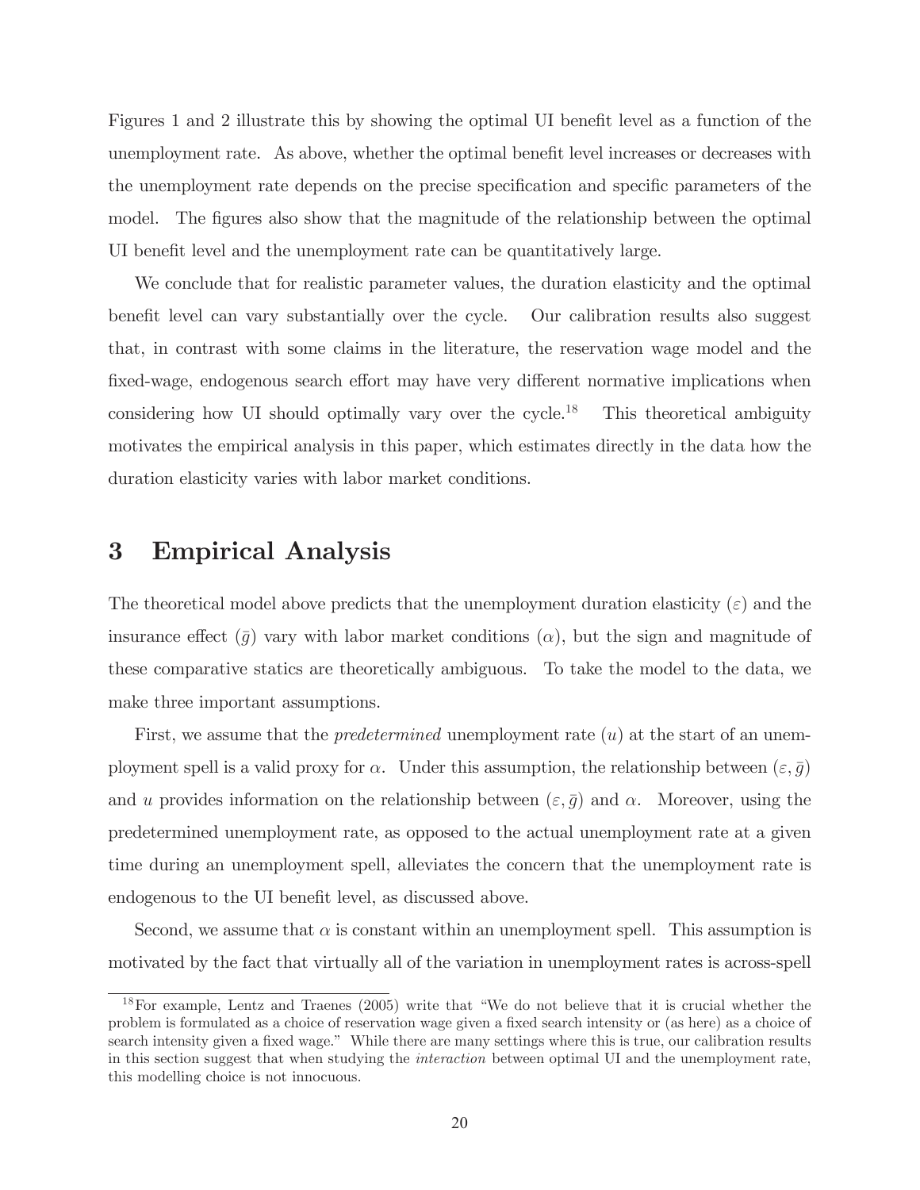Figures 1 and 2 illustrate this by showing the optimal UI benefit level as a function of the unemployment rate. As above, whether the optimal benefit level increases or decreases with the unemployment rate depends on the precise specification and specific parameters of the model. The figures also show that the magnitude of the relationship between the optimal UI benefit level and the unemployment rate can be quantitatively large.

We conclude that for realistic parameter values, the duration elasticity and the optimal benefit level can vary substantially over the cycle. Our calibration results also suggest that, in contrast with some claims in the literature, the reservation wage model and the fixed-wage, endogenous search effort may have very different normative implications when considering how UI should optimally vary over the cycle.[18] This theoretical ambiguity motivates the empirical analysis in this paper, which estimates directly in the data how the duration elasticity varies with labor market conditions.

# 3 Empirical Analysis

The theoretical model above predicts that the unemployment duration elasticity ($\varepsilon$) and the insurance effect ($\bar{g}$) vary with labor market conditions ($\alpha$), but the sign and magnitude of these comparative statics are theoretically ambiguous. To take the model to the data, we make three important assumptions.

First, we assume that the *predetermined* unemployment rate ($u$) at the start of an unemployment spell is a valid proxy for $\alpha$. Under this assumption, the relationship between ($\varepsilon, \bar{g}$) and $u$ provides information on the relationship between ($\varepsilon, \bar{g}$) and $\alpha$. Moreover, using the predetermined unemployment rate, as opposed to the actual unemployment rate at a given time during an unemployment spell, alleviates the concern that the unemployment rate is endogenous to the UI benefit level, as discussed above.

Second, we assume that $\alpha$ is constant within an unemployment spell. This assumption is motivated by the fact that virtually all of the variation in unemployment rates is across-spell

[18] For example, Lentz and Traenes (2005) write that "We do not believe that it is crucial whether the problem is formulated as a choice of reservation wage given a fixed search intensity or (as here) as a choice of search intensity given a fixed wage." While there are many settings where this is true, our calibration results in this section suggest that when studying the *interaction* between optimal UI and the unemployment rate, this modelling choice is not innocuous.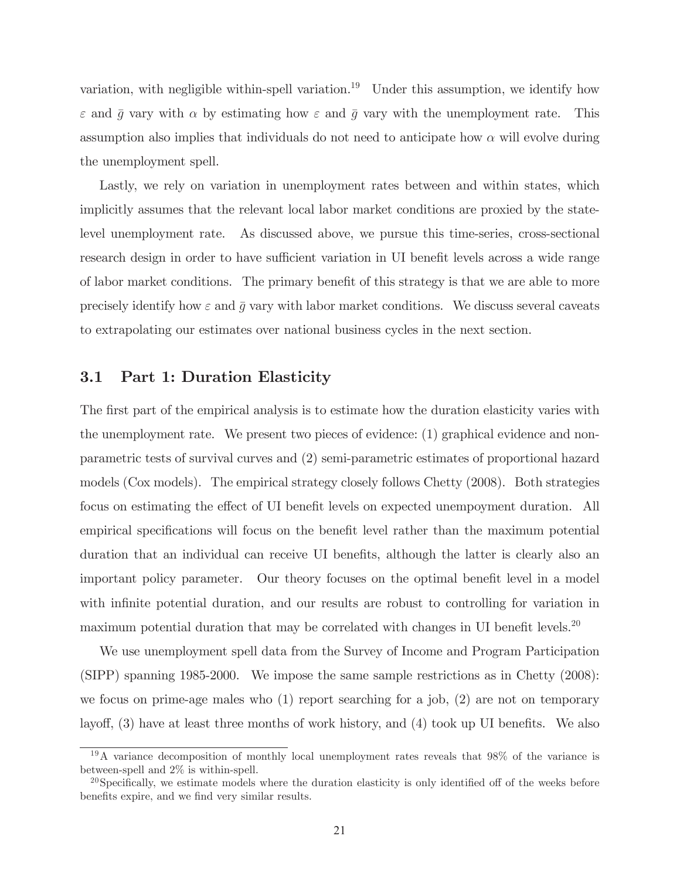variation, with negligible within-spell variation.[19] Under this assumption, we identify how $\varepsilon$ and $\bar{g}$ vary with $\alpha$ by estimating how $\varepsilon$ and $\bar{g}$ vary with the unemployment rate. This assumption also implies that individuals do not need to anticipate how $\alpha$ will evolve during the unemployment spell.

Lastly, we rely on variation in unemployment rates between and within states, which implicitly assumes that the relevant local labor market conditions are proxied by the state-level unemployment rate. As discussed above, we pursue this time-series, cross-sectional research design in order to have sufficient variation in UI benefit levels across a wide range of labor market conditions. The primary benefit of this strategy is that we are able to more precisely identify how $\varepsilon$ and $\bar{g}$ vary with labor market conditions. We discuss several caveats to extrapolating our estimates over national business cycles in the next section.

### 3.1 Part 1: Duration Elasticity

The first part of the empirical analysis is to estimate how the duration elasticity varies with the unemployment rate. We present two pieces of evidence: (1) graphical evidence and non-parametric tests of survival curves and (2) semi-parametric estimates of proportional hazard models (Cox models). The empirical strategy closely follows Chetty (2008). Both strategies focus on estimating the effect of UI benefit levels on expected unempoyment duration. All empirical specifications will focus on the benefit level rather than the maximum potential duration that an individual can receive UI benefits, although the latter is clearly also an important policy parameter. Our theory focuses on the optimal benefit level in a model with infinite potential duration, and our results are robust to controlling for variation in maximum potential duration that may be correlated with changes in UI benefit levels.[20]

We use unemployment spell data from the Survey of Income and Program Participation (SIPP) spanning 1985-2000. We impose the same sample restrictions as in Chetty (2008): we focus on prime-age males who (1) report searching for a job, (2) are not on temporary layoff, (3) have at least three months of work history, and (4) took up UI benefits. We also

---

[19] A variance decomposition of monthly local unemployment rates reveals that 98% of the variance is between-spell and 2% is within-spell.

[20] Specifically, we estimate models where the duration elasticity is only identified off of the weeks before benefits expire, and we find very similar results.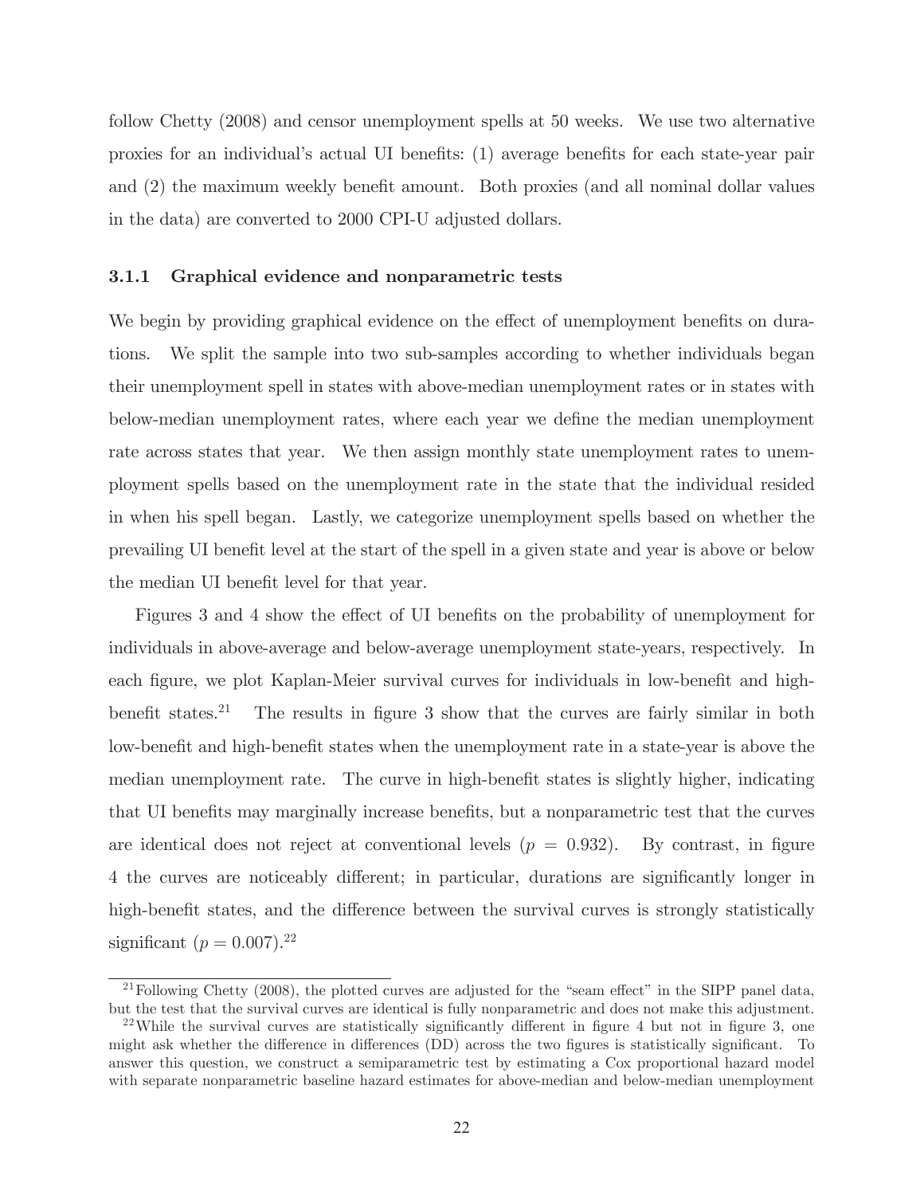follow Chetty (2008) and censor unemployment spells at 50 weeks. We use two alternative proxies for an individual's actual UI benefits: (1) average benefits for each state-year pair and (2) the maximum weekly benefit amount. Both proxies (and all nominal dollar values in the data) are converted to 2000 CPI-U adjusted dollars.

### 3.1.1 Graphical evidence and nonparametric tests

We begin by providing graphical evidence on the effect of unemployment benefits on durations. We split the sample into two sub-samples according to whether individuals began their unemployment spell in states with above-median unemployment rates or in states with below-median unemployment rates, where each year we define the median unemployment rate across states that year. We then assign monthly state unemployment rates to unemployment spells based on the unemployment rate in the state that the individual resided in when his spell began. Lastly, we categorize unemployment spells based on whether the prevailing UI benefit level at the start of the spell in a given state and year is above or below the median UI benefit level for that year.

Figures 3 and 4 show the effect of UI benefits on the probability of unemployment for individuals in above-average and below-average unemployment state-years, respectively. In each figure, we plot Kaplan-Meier survival curves for individuals in low-benefit and high-benefit states.[21] The results in figure 3 show that the curves are fairly similar in both low-benefit and high-benefit states when the unemployment rate in a state-year is above the median unemployment rate. The curve in high-benefit states is slightly higher, indicating that UI benefits may marginally increase benefits, but a nonparametric test that the curves are identical does not reject at conventional levels ($p = 0.932$). By contrast, in figure 4 the curves are noticeably different; in particular, durations are significantly longer in high-benefit states, and the difference between the survival curves is strongly statistically significant ($p = 0.007$).[22]

[21] Following Chetty (2008), the plotted curves are adjusted for the "seam effect" in the SIPP panel data, but the test that the survival curves are identical is fully nonparametric and does not make this adjustment.

[22] While the survival curves are statistically significantly different in figure 4 but not in figure 3, one might ask whether the difference in differences (DD) across the two figures is statistically significant. To answer this question, we construct a semiparametric test by estimating a Cox proportional hazard model with separate nonparametric baseline hazard estimates for above-median and below-median unemployment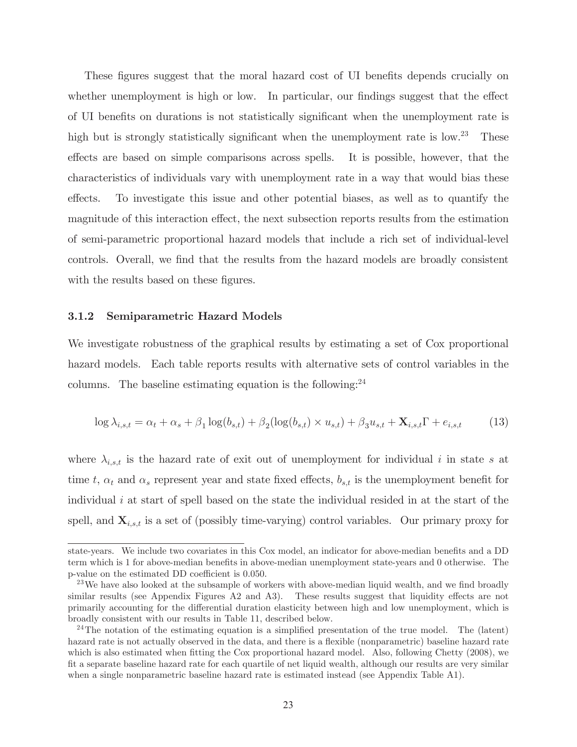These figures suggest that the moral hazard cost of UI benefits depends crucially on whether unemployment is high or low. In particular, our findings suggest that the effect of UI benefits on durations is not statistically significant when the unemployment rate is high but is strongly statistically significant when the unemployment rate is low.[23] These effects are based on simple comparisons across spells. It is possible, however, that the characteristics of individuals vary with unemployment rate in a way that would bias these effects. To investigate this issue and other potential biases, as well as to quantify the magnitude of this interaction effect, the next subsection reports results from the estimation of semi-parametric proportional hazard models that include a rich set of individual-level controls. Overall, we find that the results from the hazard models are broadly consistent with the results based on these figures.

### 3.1.2 Semiparametric Hazard Models

We investigate robustness of the graphical results by estimating a set of Cox proportional hazard models. Each table reports results with alternative sets of control variables in the columns. The baseline estimating equation is the following:[24]

$$\log \lambda_{i,s,t} = \alpha_t + \alpha_s + \beta_1 \log(b_{s,t}) + \beta_2 (\log(b_{s,t}) \times u_{s,t}) + \beta_3 u_{s,t} + \mathbf{X}_{i,s,t}\Gamma + e_{i,s,t} \tag{13}$$

where $\lambda_{i,s,t}$ is the hazard rate of exit out of unemployment for individual $i$ in state $s$ at time $t$, $\alpha_t$ and $\alpha_s$ represent year and state fixed effects, $b_{s,t}$ is the unemployment benefit for individual $i$ at start of spell based on the state the individual resided in at the start of the spell, and $\mathbf{X}_{i,s,t}$ is a set of (possibly time-varying) control variables. Our primary proxy for

---

state-years. We include two covariates in this Cox model, an indicator for above-median benefits and a DD term which is 1 for above-median benefits in above-median unemployment state-years and 0 otherwise. The p-value on the estimated DD coefficient is 0.050.

[23] We have also looked at the subsample of workers with above-median liquid wealth, and we find broadly similar results (see Appendix Figures A2 and A3). These results suggest that liquidity effects are not primarily accounting for the differential duration elasticity between high and low unemployment, which is broadly consistent with our results in Table 11, described below.

[24] The notation of the estimating equation is a simplified presentation of the true model. The (latent) hazard rate is not actually observed in the data, and there is a flexible (nonparametric) baseline hazard rate which is also estimated when fitting the Cox proportional hazard model. Also, following Chetty (2008), we fit a separate baseline hazard rate for each quartile of net liquid wealth, although our results are very similar when a single nonparametric baseline hazard rate is estimated instead (see Appendix Table A1).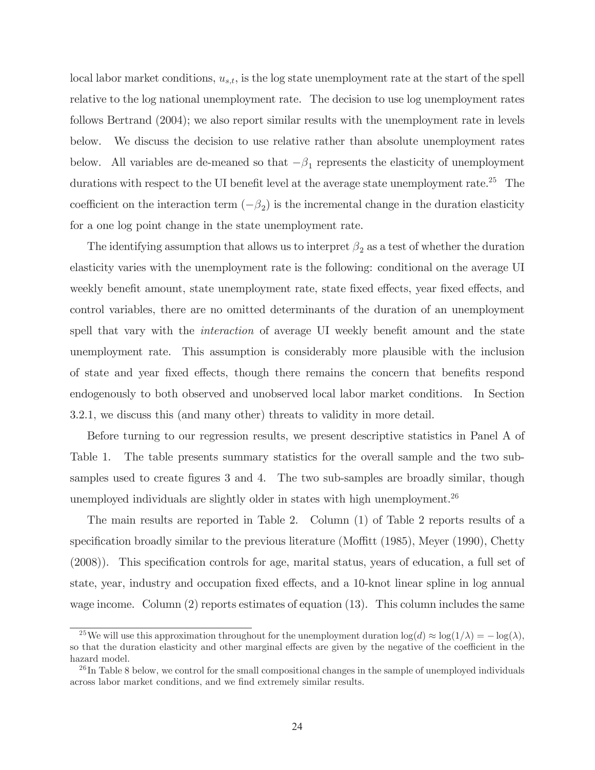local labor market conditions, $u_{s,t}$, is the log state unemployment rate at the start of the spell relative to the log national unemployment rate. The decision to use log unemployment rates follows Bertrand (2004); we also report similar results with the unemployment rate in levels below. We discuss the decision to use relative rather than absolute unemployment rates below. All variables are de-meaned so that $-\beta_1$ represents the elasticity of unemployment durations with respect to the UI benefit level at the average state unemployment rate.[25] The coefficient on the interaction term ($-\beta_2$) is the incremental change in the duration elasticity for a one log point change in the state unemployment rate.

The identifying assumption that allows us to interpret $\beta_2$ as a test of whether the duration elasticity varies with the unemployment rate is the following: conditional on the average UI weekly benefit amount, state unemployment rate, state fixed effects, year fixed effects, and control variables, there are no omitted determinants of the duration of an unemployment spell that vary with the *interaction* of average UI weekly benefit amount and the state unemployment rate. This assumption is considerably more plausible with the inclusion of state and year fixed effects, though there remains the concern that benefits respond endogenously to both observed and unobserved local labor market conditions. In Section 3.2.1, we discuss this (and many other) threats to validity in more detail.

Before turning to our regression results, we present descriptive statistics in Panel A of Table 1. The table presents summary statistics for the overall sample and the two sub-samples used to create figures 3 and 4. The two sub-samples are broadly similar, though unemployed individuals are slightly older in states with high unemployment.[26]

The main results are reported in Table 2. Column (1) of Table 2 reports results of a specification broadly similar to the previous literature (Moffitt (1985), Meyer (1990), Chetty (2008)). This specification controls for age, marital status, years of education, a full set of state, year, industry and occupation fixed effects, and a 10-knot linear spline in log annual wage income. Column (2) reports estimates of equation (13). This column includes the same

[25] We will use this approximation throughout for the unemployment duration $\log(d) \approx \log(1/\lambda) = -\log(\lambda)$, so that the duration elasticity and other marginal effects are given by the negative of the coefficient in the hazard model.

[26] In Table 8 below, we control for the small compositional changes in the sample of unemployed individuals across labor market conditions, and we find extremely similar results.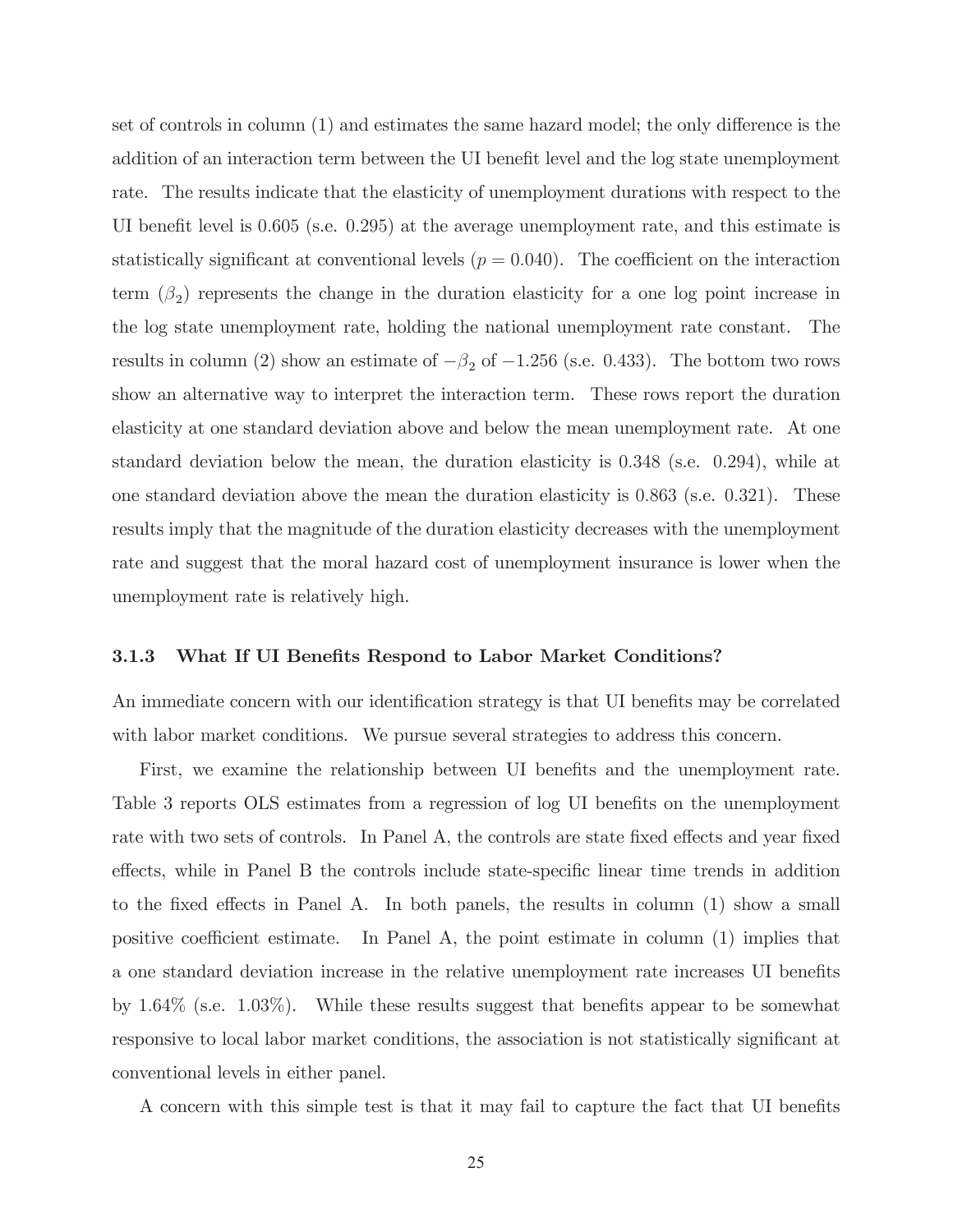set of controls in column (1) and estimates the same hazard model; the only difference is the addition of an interaction term between the UI benefit level and the log state unemployment rate. The results indicate that the elasticity of unemployment durations with respect to the UI benefit level is 0.605 (s.e. 0.295) at the average unemployment rate, and this estimate is statistically significant at conventional levels ($p = 0.040$). The coefficient on the interaction term ($\beta_2$) represents the change in the duration elasticity for a one log point increase in the log state unemployment rate, holding the national unemployment rate constant. The results in column (2) show an estimate of $-\beta_2$ of $-1.256$ (s.e. 0.433). The bottom two rows show an alternative way to interpret the interaction term. These rows report the duration elasticity at one standard deviation above and below the mean unemployment rate. At one standard deviation below the mean, the duration elasticity is 0.348 (s.e. 0.294), while at one standard deviation above the mean the duration elasticity is 0.863 (s.e. 0.321). These results imply that the magnitude of the duration elasticity decreases with the unemployment rate and suggest that the moral hazard cost of unemployment insurance is lower when the unemployment rate is relatively high.

### 3.1.3 What If UI Benefits Respond to Labor Market Conditions?

An immediate concern with our identification strategy is that UI benefits may be correlated with labor market conditions. We pursue several strategies to address this concern.

First, we examine the relationship between UI benefits and the unemployment rate. Table 3 reports OLS estimates from a regression of log UI benefits on the unemployment rate with two sets of controls. In Panel A, the controls are state fixed effects and year fixed effects, while in Panel B the controls include state-specific linear time trends in addition to the fixed effects in Panel A. In both panels, the results in column (1) show a small positive coefficient estimate. In Panel A, the point estimate in column (1) implies that a one standard deviation increase in the relative unemployment rate increases UI benefits by 1.64% (s.e. 1.03%). While these results suggest that benefits appear to be somewhat responsive to local labor market conditions, the association is not statistically significant at conventional levels in either panel.

A concern with this simple test is that it may fail to capture the fact that UI benefits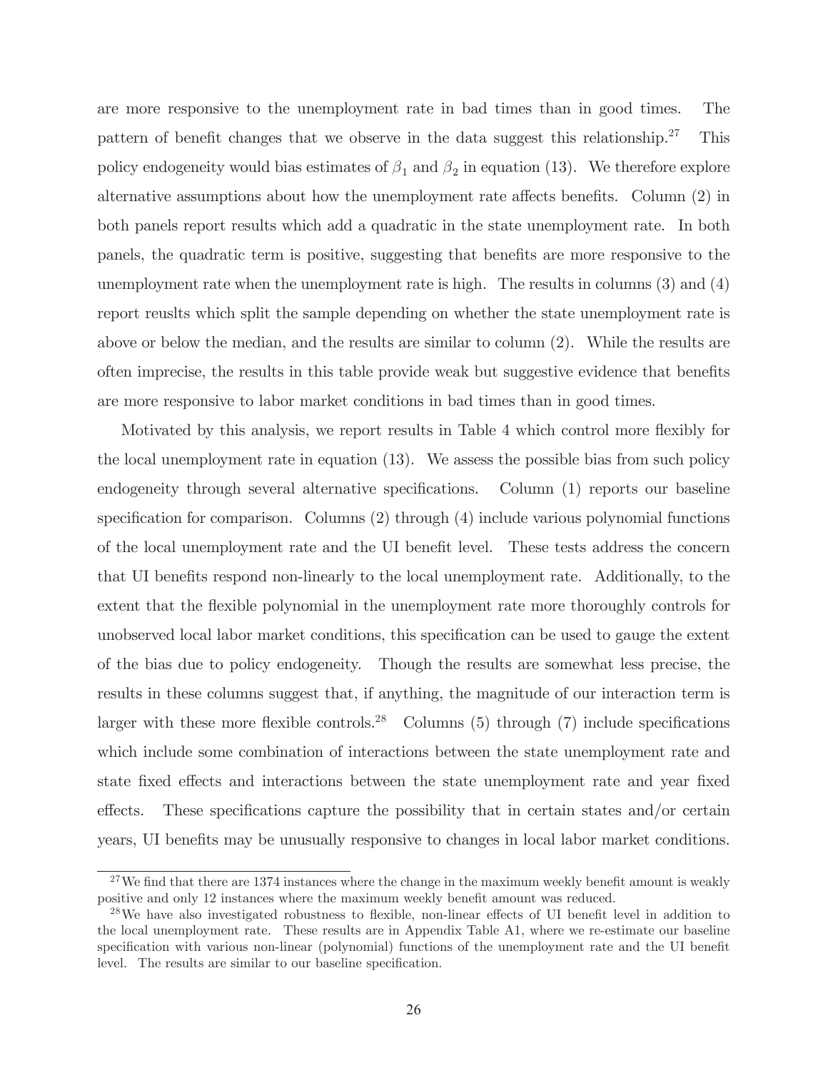are more responsive to the unemployment rate in bad times than in good times. The pattern of benefit changes that we observe in the data suggest this relationship.[27] This policy endogeneity would bias estimates of $\beta_1$ and $\beta_2$ in equation (13). We therefore explore alternative assumptions about how the unemployment rate affects benefits. Column (2) in both panels report results which add a quadratic in the state unemployment rate. In both panels, the quadratic term is positive, suggesting that benefits are more responsive to the unemployment rate when the unemployment rate is high. The results in columns (3) and (4) report reuslts which split the sample depending on whether the state unemployment rate is above or below the median, and the results are similar to column (2). While the results are often imprecise, the results in this table provide weak but suggestive evidence that benefits are more responsive to labor market conditions in bad times than in good times.

Motivated by this analysis, we report results in Table 4 which control more flexibly for the local unemployment rate in equation (13). We assess the possible bias from such policy endogeneity through several alternative specifications. Column (1) reports our baseline specification for comparison. Columns (2) through (4) include various polynomial functions of the local unemployment rate and the UI benefit level. These tests address the concern that UI benefits respond non-linearly to the local unemployment rate. Additionally, to the extent that the flexible polynomial in the unemployment rate more thoroughly controls for unobserved local labor market conditions, this specification can be used to gauge the extent of the bias due to policy endogeneity. Though the results are somewhat less precise, the results in these columns suggest that, if anything, the magnitude of our interaction term is larger with these more flexible controls.[28] Columns (5) through (7) include specifications which include some combination of interactions between the state unemployment rate and state fixed effects and interactions between the state unemployment rate and year fixed effects. These specifications capture the possibility that in certain states and/or certain years, UI benefits may be unusually responsive to changes in local labor market conditions.

[27] We find that there are 1374 instances where the change in the maximum weekly benefit amount is weakly positive and only 12 instances where the maximum weekly benefit amount was reduced.

[28] We have also investigated robustness to flexible, non-linear effects of UI benefit level in addition to the local unemployment rate. These results are in Appendix Table A1, where we re-estimate our baseline specification with various non-linear (polynomial) functions of the unemployment rate and the UI benefit level. The results are similar to our baseline specification.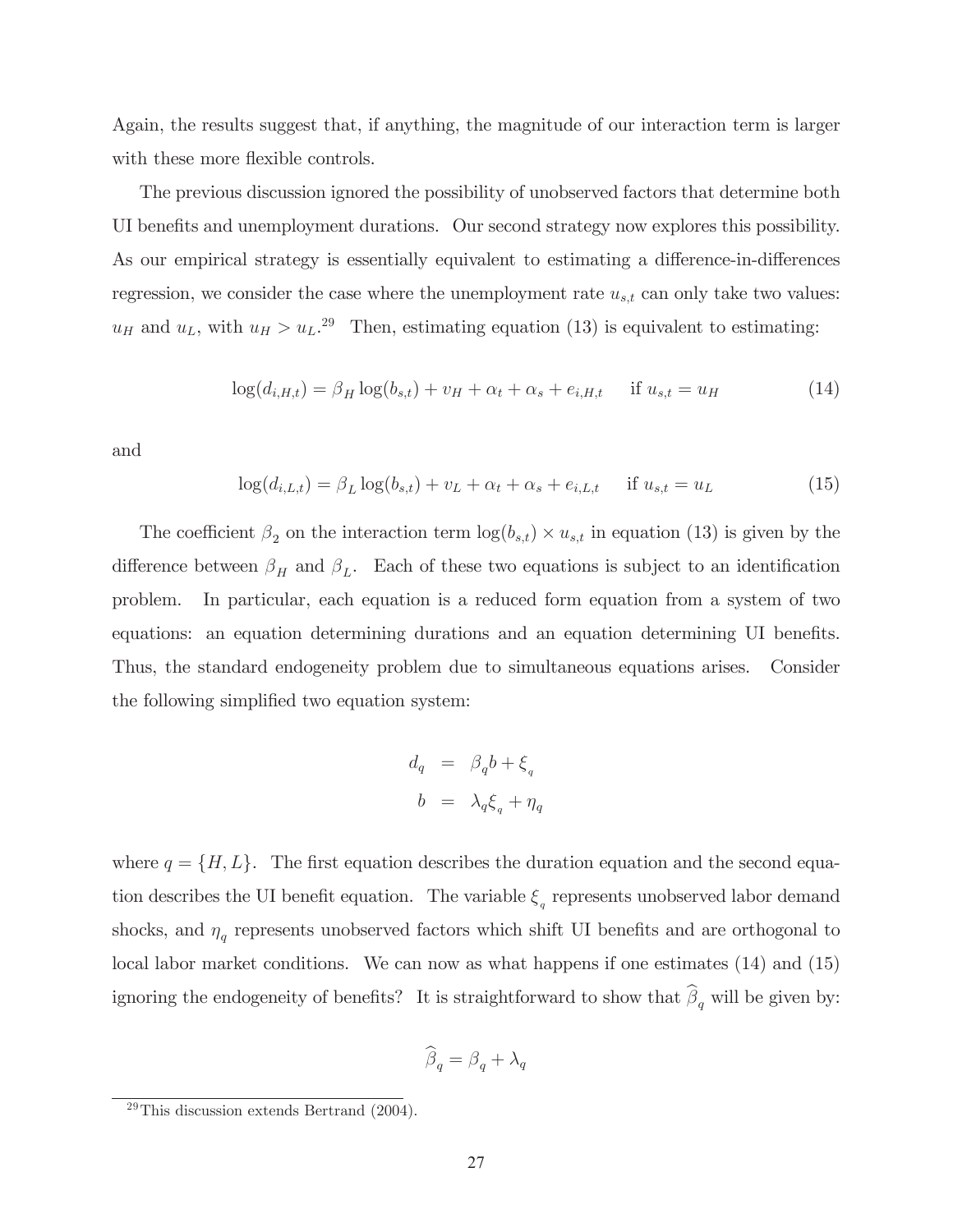Again, the results suggest that, if anything, the magnitude of our interaction term is larger with these more flexible controls.

The previous discussion ignored the possibility of unobserved factors that determine both UI benefits and unemployment durations. Our second strategy now explores this possibility. As our empirical strategy is essentially equivalent to estimating a difference-in-differences regression, we consider the case where the unemployment rate $u_{s,t}$ can only take two values: $u_H$ and $u_L$, with $u_H > u_L$.[29] Then, estimating equation (13) is equivalent to estimating:

$$\log(d_{i,H,t}) = \beta_H \log(b_{s,t}) + v_H + \alpha_t + \alpha_s + e_{i,H,t} \quad \text{ if } u_{s,t} = u_H \tag{14}$$

and

$$\log(d_{i,L,t}) = \beta_L \log(b_{s,t}) + v_L + \alpha_t + \alpha_s + e_{i,L,t} \quad \text{ if } u_{s,t} = u_L \tag{15}$$

The coefficient $\beta_2$ on the interaction term $\log(b_{s,t}) \times u_{s,t}$ in equation (13) is given by the difference between $\beta_H$ and $\beta_L$. Each of these two equations is subject to an identification problem. In particular, each equation is a reduced form equation from a system of two equations: an equation determining durations and an equation determining UI benefits. Thus, the standard endogeneity problem due to simultaneous equations arises. Consider the following simplified two equation system:

$$\begin{aligned} d_q &= \beta_q b + \xi_q \\ b &= \lambda_q \xi_q + \eta_q \end{aligned}$$

where $q = \{H, L\}$. The first equation describes the duration equation and the second equation describes the UI benefit equation. The variable $\xi_q$ represents unobserved labor demand shocks, and $\eta_q$ represents unobserved factors which shift UI benefits and are orthogonal to local labor market conditions. We can now as what happens if one estimates (14) and (15) ignoring the endogeneity of benefits? It is straightforward to show that $\widehat{\beta}_q$ will be given by:

$$\widehat{\beta}_q = \beta_q + \lambda_q$$

[29] This discussion extends Bertrand (2004).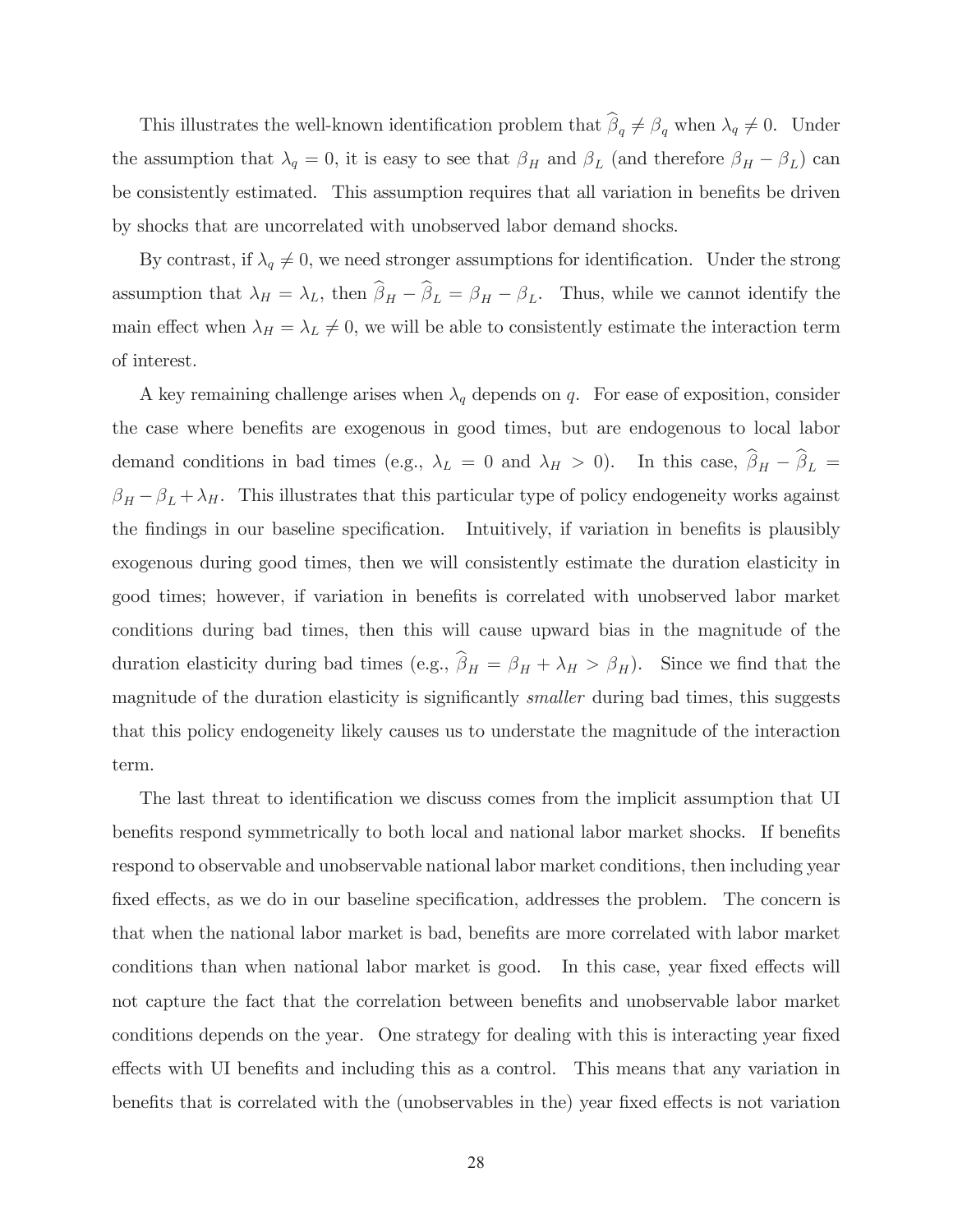This illustrates the well-known identification problem that $\widehat{\beta}_q \neq \beta_q$ when $\lambda_q \neq 0$. Under the assumption that $\lambda_q = 0$, it is easy to see that $\beta_H$ and $\beta_L$ (and therefore $\beta_H - \beta_L$) can be consistently estimated. This assumption requires that all variation in benefits be driven by shocks that are uncorrelated with unobserved labor demand shocks.

By contrast, if $\lambda_q \neq 0$, we need stronger assumptions for identification. Under the strong assumption that $\lambda_H = \lambda_L$, then $\widehat{\beta}_H - \widehat{\beta}_L = \beta_H - \beta_L$. Thus, while we cannot identify the main effect when $\lambda_H = \lambda_L \neq 0$, we will be able to consistently estimate the interaction term of interest.

A key remaining challenge arises when $\lambda_q$ depends on $q$. For ease of exposition, consider the case where benefits are exogenous in good times, but are endogenous to local labor demand conditions in bad times (e.g., $\lambda_L = 0$ and $\lambda_H > 0$). In this case, $\widehat{\beta}_H - \widehat{\beta}_L = \beta_H - \beta_L + \lambda_H$. This illustrates that this particular type of policy endogeneity works against the findings in our baseline specification. Intuitively, if variation in benefits is plausibly exogenous during good times, then we will consistently estimate the duration elasticity in good times; however, if variation in benefits is correlated with unobserved labor market conditions during bad times, then this will cause upward bias in the magnitude of the duration elasticity during bad times (e.g., $\widehat{\beta}_H = \beta_H + \lambda_H > \beta_H$). Since we find that the magnitude of the duration elasticity is significantly *smaller* during bad times, this suggests that this policy endogeneity likely causes us to understate the magnitude of the interaction term.

The last threat to identification we discuss comes from the implicit assumption that UI benefits respond symmetrically to both local and national labor market shocks. If benefits respond to observable and unobservable national labor market conditions, then including year fixed effects, as we do in our baseline specification, addresses the problem. The concern is that when the national labor market is bad, benefits are more correlated with labor market conditions than when national labor market is good. In this case, year fixed effects will not capture the fact that the correlation between benefits and unobservable labor market conditions depends on the year. One strategy for dealing with this is interacting year fixed effects with UI benefits and including this as a control. This means that any variation in benefits that is correlated with the (unobservables in the) year fixed effects is not variation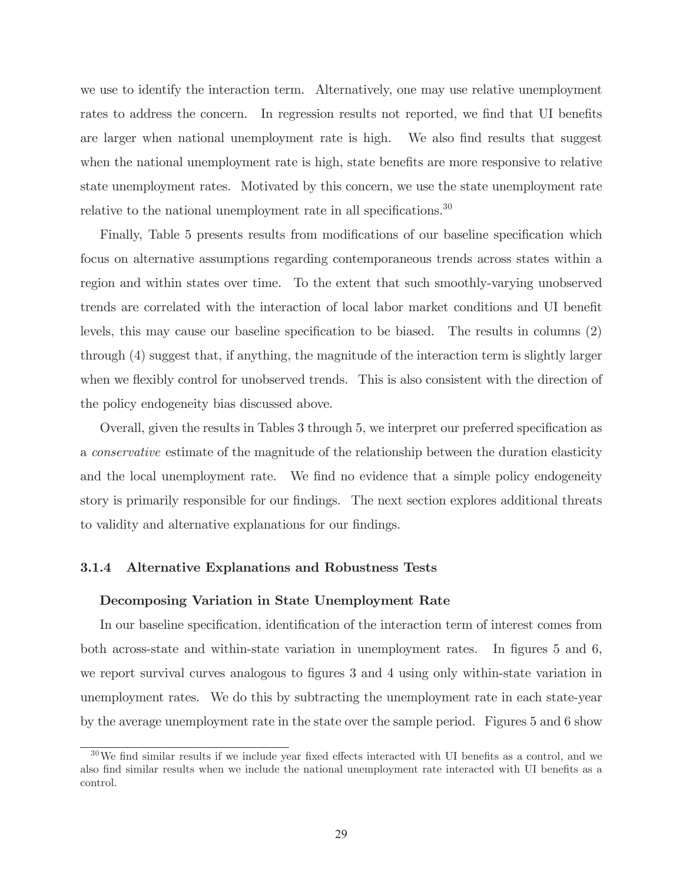we use to identify the interaction term. Alternatively, one may use relative unemployment rates to address the concern. In regression results not reported, we find that UI benefits are larger when national unemployment rate is high. We also find results that suggest when the national unemployment rate is high, state benefits are more responsive to relative state unemployment rates. Motivated by this concern, we use the state unemployment rate relative to the national unemployment rate in all specifications.[30]

Finally, Table 5 presents results from modifications of our baseline specification which focus on alternative assumptions regarding contemporaneous trends across states within a region and within states over time. To the extent that such smoothly-varying unobserved trends are correlated with the interaction of local labor market conditions and UI benefit levels, this may cause our baseline specification to be biased. The results in columns (2) through (4) suggest that, if anything, the magnitude of the interaction term is slightly larger when we flexibly control for unobserved trends. This is also consistent with the direction of the policy endogeneity bias discussed above.

Overall, given the results in Tables 3 through 5, we interpret our preferred specification as a *conservative* estimate of the magnitude of the relationship between the duration elasticity and the local unemployment rate. We find no evidence that a simple policy endogeneity story is primarily responsible for our findings. The next section explores additional threats to validity and alternative explanations for our findings.

### 3.1.4 Alternative Explanations and Robustness Tests

**Decomposing Variation in State Unemployment Rate**

In our baseline specification, identification of the interaction term of interest comes from both across-state and within-state variation in unemployment rates. In figures 5 and 6, we report survival curves analogous to figures 3 and 4 using only within-state variation in unemployment rates. We do this by subtracting the unemployment rate in each state-year by the average unemployment rate in the state over the sample period. Figures 5 and 6 show

[30] We find similar results if we include year fixed effects interacted with UI benefits as a control, and we also find similar results when we include the national unemployment rate interacted with UI benefits as a control.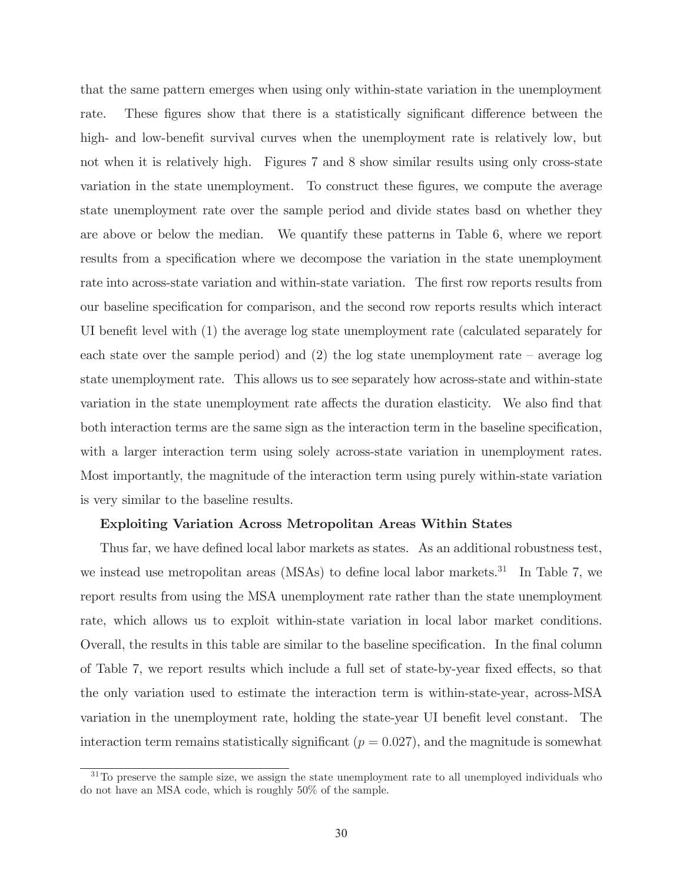that the same pattern emerges when using only within-state variation in the unemployment rate. These figures show that there is a statistically significant difference between the high- and low-benefit survival curves when the unemployment rate is relatively low, but not when it is relatively high. Figures 7 and 8 show similar results using only cross-state variation in the state unemployment. To construct these figures, we compute the average state unemployment rate over the sample period and divide states basd on whether they are above or below the median. We quantify these patterns in Table 6, where we report results from a specification where we decompose the variation in the state unemployment rate into across-state variation and within-state variation. The first row reports results from our baseline specification for comparison, and the second row reports results which interact UI benefit level with (1) the average log state unemployment rate (calculated separately for each state over the sample period) and (2) the log state unemployment rate – average log state unemployment rate. This allows us to see separately how across-state and within-state variation in the state unemployment rate affects the duration elasticity. We also find that both interaction terms are the same sign as the interaction term in the baseline specification, with a larger interaction term using solely across-state variation in unemployment rates. Most importantly, the magnitude of the interaction term using purely within-state variation is very similar to the baseline results.

**Exploiting Variation Across Metropolitan Areas Within States**

Thus far, we have defined local labor markets as states. As an additional robustness test, we instead use metropolitan areas (MSAs) to define local labor markets.[31] In Table 7, we report results from using the MSA unemployment rate rather than the state unemployment rate, which allows us to exploit within-state variation in local labor market conditions. Overall, the results in this table are similar to the baseline specification. In the final column of Table 7, we report results which include a full set of state-by-year fixed effects, so that the only variation used to estimate the interaction term is within-state-year, across-MSA variation in the unemployment rate, holding the state-year UI benefit level constant. The interaction term remains statistically significant ($p = 0.027$), and the magnitude is somewhat

[31] To preserve the sample size, we assign the state unemployment rate to all unemployed individuals who do not have an MSA code, which is roughly 50% of the sample.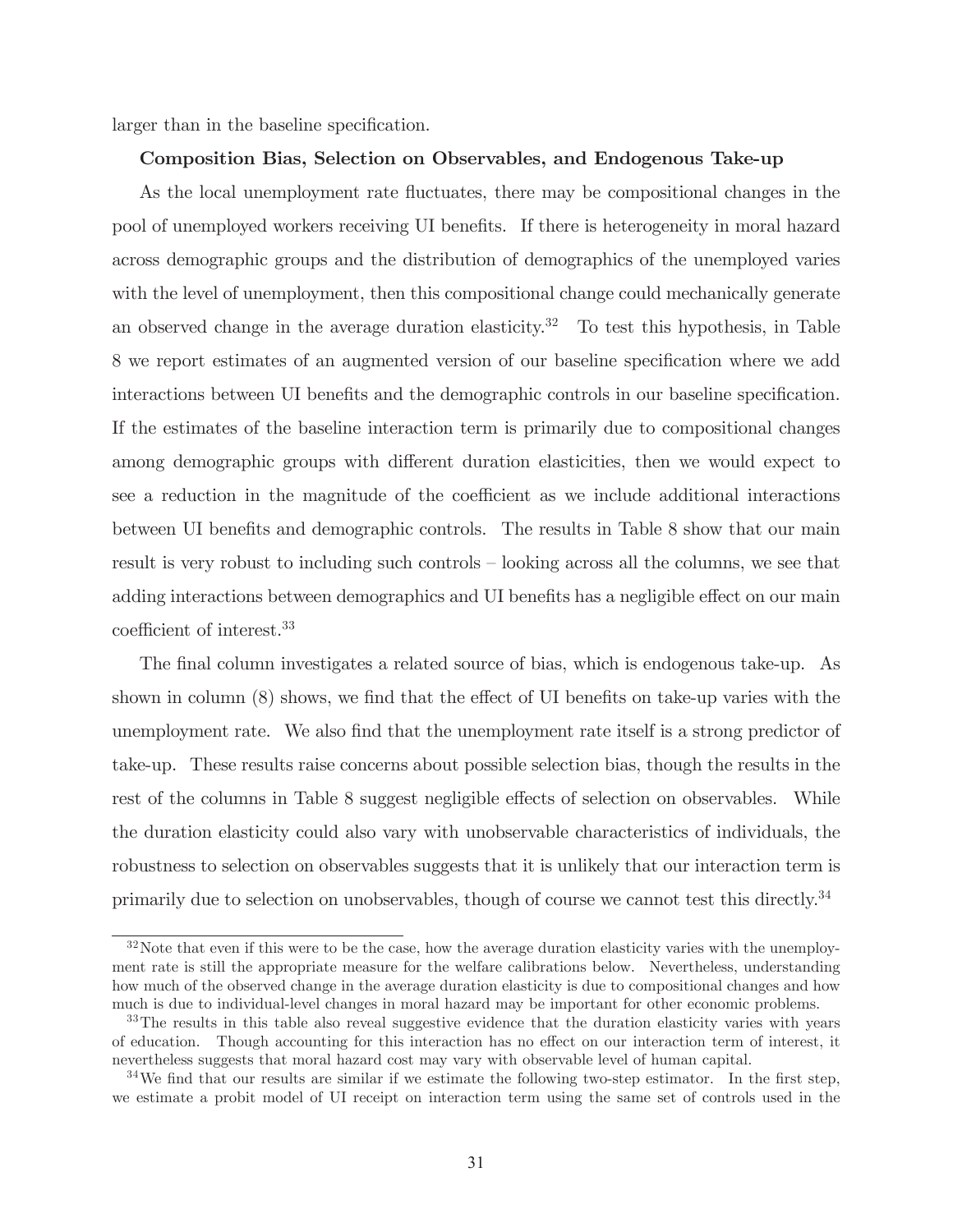larger than in the baseline specification.

**Composition Bias, Selection on Observables, and Endogenous Take-up**

As the local unemployment rate fluctuates, there may be compositional changes in the pool of unemployed workers receiving UI benefits. If there is heterogeneity in moral hazard across demographic groups and the distribution of demographics of the unemployed varies with the level of unemployment, then this compositional change could mechanically generate an observed change in the average duration elasticity.[32] To test this hypothesis, in Table 8 we report estimates of an augmented version of our baseline specification where we add interactions between UI benefits and the demographic controls in our baseline specification. If the estimates of the baseline interaction term is primarily due to compositional changes among demographic groups with different duration elasticities, then we would expect to see a reduction in the magnitude of the coefficient as we include additional interactions between UI benefits and demographic controls. The results in Table 8 show that our main result is very robust to including such controls – looking across all the columns, we see that adding interactions between demographics and UI benefits has a negligible effect on our main coefficient of interest.[33]

The final column investigates a related source of bias, which is endogenous take-up. As shown in column (8) shows, we find that the effect of UI benefits on take-up varies with the unemployment rate. We also find that the unemployment rate itself is a strong predictor of take-up. These results raise concerns about possible selection bias, though the results in the rest of the columns in Table 8 suggest negligible effects of selection on observables. While the duration elasticity could also vary with unobservable characteristics of individuals, the robustness to selection on observables suggests that it is unlikely that our interaction term is primarily due to selection on unobservables, though of course we cannot test this directly.[34]

[32] Note that even if this were to be the case, how the average duration elasticity varies with the unemployment rate is still the appropriate measure for the welfare calibrations below. Nevertheless, understanding how much of the observed change in the average duration elasticity is due to compositional changes and how much is due to individual-level changes in moral hazard may be important for other economic problems.

[33] The results in this table also reveal suggestive evidence that the duration elasticity varies with years of education. Though accounting for this interaction has no effect on our interaction term of interest, it nevertheless suggests that moral hazard cost may vary with observable level of human capital.

[34] We find that our results are similar if we estimate the following two-step estimator. In the first step, we estimate a probit model of UI receipt on interaction term using the same set of controls used in the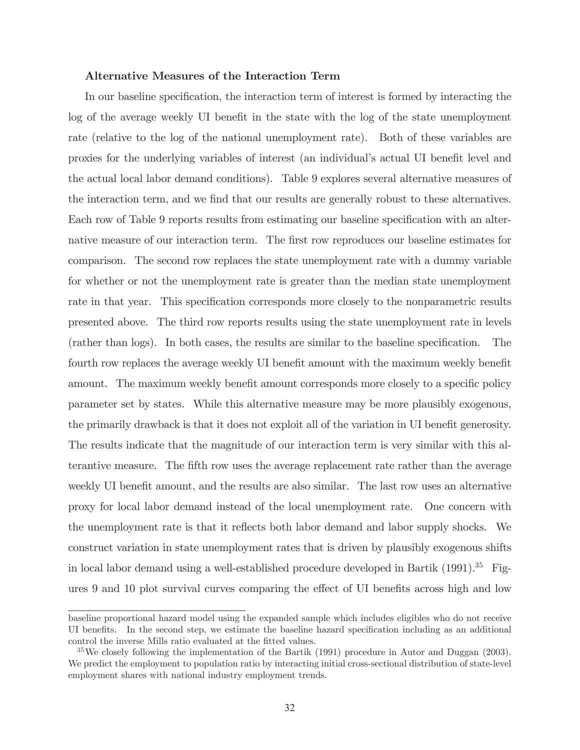**Alternative Measures of the Interaction Term**

In our baseline specification, the interaction term of interest is formed by interacting the log of the average weekly UI benefit in the state with the log of the state unemployment rate (relative to the log of the national unemployment rate). Both of these variables are proxies for the underlying variables of interest (an individual's actual UI benefit level and the actual local labor demand conditions). Table 9 explores several alternative measures of the interaction term, and we find that our results are generally robust to these alternatives. Each row of Table 9 reports results from estimating our baseline specification with an alternative measure of our interaction term. The first row reproduces our baseline estimates for comparison. The second row replaces the state unemployment rate with a dummy variable for whether or not the unemployment rate is greater than the median state unemployment rate in that year. This specification corresponds more closely to the nonparametric results presented above. The third row reports results using the state unemployment rate in levels (rather than logs). In both cases, the results are similar to the baseline specification. The fourth row replaces the average weekly UI benefit amount with the maximum weekly benefit amount. The maximum weekly benefit amount corresponds more closely to a specific policy parameter set by states. While this alternative measure may be more plausibly exogenous, the primarily drawback is that it does not exploit all of the variation in UI benefit generosity. The results indicate that the magnitude of our interaction term is very similar with this alterantive measure. The fifth row uses the average replacement rate rather than the average weekly UI benefit amount, and the results are also similar. The last row uses an alternative proxy for local labor demand instead of the local unemployment rate. One concern with the unemployment rate is that it reflects both labor demand and labor supply shocks. We construct variation in state unemployment rates that is driven by plausibly exogenous shifts in local labor demand using a well-established procedure developed in Bartik (1991).[35] Figures 9 and 10 plot survival curves comparing the effect of UI benefits across high and low

---

baseline proportional hazard model using the expanded sample which includes eligibles who do not receive UI benefits. In the second step, we estimate the baseline hazard specification including as an additional control the inverse Mills ratio evaluated at the fitted values.

[35] We closely following the implementation of the Bartik (1991) procedure in Autor and Duggan (2003). We predict the employment to population ratio by interacting initial cross-sectional distribution of state-level employment shares with national industry employment trends.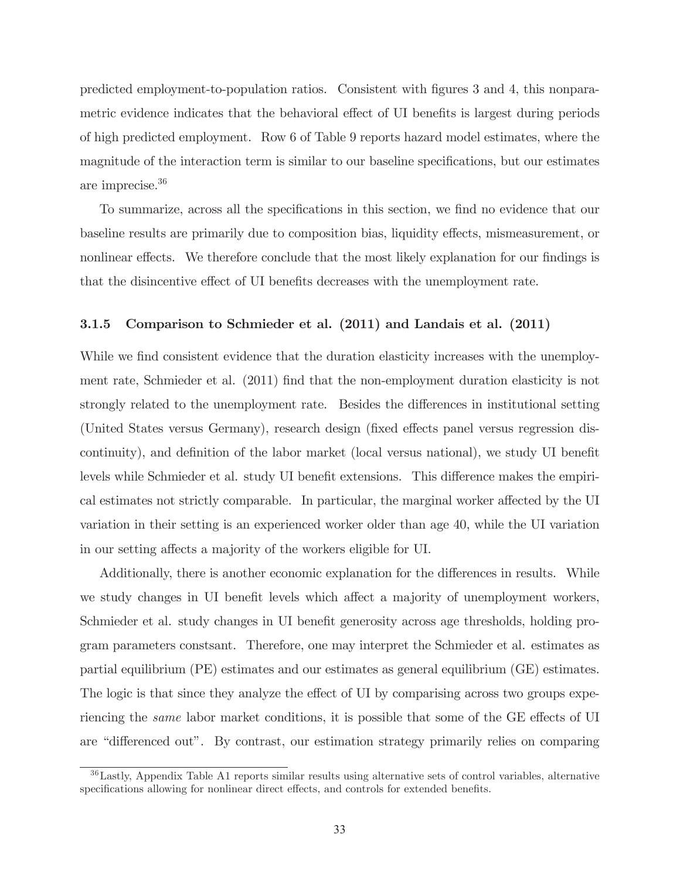predicted employment-to-population ratios. Consistent with figures 3 and 4, this nonparametric evidence indicates that the behavioral effect of UI benefits is largest during periods of high predicted employment. Row 6 of Table 9 reports hazard model estimates, where the magnitude of the interaction term is similar to our baseline specifications, but our estimates are imprecise.[36]

To summarize, across all the specifications in this section, we find no evidence that our baseline results are primarily due to composition bias, liquidity effects, mismeasurement, or nonlinear effects. We therefore conclude that the most likely explanation for our findings is that the disincentive effect of UI benefits decreases with the unemployment rate.

### 3.1.5 Comparison to Schmieder et al. (2011) and Landais et al. (2011)

While we find consistent evidence that the duration elasticity increases with the unemployment rate, Schmieder et al. (2011) find that the non-employment duration elasticity is not strongly related to the unemployment rate. Besides the differences in institutional setting (United States versus Germany), research design (fixed effects panel versus regression discontinuity), and definition of the labor market (local versus national), we study UI benefit levels while Schmieder et al. study UI benefit extensions. This difference makes the empirical estimates not strictly comparable. In particular, the marginal worker affected by the UI variation in their setting is an experienced worker older than age 40, while the UI variation in our setting affects a majority of the workers eligible for UI.

Additionally, there is another economic explanation for the differences in results. While we study changes in UI benefit levels which affect a majority of unemployment workers, Schmieder et al. study changes in UI benefit generosity across age thresholds, holding program parameters constsant. Therefore, one may interpret the Schmieder et al. estimates as partial equilibrium (PE) estimates and our estimates as general equilibrium (GE) estimates. The logic is that since they analyze the effect of UI by comparising across two groups experiencing the *same* labor market conditions, it is possible that some of the GE effects of UI are "differenced out". By contrast, our estimation strategy primarily relies on comparing

[36] Lastly, Appendix Table A1 reports similar results using alternative sets of control variables, alternative specifications allowing for nonlinear direct effects, and controls for extended benefits.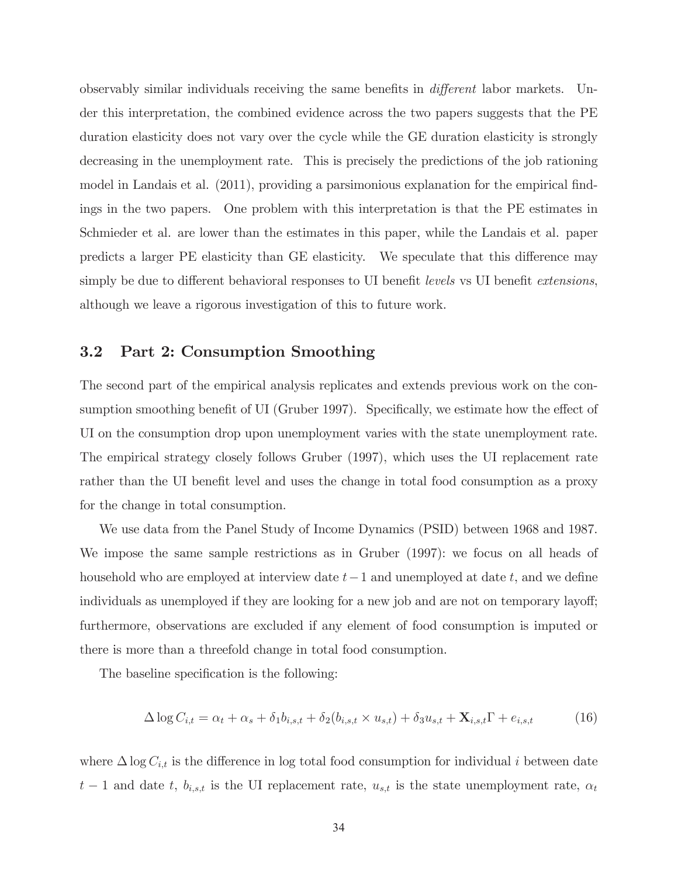observably similar individuals receiving the same benefits in *different* labor markets. Under this interpretation, the combined evidence across the two papers suggests that the PE duration elasticity does not vary over the cycle while the GE duration elasticity is strongly decreasing in the unemployment rate. This is precisely the predictions of the job rationing model in Landais et al. (2011), providing a parsimonious explanation for the empirical findings in the two papers. One problem with this interpretation is that the PE estimates in Schmieder et al. are lower than the estimates in this paper, while the Landais et al. paper predicts a larger PE elasticity than GE elasticity. We speculate that this difference may simply be due to different behavioral responses to UI benefit *levels* vs UI benefit *extensions*, although we leave a rigorous investigation of this to future work.

### 3.2 Part 2: Consumption Smoothing

The second part of the empirical analysis replicates and extends previous work on the consumption smoothing benefit of UI (Gruber 1997). Specifically, we estimate how the effect of UI on the consumption drop upon unemployment varies with the state unemployment rate. The empirical strategy closely follows Gruber (1997), which uses the UI replacement rate rather than the UI benefit level and uses the change in total food consumption as a proxy for the change in total consumption.

We use data from the Panel Study of Income Dynamics (PSID) between 1968 and 1987. We impose the same sample restrictions as in Gruber (1997): we focus on all heads of household who are employed at interview date $t-1$ and unemployed at date $t$, and we define individuals as unemployed if they are looking for a new job and are not on temporary layoff; furthermore, observations are excluded if any element of food consumption is imputed or there is more than a threefold change in total food consumption.

The baseline specification is the following:

$$\Delta \log C_{i,t} = \alpha_t + \alpha_s + \delta_1 b_{i,s,t} + \delta_2 (b_{i,s,t} \times u_{s,t}) + \delta_3 u_{s,t} + \mathbf{X}_{i,s,t}\Gamma + e_{i,s,t} \tag{16}$$

where $\Delta \log C_{i,t}$ is the difference in log total food consumption for individual $i$ between date $t-1$ and date $t$, $b_{i,s,t}$ is the UI replacement rate, $u_{s,t}$ is the state unemployment rate, $\alpha_t$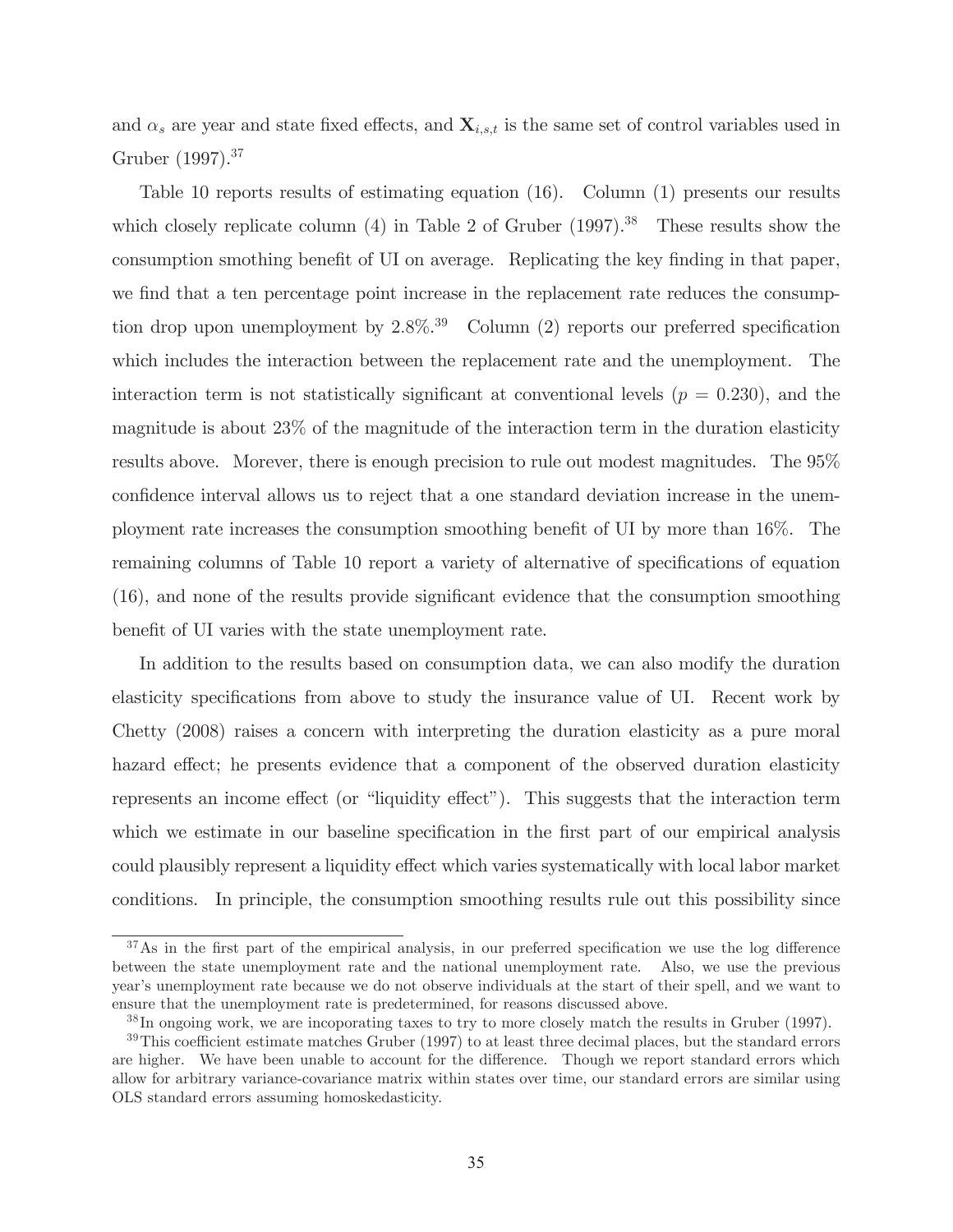and $\alpha_s$ are year and state fixed effects, and $\mathbf{X}_{i,s,t}$ is the same set of control variables used in Gruber (1997).[37]

Table 10 reports results of estimating equation (16). Column (1) presents our results which closely replicate column (4) in Table 2 of Gruber (1997).[38] These results show the consumption smothing benefit of UI on average. Replicating the key finding in that paper, we find that a ten percentage point increase in the replacement rate reduces the consumption drop upon unemployment by 2.8%.[39] Column (2) reports our preferred specification which includes the interaction between the replacement rate and the unemployment. The interaction term is not statistically significant at conventional levels ($p = 0.230$), and the magnitude is about 23% of the magnitude of the interaction term in the duration elasticity results above. Morever, there is enough precision to rule out modest magnitudes. The 95% confidence interval allows us to reject that a one standard deviation increase in the unemployment rate increases the consumption smoothing benefit of UI by more than 16%. The remaining columns of Table 10 report a variety of alternative of specifications of equation (16), and none of the results provide significant evidence that the consumption smoothing benefit of UI varies with the state unemployment rate.

In addition to the results based on consumption data, we can also modify the duration elasticity specifications from above to study the insurance value of UI. Recent work by Chetty (2008) raises a concern with interpreting the duration elasticity as a pure moral hazard effect; he presents evidence that a component of the observed duration elasticity represents an income effect (or "liquidity effect"). This suggests that the interaction term which we estimate in our baseline specification in the first part of our empirical analysis could plausibly represent a liquidity effect which varies systematically with local labor market conditions. In principle, the consumption smoothing results rule out this possibility since

[37] As in the first part of the empirical analysis, in our preferred specification we use the log difference between the state unemployment rate and the national unemployment rate. Also, we use the previous year's unemployment rate because we do not observe individuals at the start of their spell, and we want to ensure that the unemployment rate is predetermined, for reasons discussed above.

[38] In ongoing work, we are incoporating taxes to try to more closely match the results in Gruber (1997).

[39] This coefficient estimate matches Gruber (1997) to at least three decimal places, but the standard errors are higher. We have been unable to account for the difference. Though we report standard errors which allow for arbitrary variance-covariance matrix within states over time, our standard errors are similar using OLS standard errors assuming homoskedasticity.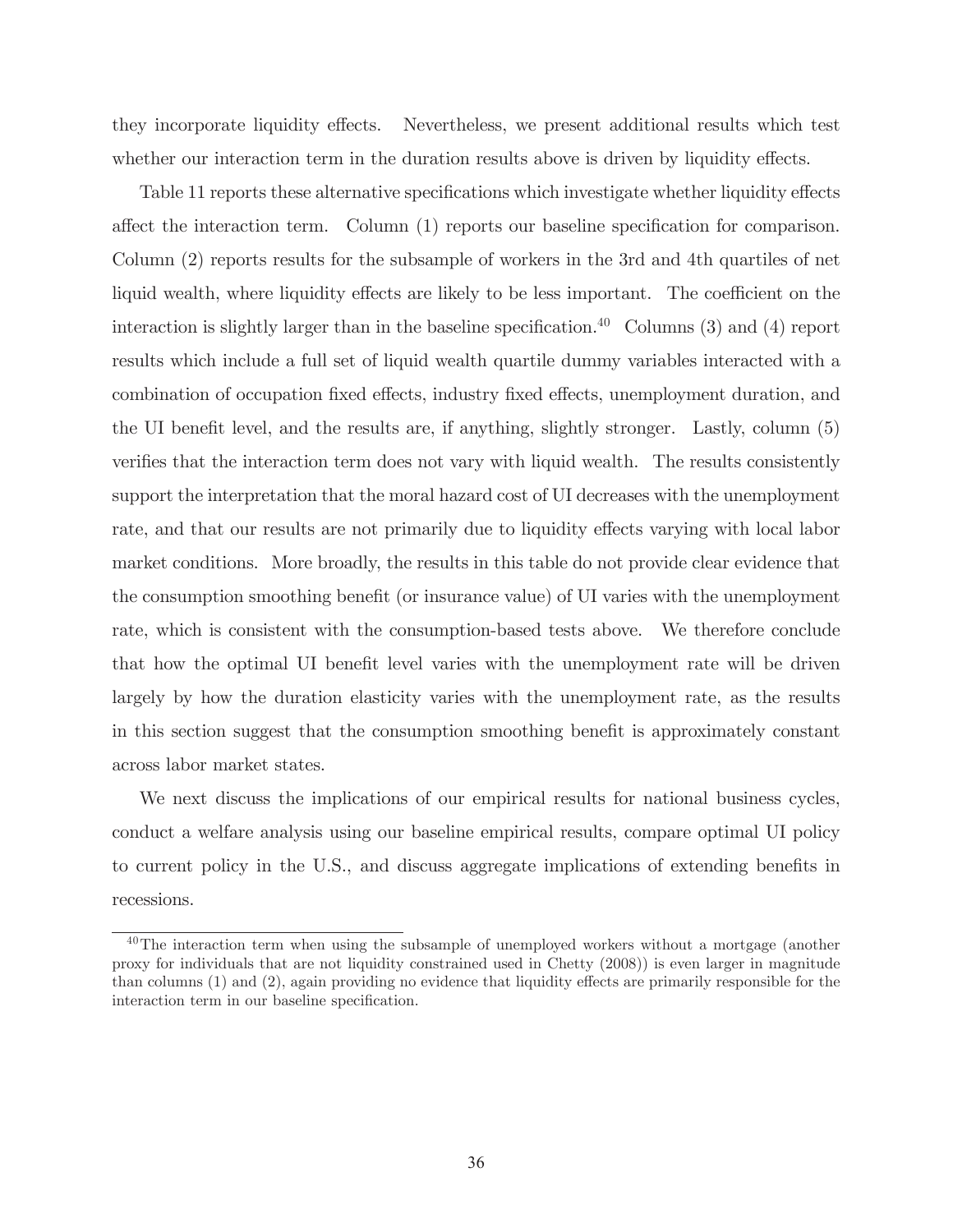they incorporate liquidity effects. Nevertheless, we present additional results which test whether our interaction term in the duration results above is driven by liquidity effects.

Table 11 reports these alternative specifications which investigate whether liquidity effects affect the interaction term. Column (1) reports our baseline specification for comparison. Column (2) reports results for the subsample of workers in the 3rd and 4th quartiles of net liquid wealth, where liquidity effects are likely to be less important. The coefficient on the interaction is slightly larger than in the baseline specification.[40] Columns (3) and (4) report results which include a full set of liquid wealth quartile dummy variables interacted with a combination of occupation fixed effects, industry fixed effects, unemployment duration, and the UI benefit level, and the results are, if anything, slightly stronger. Lastly, column (5) verifies that the interaction term does not vary with liquid wealth. The results consistently support the interpretation that the moral hazard cost of UI decreases with the unemployment rate, and that our results are not primarily due to liquidity effects varying with local labor market conditions. More broadly, the results in this table do not provide clear evidence that the consumption smoothing benefit (or insurance value) of UI varies with the unemployment rate, which is consistent with the consumption-based tests above. We therefore conclude that how the optimal UI benefit level varies with the unemployment rate will be driven largely by how the duration elasticity varies with the unemployment rate, as the results in this section suggest that the consumption smoothing benefit is approximately constant across labor market states.

We next discuss the implications of our empirical results for national business cycles, conduct a welfare analysis using our baseline empirical results, compare optimal UI policy to current policy in the U.S., and discuss aggregate implications of extending benefits in recessions.

[40] The interaction term when using the subsample of unemployed workers without a mortgage (another proxy for individuals that are not liquidity constrained used in Chetty (2008)) is even larger in magnitude than columns (1) and (2), again providing no evidence that liquidity effects are primarily responsible for the interaction term in our baseline specification.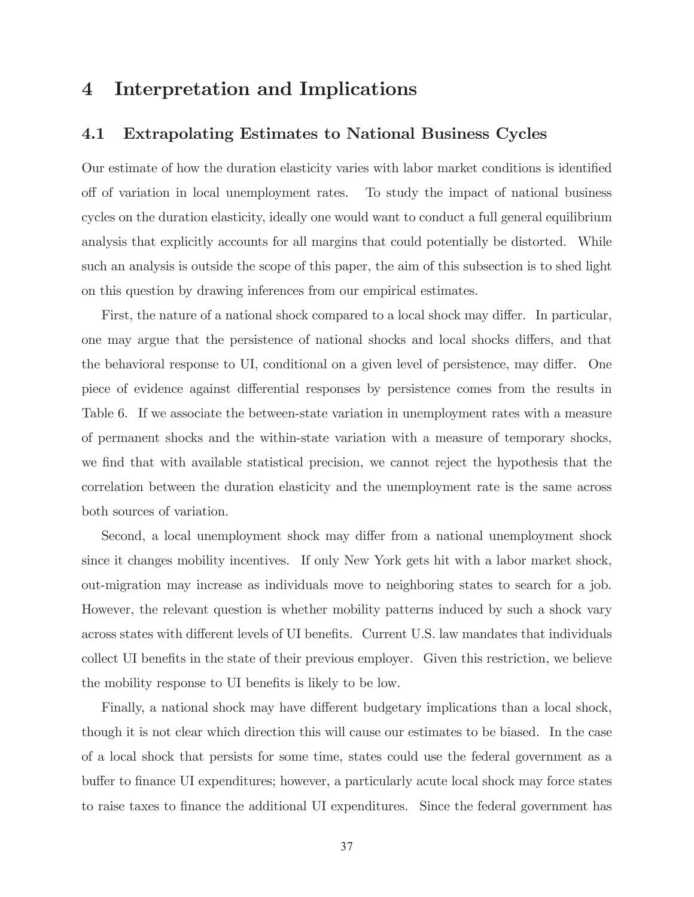# 4 Interpretation and Implications

## 4.1 Extrapolating Estimates to National Business Cycles

Our estimate of how the duration elasticity varies with labor market conditions is identified off of variation in local unemployment rates. To study the impact of national business cycles on the duration elasticity, ideally one would want to conduct a full general equilibrium analysis that explicitly accounts for all margins that could potentially be distorted. While such an analysis is outside the scope of this paper, the aim of this subsection is to shed light on this question by drawing inferences from our empirical estimates.

First, the nature of a national shock compared to a local shock may differ. In particular, one may argue that the persistence of national shocks and local shocks differs, and that the behavioral response to UI, conditional on a given level of persistence, may differ. One piece of evidence against differential responses by persistence comes from the results in Table 6. If we associate the between-state variation in unemployment rates with a measure of permanent shocks and the within-state variation with a measure of temporary shocks, we find that with available statistical precision, we cannot reject the hypothesis that the correlation between the duration elasticity and the unemployment rate is the same across both sources of variation.

Second, a local unemployment shock may differ from a national unemployment shock since it changes mobility incentives. If only New York gets hit with a labor market shock, out-migration may increase as individuals move to neighboring states to search for a job. However, the relevant question is whether mobility patterns induced by such a shock vary across states with different levels of UI benefits. Current U.S. law mandates that individuals collect UI benefits in the state of their previous employer. Given this restriction, we believe the mobility response to UI benefits is likely to be low.

Finally, a national shock may have different budgetary implications than a local shock, though it is not clear which direction this will cause our estimates to be biased. In the case of a local shock that persists for some time, states could use the federal government as a buffer to finance UI expenditures; however, a particularly acute local shock may force states to raise taxes to finance the additional UI expenditures. Since the federal government has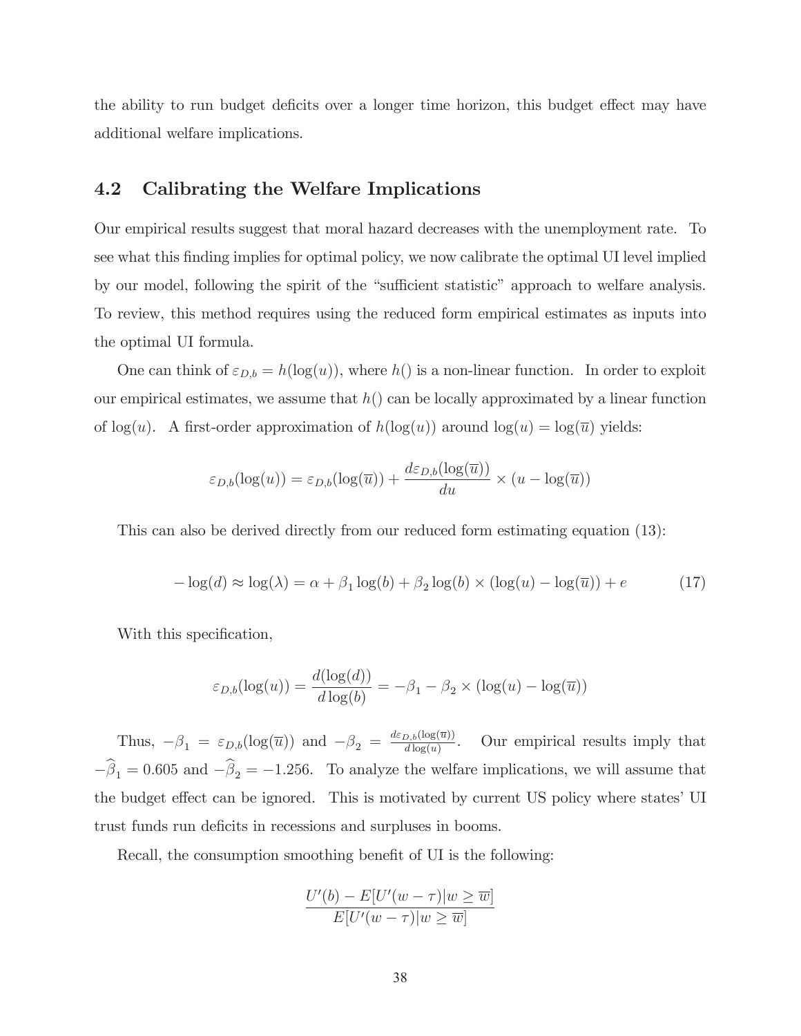the ability to run budget deficits over a longer time horizon, this budget effect may have additional welfare implications.

## 4.2 Calibrating the Welfare Implications

Our empirical results suggest that moral hazard decreases with the unemployment rate. To see what this finding implies for optimal policy, we now calibrate the optimal UI level implied by our model, following the spirit of the "sufficient statistic" approach to welfare analysis. To review, this method requires using the reduced form empirical estimates as inputs into the optimal UI formula.

One can think of $\varepsilon_{D,b} = h(\log(u))$, where $h()$ is a non-linear function. In order to exploit our empirical estimates, we assume that $h()$ can be locally approximated by a linear function of $\log(u)$. A first-order approximation of $h(\log(u))$ around $\log(u) = \log(\overline{u})$ yields:

$$\varepsilon_{D,b}(\log(u)) = \varepsilon_{D,b}(\log(\overline{u})) + \frac{d\varepsilon_{D,b}(\log(\overline{u}))}{du} \times (u - \log(\overline{u}))$$

This can also be derived directly from our reduced form estimating equation (13):

$$-\log(d) \approx \log(\lambda) = \alpha + \beta_1 \log(b) + \beta_2 \log(b) \times (\log(u) - \log(\overline{u})) + e \qquad (17)$$

With this specification,

$$\varepsilon_{D,b}(\log(u)) = \frac{d(\log(d))}{d\log(b)} = -\beta_1 - \beta_2 \times (\log(u) - \log(\overline{u}))$$

Thus, $-\beta_1 = \varepsilon_{D,b}(\log(\overline{u}))$ and $-\beta_2 = \frac{d\varepsilon_{D,b}(\log(\overline{u}))}{d\log(u)}$. Our empirical results imply that $-\widehat{\beta}_1 = 0.605$ and $-\widehat{\beta}_2 = -1.256$. To analyze the welfare implications, we will assume that the budget effect can be ignored. This is motivated by current US policy where states' UI trust funds run deficits in recessions and surpluses in booms.

Recall, the consumption smoothing benefit of UI is the following:

$$\frac{U'(b) - E[U'(w - \tau)|w \geq \overline{w}]}{E[U'(w - \tau)|w \geq \overline{w}]}$$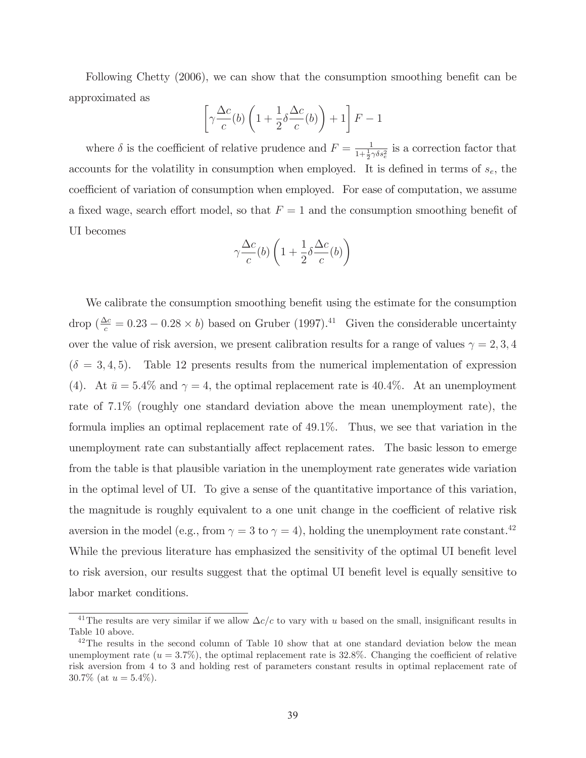Following Chetty (2006), we can show that the consumption smoothing benefit can be approximated as

$$\left[\gamma \frac{\Delta c}{c}(b)\left(1 + \frac{1}{2}\delta \frac{\Delta c}{c}(b)\right) + 1\right] F - 1$$

where $\delta$ is the coefficient of relative prudence and $F = \frac{1}{1+\frac{1}{2}\gamma\delta s_e^2}$ is a correction factor that accounts for the volatility in consumption when employed. It is defined in terms of $s_e$, the coefficient of variation of consumption when employed. For ease of computation, we assume a fixed wage, search effort model, so that $F = 1$ and the consumption smoothing benefit of UI becomes

$$\gamma \frac{\Delta c}{c}(b)\left(1 + \frac{1}{2}\delta \frac{\Delta c}{c}(b)\right)$$

We calibrate the consumption smoothing benefit using the estimate for the consumption drop ($\frac{\Delta c}{c} = 0.23 - 0.28 \times b$) based on Gruber (1997).[41] Given the considerable uncertainty over the value of risk aversion, we present calibration results for a range of values $\gamma = 2, 3, 4$ ($\delta = 3, 4, 5$). Table 12 presents results from the numerical implementation of expression (4). At $\bar{u} = 5.4\%$ and $\gamma = 4$, the optimal replacement rate is 40.4%. At an unemployment rate of 7.1% (roughly one standard deviation above the mean unemployment rate), the formula implies an optimal replacement rate of 49.1%. Thus, we see that variation in the unemployment rate can substantially affect replacement rates. The basic lesson to emerge from the table is that plausible variation in the unemployment rate generates wide variation in the optimal level of UI. To give a sense of the quantitative importance of this variation, the magnitude is roughly equivalent to a one unit change in the coefficient of relative risk aversion in the model (e.g., from $\gamma = 3$ to $\gamma = 4$), holding the unemployment rate constant.[42] While the previous literature has emphasized the sensitivity of the optimal UI benefit level to risk aversion, our results suggest that the optimal UI benefit level is equally sensitive to labor market conditions.

[41] The results are very similar if we allow $\Delta c/c$ to vary with $u$ based on the small, insignificant results in Table 10 above.

[42] The results in the second column of Table 10 show that at one standard deviation below the mean unemployment rate ($u = 3.7\%$), the optimal replacement rate is 32.8%. Changing the coefficient of relative risk aversion from 4 to 3 and holding rest of parameters constant results in optimal replacement rate of 30.7% (at $u = 5.4\%$).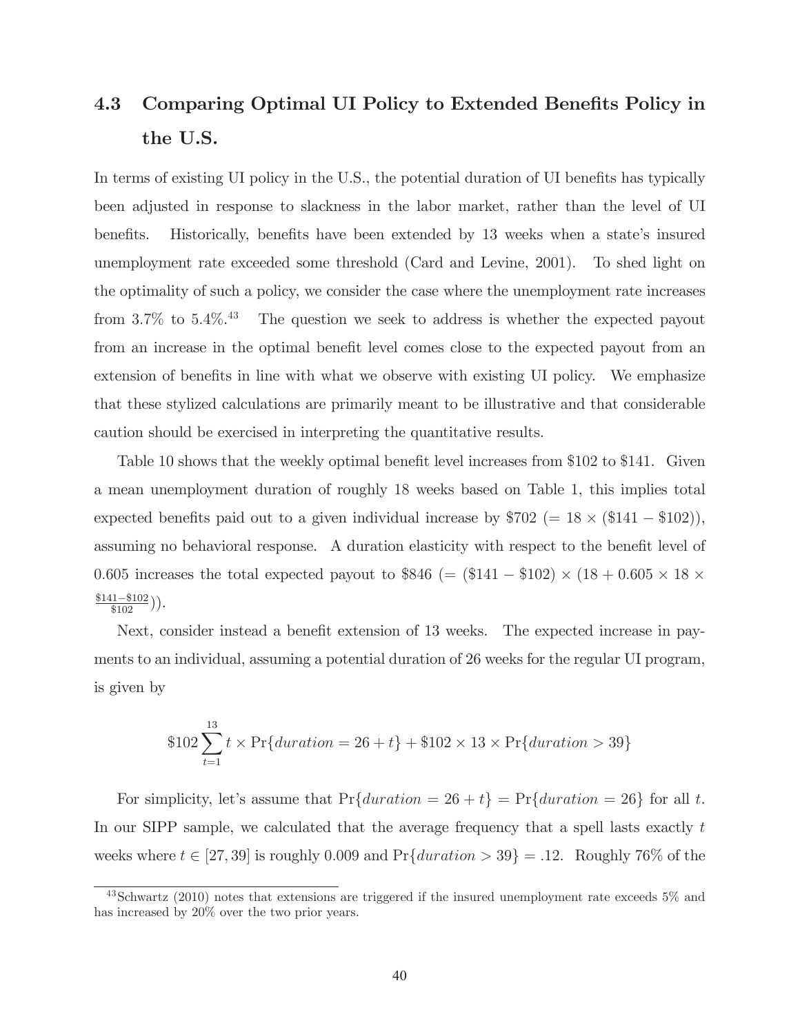## 4.3 Comparing Optimal UI Policy to Extended Benefits Policy in the U.S.

In terms of existing UI policy in the U.S., the potential duration of UI benefits has typically been adjusted in response to slackness in the labor market, rather than the level of UI benefits. Historically, benefits have been extended by 13 weeks when a state's insured unemployment rate exceeded some threshold (Card and Levine, 2001). To shed light on the optimality of such a policy, we consider the case where the unemployment rate increases from 3.7% to 5.4%.[43] The question we seek to address is whether the expected payout from an increase in the optimal benefit level comes close to the expected payout from an extension of benefits in line with what we observe with existing UI policy. We emphasize that these stylized calculations are primarily meant to be illustrative and that considerable caution should be exercised in interpreting the quantitative results.

Table 10 shows that the weekly optimal benefit level increases from \$102 to \$141. Given a mean unemployment duration of roughly 18 weeks based on Table 1, this implies total expected benefits paid out to a given individual increase by \$702 ($= 18 \times (\$141 - \$102)$), assuming no behavioral response. A duration elasticity with respect to the benefit level of 0.605 increases the total expected payout to \$846 ($= (\$141 - \$102) \times (18 + 0.605 \times 18 \times \frac{\$141 - \$102}{\$102})$).

Next, consider instead a benefit extension of 13 weeks. The expected increase in payments to an individual, assuming a potential duration of 26 weeks for the regular UI program, is given by

$$\$102 \sum_{t=1}^{13} t \times \Pr\{duration = 26 + t\} + \$102 \times 13 \times \Pr\{duration > 39\}$$

For simplicity, let's assume that $\Pr\{duration = 26 + t\} = \Pr\{duration = 26\}$ for all $t$. In our SIPP sample, we calculated that the average frequency that a spell lasts exactly $t$ weeks where $t \in [27, 39]$ is roughly 0.009 and $\Pr\{duration > 39\} = .12$. Roughly 76% of the

[43] Schwartz (2010) notes that extensions are triggered if the insured unemployment rate exceeds 5% and has increased by 20% over the two prior years.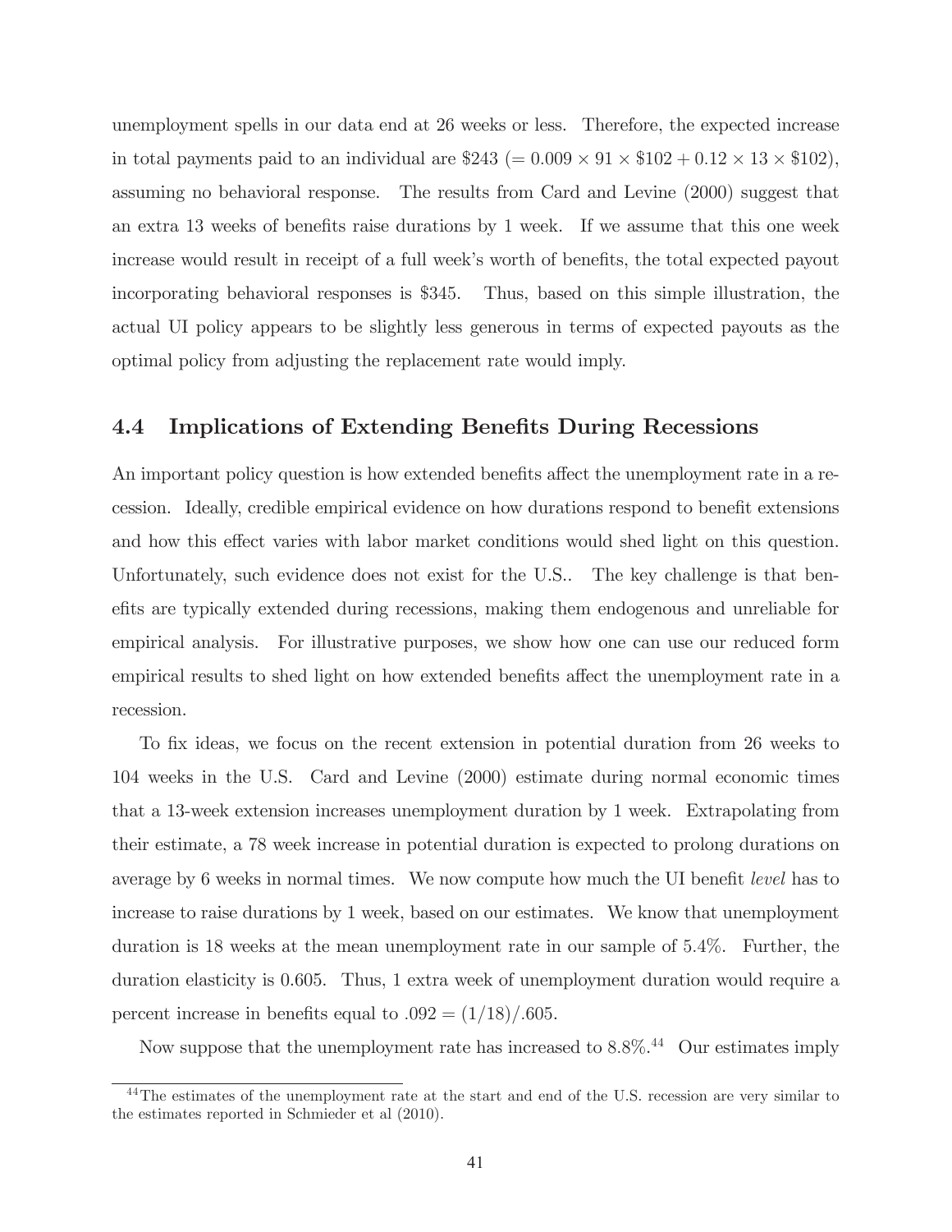unemployment spells in our data end at 26 weeks or less. Therefore, the expected increase in total payments paid to an individual are \$243 ($= 0.009 \times 91 \times \$102 + 0.12 \times 13 \times \$102$), assuming no behavioral response. The results from Card and Levine (2000) suggest that an extra 13 weeks of benefits raise durations by 1 week. If we assume that this one week increase would result in receipt of a full week's worth of benefits, the total expected payout incorporating behavioral responses is \$345. Thus, based on this simple illustration, the actual UI policy appears to be slightly less generous in terms of expected payouts as the optimal policy from adjusting the replacement rate would imply.

## 4.4 Implications of Extending Benefits During Recessions

An important policy question is how extended benefits affect the unemployment rate in a recession. Ideally, credible empirical evidence on how durations respond to benefit extensions and how this effect varies with labor market conditions would shed light on this question. Unfortunately, such evidence does not exist for the U.S.. The key challenge is that benefits are typically extended during recessions, making them endogenous and unreliable for empirical analysis. For illustrative purposes, we show how one can use our reduced form empirical results to shed light on how extended benefits affect the unemployment rate in a recession.

To fix ideas, we focus on the recent extension in potential duration from 26 weeks to 104 weeks in the U.S. Card and Levine (2000) estimate during normal economic times that a 13-week extension increases unemployment duration by 1 week. Extrapolating from their estimate, a 78 week increase in potential duration is expected to prolong durations on average by 6 weeks in normal times. We now compute how much the UI benefit *level* has to increase to raise durations by 1 week, based on our estimates. We know that unemployment duration is 18 weeks at the mean unemployment rate in our sample of 5.4%. Further, the duration elasticity is 0.605. Thus, 1 extra week of unemployment duration would require a percent increase in benefits equal to $.092 = (1/18)/.605$.

Now suppose that the unemployment rate has increased to 8.8%.[44] Our estimates imply

[44] The estimates of the unemployment rate at the start and end of the U.S. recession are very similar to the estimates reported in Schmieder et al (2010).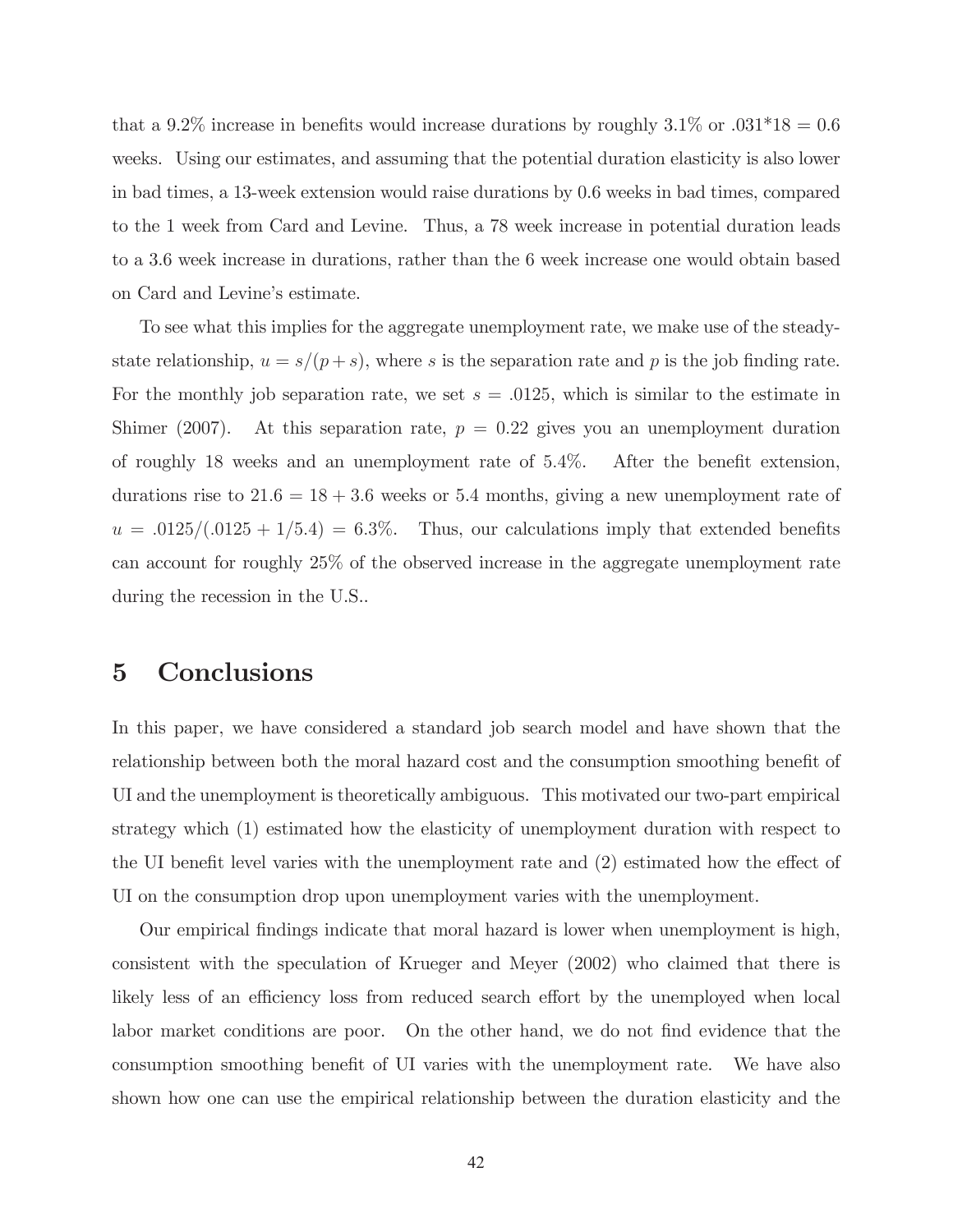that a 9.2% increase in benefits would increase durations by roughly 3.1% or $.031*18 = 0.6$ weeks. Using our estimates, and assuming that the potential duration elasticity is also lower in bad times, a 13-week extension would raise durations by 0.6 weeks in bad times, compared to the 1 week from Card and Levine. Thus, a 78 week increase in potential duration leads to a 3.6 week increase in durations, rather than the 6 week increase one would obtain based on Card and Levine's estimate.

To see what this implies for the aggregate unemployment rate, we make use of the steady-state relationship, $u = s/(p + s)$, where $s$ is the separation rate and $p$ is the job finding rate. For the monthly job separation rate, we set $s = .0125$, which is similar to the estimate in Shimer (2007). At this separation rate, $p = 0.22$ gives you an unemployment duration of roughly 18 weeks and an unemployment rate of 5.4%. After the benefit extension, durations rise to $21.6 = 18 + 3.6$ weeks or 5.4 months, giving a new unemployment rate of $u = .0125/(.0125 + 1/5.4) = 6.3\%$. Thus, our calculations imply that extended benefits can account for roughly 25% of the observed increase in the aggregate unemployment rate during the recession in the U.S..

# 5 Conclusions

In this paper, we have considered a standard job search model and have shown that the relationship between both the moral hazard cost and the consumption smoothing benefit of UI and the unemployment is theoretically ambiguous. This motivated our two-part empirical strategy which (1) estimated how the elasticity of unemployment duration with respect to the UI benefit level varies with the unemployment rate and (2) estimated how the effect of UI on the consumption drop upon unemployment varies with the unemployment.

Our empirical findings indicate that moral hazard is lower when unemployment is high, consistent with the speculation of Krueger and Meyer (2002) who claimed that there is likely less of an efficiency loss from reduced search effort by the unemployed when local labor market conditions are poor. On the other hand, we do not find evidence that the consumption smoothing benefit of UI varies with the unemployment rate. We have also shown how one can use the empirical relationship between the duration elasticity and the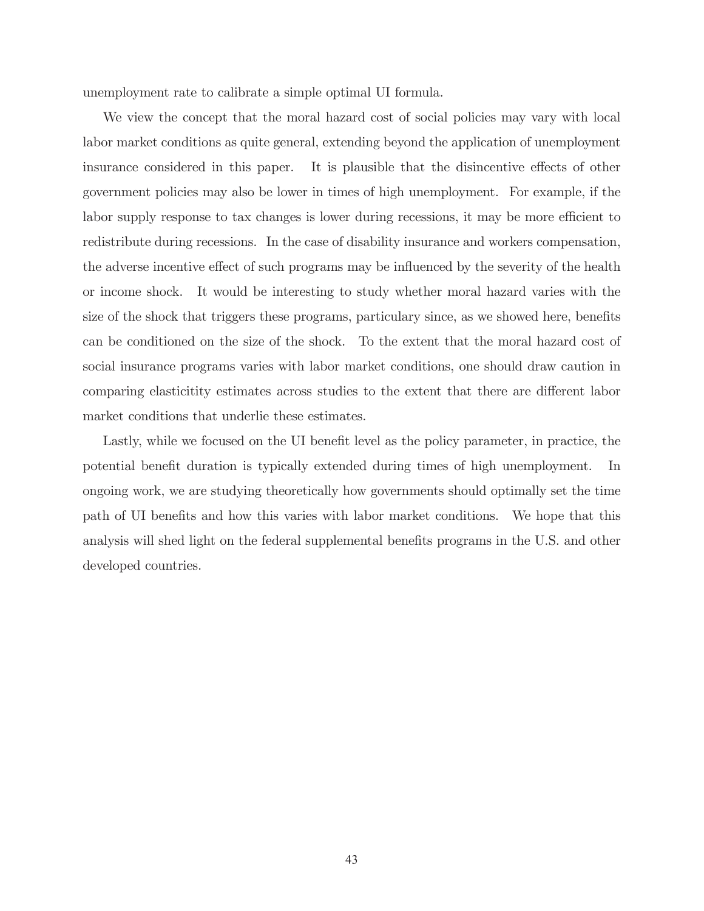unemployment rate to calibrate a simple optimal UI formula.

We view the concept that the moral hazard cost of social policies may vary with local labor market conditions as quite general, extending beyond the application of unemployment insurance considered in this paper. It is plausible that the disincentive effects of other government policies may also be lower in times of high unemployment. For example, if the labor supply response to tax changes is lower during recessions, it may be more efficient to redistribute during recessions. In the case of disability insurance and workers compensation, the adverse incentive effect of such programs may be influenced by the severity of the health or income shock. It would be interesting to study whether moral hazard varies with the size of the shock that triggers these programs, particulary since, as we showed here, benefits can be conditioned on the size of the shock. To the extent that the moral hazard cost of social insurance programs varies with labor market conditions, one should draw caution in comparing elasticitity estimates across studies to the extent that there are different labor market conditions that underlie these estimates.

Lastly, while we focused on the UI benefit level as the policy parameter, in practice, the potential benefit duration is typically extended during times of high unemployment. In ongoing work, we are studying theoretically how governments should optimally set the time path of UI benefits and how this varies with labor market conditions. We hope that this analysis will shed light on the federal supplemental benefits programs in the U.S. and other developed countries.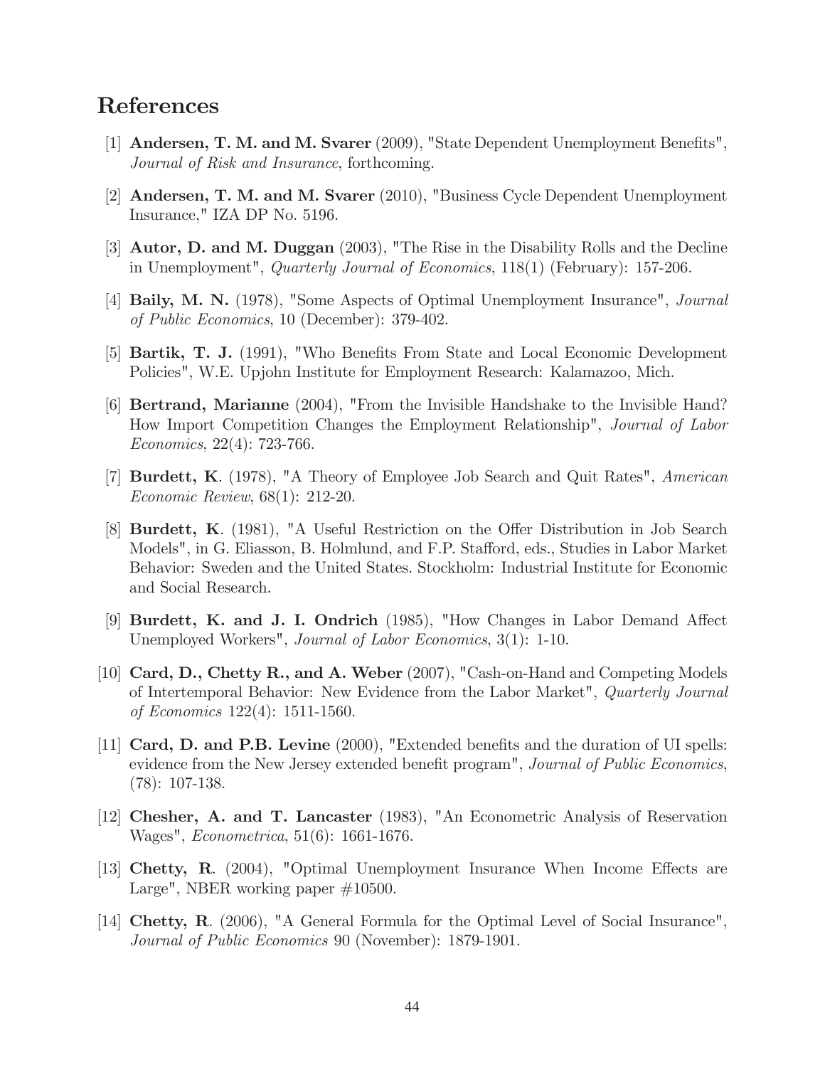# References

[1] **Andersen, T. M. and M. Svarer** (2009), "State Dependent Unemployment Benefits", *Journal of Risk and Insurance*, forthcoming.

[2] **Andersen, T. M. and M. Svarer** (2010), "Business Cycle Dependent Unemployment Insurance," IZA DP No. 5196.

[3] **Autor, D. and M. Duggan** (2003), "The Rise in the Disability Rolls and the Decline in Unemployment", *Quarterly Journal of Economics*, 118(1) (February): 157-206.

[4] **Baily, M. N.** (1978), "Some Aspects of Optimal Unemployment Insurance", *Journal of Public Economics*, 10 (December): 379-402.

[5] **Bartik, T. J.** (1991), "Who Benefits From State and Local Economic Development Policies", W.E. Upjohn Institute for Employment Research: Kalamazoo, Mich.

[6] **Bertrand, Marianne** (2004), "From the Invisible Handshake to the Invisible Hand? How Import Competition Changes the Employment Relationship", *Journal of Labor Economics*, 22(4): 723-766.

[7] **Burdett, K**. (1978), "A Theory of Employee Job Search and Quit Rates", *American Economic Review*, 68(1): 212-20.

[8] **Burdett, K**. (1981), "A Useful Restriction on the Offer Distribution in Job Search Models", in G. Eliasson, B. Holmlund, and F.P. Stafford, eds., Studies in Labor Market Behavior: Sweden and the United States. Stockholm: Industrial Institute for Economic and Social Research.

[9] **Burdett, K. and J. I. Ondrich** (1985), "How Changes in Labor Demand Affect Unemployed Workers", *Journal of Labor Economics*, 3(1): 1-10.

[10] **Card, D., Chetty R., and A. Weber** (2007), "Cash-on-Hand and Competing Models of Intertemporal Behavior: New Evidence from the Labor Market", *Quarterly Journal of Economics* 122(4): 1511-1560.

[11] **Card, D. and P.B. Levine** (2000), "Extended benefits and the duration of UI spells: evidence from the New Jersey extended benefit program", *Journal of Public Economics*, (78): 107-138.

[12] **Chesher, A. and T. Lancaster** (1983), "An Econometric Analysis of Reservation Wages", *Econometrica*, 51(6): 1661-1676.

[13] **Chetty, R**. (2004), "Optimal Unemployment Insurance When Income Effects are Large", NBER working paper #10500.

[14] **Chetty, R**. (2006), "A General Formula for the Optimal Level of Social Insurance", *Journal of Public Economics* 90 (November): 1879-1901.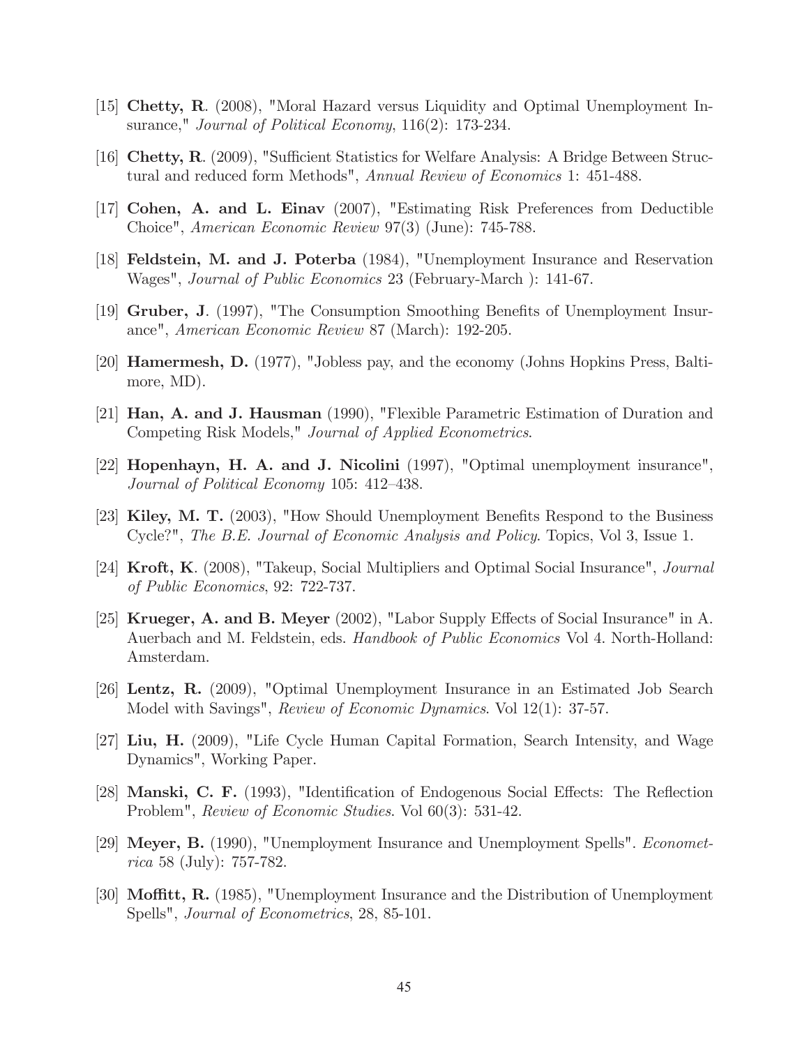[15] **Chetty, R**. (2008), "Moral Hazard versus Liquidity and Optimal Unemployment Insurance," *Journal of Political Economy*, 116(2): 173-234.

[16] **Chetty, R**. (2009), "Sufficient Statistics for Welfare Analysis: A Bridge Between Structural and reduced form Methods", *Annual Review of Economics* 1: 451-488.

[17] **Cohen, A. and L. Einav** (2007), "Estimating Risk Preferences from Deductible Choice", *American Economic Review* 97(3) (June): 745-788.

[18] **Feldstein, M. and J. Poterba** (1984), "Unemployment Insurance and Reservation Wages", *Journal of Public Economics* 23 (February-March ): 141-67.

[19] **Gruber, J**. (1997), "The Consumption Smoothing Benefits of Unemployment Insurance", *American Economic Review* 87 (March): 192-205.

[20] **Hamermesh, D.** (1977), "Jobless pay, and the economy (Johns Hopkins Press, Baltimore, MD).

[21] **Han, A. and J. Hausman** (1990), "Flexible Parametric Estimation of Duration and Competing Risk Models," *Journal of Applied Econometrics*.

[22] **Hopenhayn, H. A. and J. Nicolini** (1997), "Optimal unemployment insurance", *Journal of Political Economy* 105: 412–438.

[23] **Kiley, M. T.** (2003), "How Should Unemployment Benefits Respond to the Business Cycle?", *The B.E. Journal of Economic Analysis and Policy*. Topics, Vol 3, Issue 1.

[24] **Kroft, K**. (2008), "Takeup, Social Multipliers and Optimal Social Insurance", *Journal of Public Economics*, 92: 722-737.

[25] **Krueger, A. and B. Meyer** (2002), "Labor Supply Effects of Social Insurance" in A. Auerbach and M. Feldstein, eds. *Handbook of Public Economics* Vol 4. North-Holland: Amsterdam.

[26] **Lentz, R.** (2009), "Optimal Unemployment Insurance in an Estimated Job Search Model with Savings", *Review of Economic Dynamics*. Vol 12(1): 37-57.

[27] **Liu, H.** (2009), "Life Cycle Human Capital Formation, Search Intensity, and Wage Dynamics", Working Paper.

[28] **Manski, C. F.** (1993), "Identification of Endogenous Social Effects: The Reflection Problem", *Review of Economic Studies*. Vol 60(3): 531-42.

[29] **Meyer, B.** (1990), "Unemployment Insurance and Unemployment Spells". *Econometrica* 58 (July): 757-782.

[30] **Moffitt, R.** (1985), "Unemployment Insurance and the Distribution of Unemployment Spells", *Journal of Econometrics*, 28, 85-101.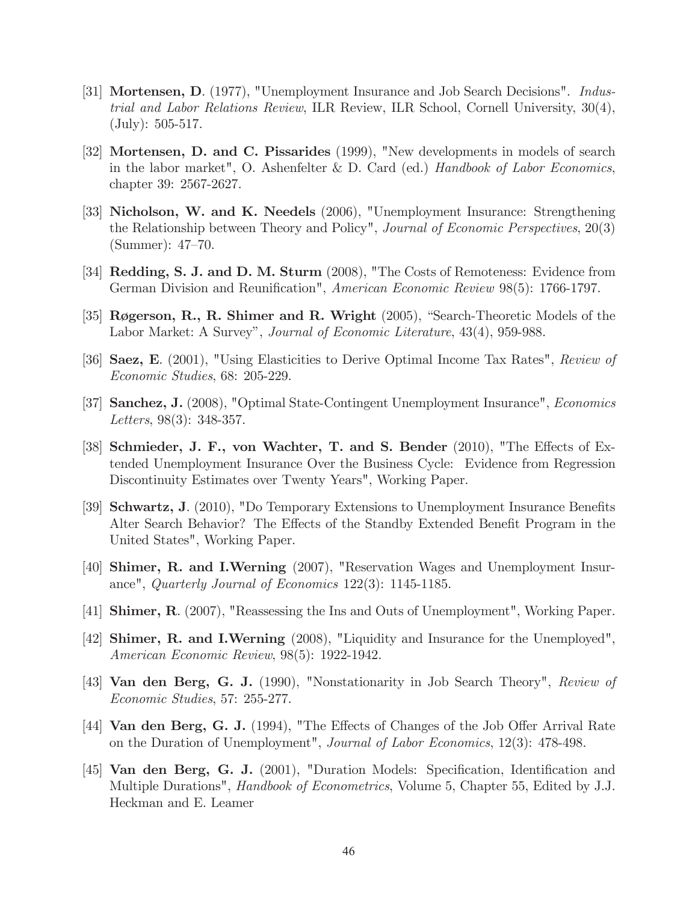[31] **Mortensen, D**. (1977), "Unemployment Insurance and Job Search Decisions". *Industrial and Labor Relations Review*, ILR Review, ILR School, Cornell University, 30(4), (July): 505-517.

[32] **Mortensen, D. and C. Pissarides** (1999), "New developments in models of search in the labor market", O. Ashenfelter & D. Card (ed.) *Handbook of Labor Economics*, chapter 39: 2567-2627.

[33] **Nicholson, W. and K. Needels** (2006), "Unemployment Insurance: Strengthening the Relationship between Theory and Policy", *Journal of Economic Perspectives*, 20(3) (Summer): 47–70.

[34] **Redding, S. J. and D. M. Sturm** (2008), "The Costs of Remoteness: Evidence from German Division and Reunification", *American Economic Review* 98(5): 1766-1797.

[35] **Røgerson, R., R. Shimer and R. Wright** (2005), "Search-Theoretic Models of the Labor Market: A Survey", *Journal of Economic Literature*, 43(4), 959-988.

[36] **Saez, E**. (2001), "Using Elasticities to Derive Optimal Income Tax Rates", *Review of Economic Studies*, 68: 205-229.

[37] **Sanchez, J.** (2008), "Optimal State-Contingent Unemployment Insurance", *Economics Letters*, 98(3): 348-357.

[38] **Schmieder, J. F., von Wachter, T. and S. Bender** (2010), "The Effects of Extended Unemployment Insurance Over the Business Cycle: Evidence from Regression Discontinuity Estimates over Twenty Years", Working Paper.

[39] **Schwartz, J**. (2010), "Do Temporary Extensions to Unemployment Insurance Benefits Alter Search Behavior? The Effects of the Standby Extended Benefit Program in the United States", Working Paper.

[40] **Shimer, R. and I.Werning** (2007), "Reservation Wages and Unemployment Insurance", *Quarterly Journal of Economics* 122(3): 1145-1185.

[41] **Shimer, R**. (2007), "Reassessing the Ins and Outs of Unemployment", Working Paper.

[42] **Shimer, R. and I.Werning** (2008), "Liquidity and Insurance for the Unemployed", *American Economic Review*, 98(5): 1922-1942.

[43] **Van den Berg, G. J.** (1990), "Nonstationarity in Job Search Theory", *Review of Economic Studies*, 57: 255-277.

[44] **Van den Berg, G. J.** (1994), "The Effects of Changes of the Job Offer Arrival Rate on the Duration of Unemployment", *Journal of Labor Economics*, 12(3): 478-498.

[45] **Van den Berg, G. J.** (2001), "Duration Models: Specification, Identification and Multiple Durations", *Handbook of Econometrics*, Volume 5, Chapter 55, Edited by J.J. Heckman and E. Leamer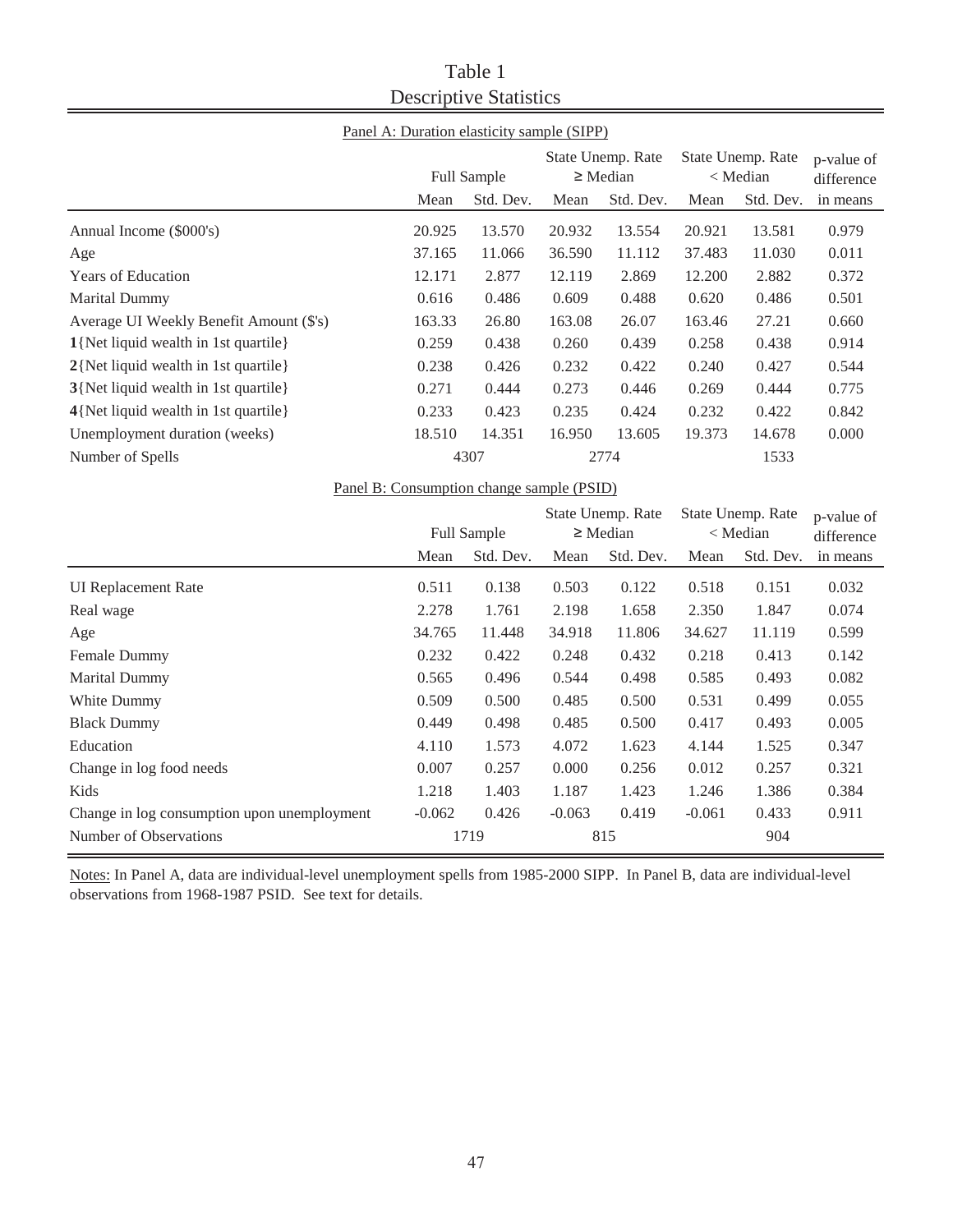# Table 1
## Descriptive Statistics

Panel A: Duration elasticity sample (SIPP)

| | Full Sample | | State Unemp. Rate ≥ Median | | State Unemp. Rate < Median | | p-value of difference |
|---|---|---|---|---|---|---|---|
| | Mean | Std. Dev. | Mean | Std. Dev. | Mean | Std. Dev. | in means |
| Annual Income ($000's) | 20.925 | 13.570 | 20.932 | 13.554 | 20.921 | 13.581 | 0.979 |
| Age | 37.165 | 11.066 | 36.590 | 11.112 | 37.483 | 11.030 | 0.011 |
| Years of Education | 12.171 | 2.877 | 12.119 | 2.869 | 12.200 | 2.882 | 0.372 |
| Marital Dummy | 0.616 | 0.486 | 0.609 | 0.488 | 0.620 | 0.486 | 0.501 |
| Average UI Weekly Benefit Amount ($'s) | 163.33 | 26.80 | 163.08 | 26.07 | 163.46 | 27.21 | 0.660 |
| **1**{Net liquid wealth in 1st quartile} | 0.259 | 0.438 | 0.260 | 0.439 | 0.258 | 0.438 | 0.914 |
| **2**{Net liquid wealth in 1st quartile} | 0.238 | 0.426 | 0.232 | 0.422 | 0.240 | 0.427 | 0.544 |
| **3**{Net liquid wealth in 1st quartile} | 0.271 | 0.444 | 0.273 | 0.446 | 0.269 | 0.444 | 0.775 |
| **4**{Net liquid wealth in 1st quartile} | 0.233 | 0.423 | 0.235 | 0.424 | 0.232 | 0.422 | 0.842 |
| Unemployment duration (weeks) | 18.510 | 14.351 | 16.950 | 13.605 | 19.373 | 14.678 | 0.000 |
| Number of Spells | 4307 | | 2774 | | 1533 | | |

Panel B: Consumption change sample (PSID)

| | Full Sample | | State Unemp. Rate ≥ Median | | State Unemp. Rate < Median | | p-value of difference |
|---|---|---|---|---|---|---|---|
| | Mean | Std. Dev. | Mean | Std. Dev. | Mean | Std. Dev. | in means |
| UI Replacement Rate | 0.511 | 0.138 | 0.503 | 0.122 | 0.518 | 0.151 | 0.032 |
| Real wage | 2.278 | 1.761 | 2.198 | 1.658 | 2.350 | 1.847 | 0.074 |
| Age | 34.765 | 11.448 | 34.918 | 11.806 | 34.627 | 11.119 | 0.599 |
| Female Dummy | 0.232 | 0.422 | 0.248 | 0.432 | 0.218 | 0.413 | 0.142 |
| Marital Dummy | 0.565 | 0.496 | 0.544 | 0.498 | 0.585 | 0.493 | 0.082 |
| White Dummy | 0.509 | 0.500 | 0.485 | 0.500 | 0.531 | 0.499 | 0.055 |
| Black Dummy | 0.449 | 0.498 | 0.485 | 0.500 | 0.417 | 0.493 | 0.005 |
| Education | 4.110 | 1.573 | 4.072 | 1.623 | 4.144 | 1.525 | 0.347 |
| Change in log food needs | 0.007 | 0.257 | 0.000 | 0.256 | 0.012 | 0.257 | 0.321 |
| Kids | 1.218 | 1.403 | 1.187 | 1.423 | 1.246 | 1.386 | 0.384 |
| Change in log consumption upon unemployment | -0.062 | 0.426 | -0.063 | 0.419 | -0.061 | 0.433 | 0.911 |
| Number of Observations | 1719 | | 815 | | 904 | | |

Notes: In Panel A, data are individual-level unemployment spells from 1985-2000 SIPP. In Panel B, data are individual-level observations from 1968-1987 PSID. See text for details.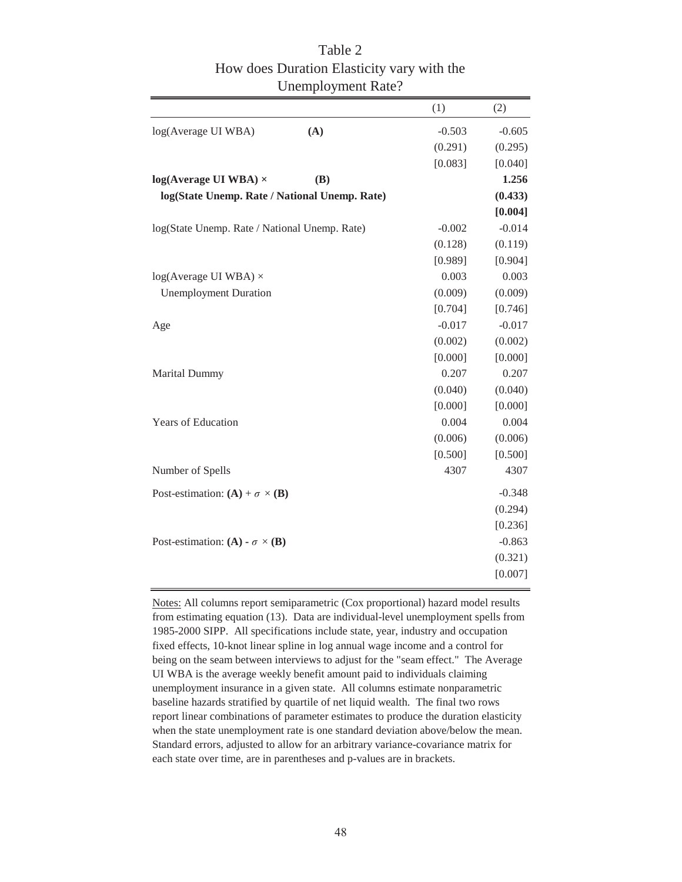# Table 2
## How does Duration Elasticity vary with the Unemployment Rate?

| | | (1) | (2) |
|---|---|---|---|
| log(Average UI WBA) | **(A)** | -0.503 | -0.605 |
| | | (0.291) | (0.295) |
| | | [0.083] | [0.040] |
| **log(Average UI WBA) ×** | **(B)** | | **1.256** |
| **log(State Unemp. Rate / National Unemp. Rate)** | | | **(0.433)** |
| | | | **[0.004]** |
| log(State Unemp. Rate / National Unemp. Rate) | | -0.002 | -0.014 |
| | | (0.128) | (0.119) |
| | | [0.989] | [0.904] |
| log(Average UI WBA) × | | 0.003 | 0.003 |
| Unemployment Duration | | (0.009) | (0.009) |
| | | [0.704] | [0.746] |
| Age | | -0.017 | -0.017 |
| | | (0.002) | (0.002) |
| | | [0.000] | [0.000] |
| Marital Dummy | | 0.207 | 0.207 |
| | | (0.040) | (0.040) |
| | | [0.000] | [0.000] |
| Years of Education | | 0.004 | 0.004 |
| | | (0.006) | (0.006) |
| | | [0.500] | [0.500] |
| Number of Spells | | 4307 | 4307 |
| Post-estimation: **(A)** + $\sigma$ × **(B)** | | | -0.348 |
| | | | (0.294) |
| | | | [0.236] |
| Post-estimation: **(A) -** $\sigma$ × **(B)** | | | -0.863 |
| | | | (0.321) |
| | | | [0.007] |

Notes: All columns report semiparametric (Cox proportional) hazard model results from estimating equation (13). Data are individual-level unemployment spells from 1985-2000 SIPP. All specifications include state, year, industry and occupation fixed effects, 10-knot linear spline in log annual wage income and a control for being on the seam between interviews to adjust for the "seam effect." The Average UI WBA is the average weekly benefit amount paid to individuals claiming unemployment insurance in a given state. All columns estimate nonparametric baseline hazards stratified by quartile of net liquid wealth. The final two rows report linear combinations of parameter estimates to produce the duration elasticity when the state unemployment rate is one standard deviation above/below the mean. Standard errors, adjusted to allow for an arbitrary variance-covariance matrix for each state over time, are in parentheses and p-values are in brackets.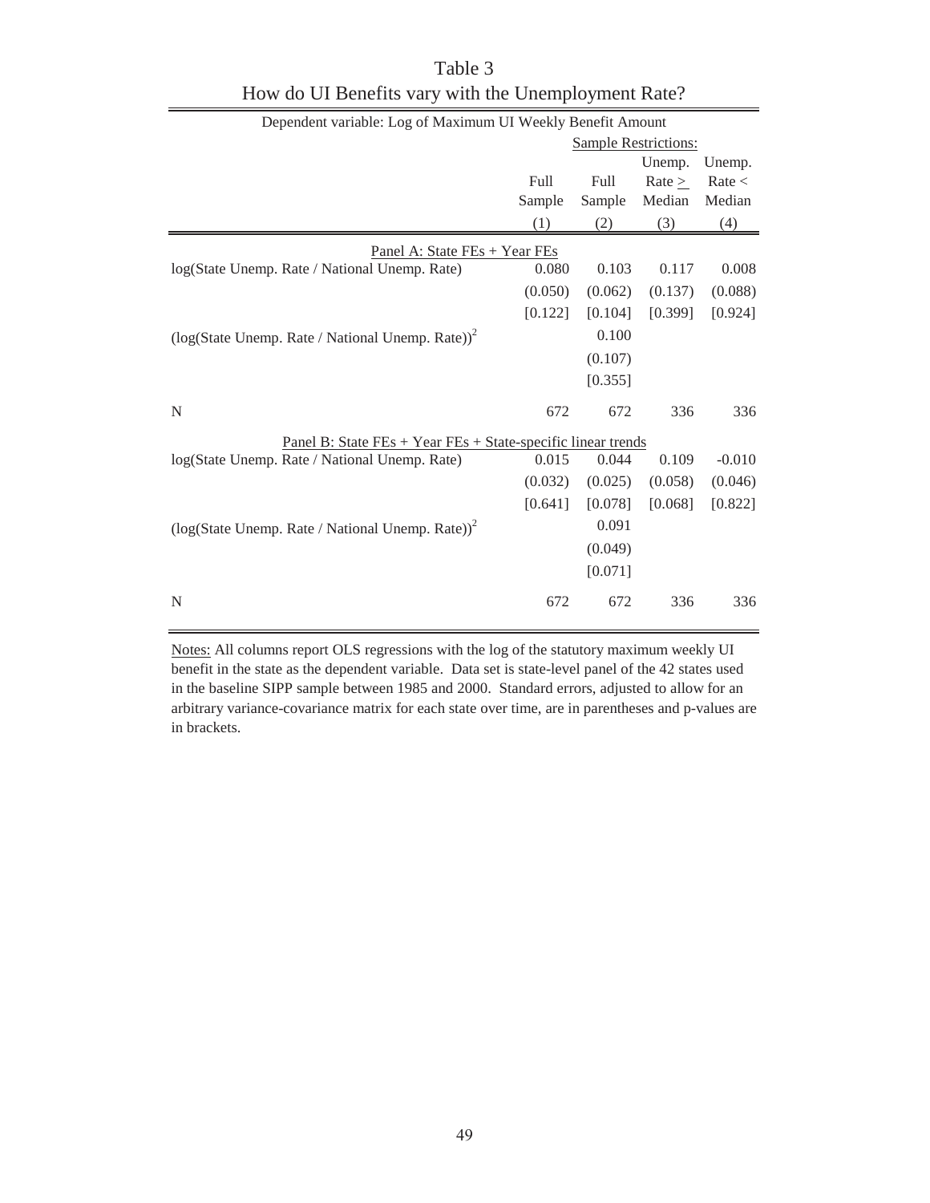# Table 3

## How do UI Benefits vary with the Unemployment Rate?

| Dependent variable: Log of Maximum UI Weekly Benefit Amount | | | | |
|---|---|---|---|---|
| | | | Sample Restrictions: | |
| | Full Sample | Full Sample | Unemp. Rate ≥ Median | Unemp. Rate < Median |
| | (1) | (2) | (3) | (4) |
| Panel A: State FEs + Year FEs | | | | |
| log(State Unemp. Rate / National Unemp. Rate) | 0.080 | 0.103 | 0.117 | 0.008 |
| | (0.050) | (0.062) | (0.137) | (0.088) |
| | [0.122] | [0.104] | [0.399] | [0.924] |
| $(\log(\text{State Unemp. Rate / National Unemp. Rate}))^2$ | | 0.100 | | |
| | | (0.107) | | |
| | | [0.355] | | |
| N | 672 | 672 | 336 | 336 |
| Panel B: State FEs + Year FEs + State-specific linear trends | | | | |
| log(State Unemp. Rate / National Unemp. Rate) | 0.015 | 0.044 | 0.109 | -0.010 |
| | (0.032) | (0.025) | (0.058) | (0.046) |
| | [0.641] | [0.078] | [0.068] | [0.822] |
| $(\log(\text{State Unemp. Rate / National Unemp. Rate}))^2$ | | 0.091 | | |
| | | (0.049) | | |
| | | [0.071] | | |
| N | 672 | 672 | 336 | 336 |

Notes: All columns report OLS regressions with the log of the statutory maximum weekly UI benefit in the state as the dependent variable. Data set is state-level panel of the 42 states used in the baseline SIPP sample between 1985 and 2000. Standard errors, adjusted to allow for an arbitrary variance-covariance matrix for each state over time, are in parentheses and p-values are in brackets.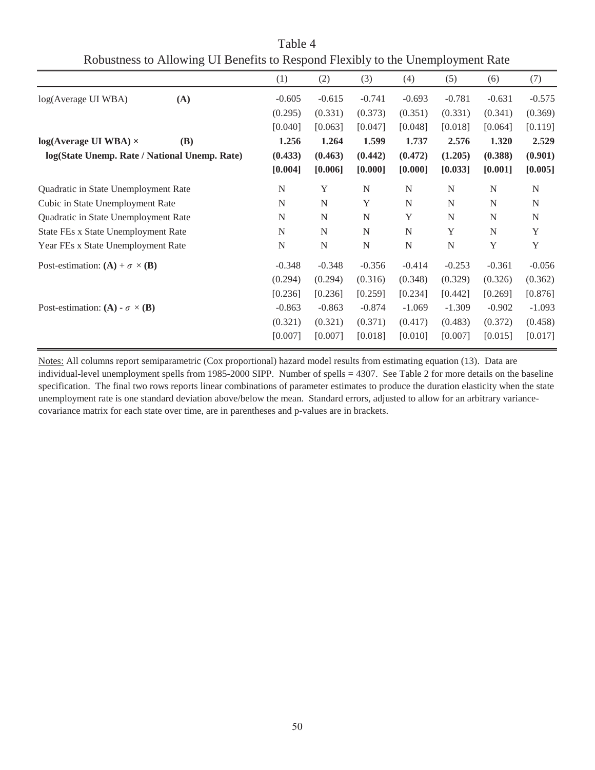# Table 4

## Robustness to Allowing UI Benefits to Respond Flexibly to the Unemployment Rate

| | | (1) | (2) | (3) | (4) | (5) | (6) | (7) |
|---|---|---|---|---|---|---|---|---|
| log(Average UI WBA) | **(A)** | -0.605 | -0.615 | -0.741 | -0.693 | -0.781 | -0.631 | -0.575 |
| | | (0.295) | (0.331) | (0.373) | (0.351) | (0.331) | (0.341) | (0.369) |
| | | [0.040] | [0.063] | [0.047] | [0.048] | [0.018] | [0.064] | [0.119] |
| **log(Average UI WBA) ×** | **(B)** | **1.256** | **1.264** | **1.599** | **1.737** | **2.576** | **1.320** | **2.529** |
| **log(State Unemp. Rate / National Unemp. Rate)** | | **(0.433)** | **(0.463)** | **(0.442)** | **(0.472)** | **(1.205)** | **(0.388)** | **(0.901)** |
| | | **[0.004]** | **[0.006]** | **[0.000]** | **[0.000]** | **[0.033]** | **[0.001]** | **[0.005]** |
| Quadratic in State Unemployment Rate | | N | Y | N | N | N | N | N |
| Cubic in State Unemployment Rate | | N | N | Y | N | N | N | N |
| Quadratic in State Unemployment Rate | | N | N | N | Y | N | N | N |
| State FEs x State Unemployment Rate | | N | N | N | N | Y | N | Y |
| Year FEs x State Unemployment Rate | | N | N | N | N | N | Y | Y |
| Post-estimation: **(A)** + $\sigma$ × **(B)** | | -0.348 | -0.348 | -0.356 | -0.414 | -0.253 | -0.361 | -0.056 |
| | | (0.294) | (0.294) | (0.316) | (0.348) | (0.329) | (0.326) | (0.362) |
| | | [0.236] | [0.236] | [0.259] | [0.234] | [0.442] | [0.269] | [0.876] |
| Post-estimation: **(A)** - $\sigma$ × **(B)** | | -0.863 | -0.863 | -0.874 | -1.069 | -1.309 | -0.902 | -1.093 |
| | | (0.321) | (0.321) | (0.371) | (0.417) | (0.483) | (0.372) | (0.458) |
| | | [0.007] | [0.007] | [0.018] | [0.010] | [0.007] | [0.015] | [0.017] |

Notes: All columns report semiparametric (Cox proportional) hazard model results from estimating equation (13). Data are individual-level unemployment spells from 1985-2000 SIPP. Number of spells = 4307. See Table 2 for more details on the baseline specification. The final two rows reports linear combinations of parameter estimates to produce the duration elasticity when the state unemployment rate is one standard deviation above/below the mean. Standard errors, adjusted to allow for an arbitrary variance-covariance matrix for each state over time, are in parentheses and p-values are in brackets.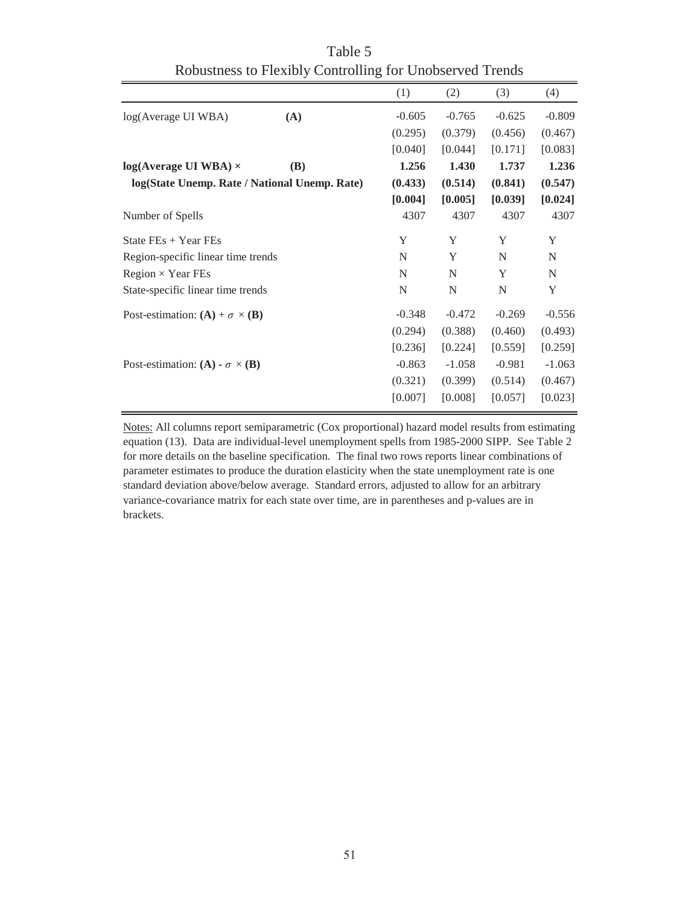# Table 5
## Robustness to Flexibly Controlling for Unobserved Trends

| | | (1) | (2) | (3) | (4) |
|---|---|---|---|---|---|
| log(Average UI WBA) | **(A)** | -0.605 | -0.765 | -0.625 | -0.809 |
| | | (0.295) | (0.379) | (0.456) | (0.467) |
| | | [0.040] | [0.044] | [0.171] | [0.083] |
| **log(Average UI WBA) ×** | **(B)** | **1.256** | **1.430** | **1.737** | **1.236** |
| **log(State Unemp. Rate / National Unemp. Rate)** | | **(0.433)** | **(0.514)** | **(0.841)** | **(0.547)** |
| | | **[0.004]** | **[0.005]** | **[0.039]** | **[0.024]** |
| Number of Spells | | 4307 | 4307 | 4307 | 4307 |
| State FEs + Year FEs | | Y | Y | Y | Y |
| Region-specific linear time trends | | N | Y | N | N |
| Region × Year FEs | | N | N | Y | N |
| State-specific linear time trends | | N | N | N | Y |
| Post-estimation: **(A)** + $\sigma$ × **(B)** | | -0.348 | -0.472 | -0.269 | -0.556 |
| | | (0.294) | (0.388) | (0.460) | (0.493) |
| | | [0.236] | [0.224] | [0.559] | [0.259] |
| Post-estimation: **(A)** - $\sigma$ × **(B)** | | -0.863 | -1.058 | -0.981 | -1.063 |
| | | (0.321) | (0.399) | (0.514) | (0.467) |
| | | [0.007] | [0.008] | [0.057] | [0.023] |

Notes: All columns report semiparametric (Cox proportional) hazard model results from estimating equation (13). Data are individual-level unemployment spells from 1985-2000 SIPP. See Table 2 for more details on the baseline specification. The final two rows reports linear combinations of parameter estimates to produce the duration elasticity when the state unemployment rate is one standard deviation above/below average. Standard errors, adjusted to allow for an arbitrary variance-covariance matrix for each state over time, are in parentheses and p-values are in brackets.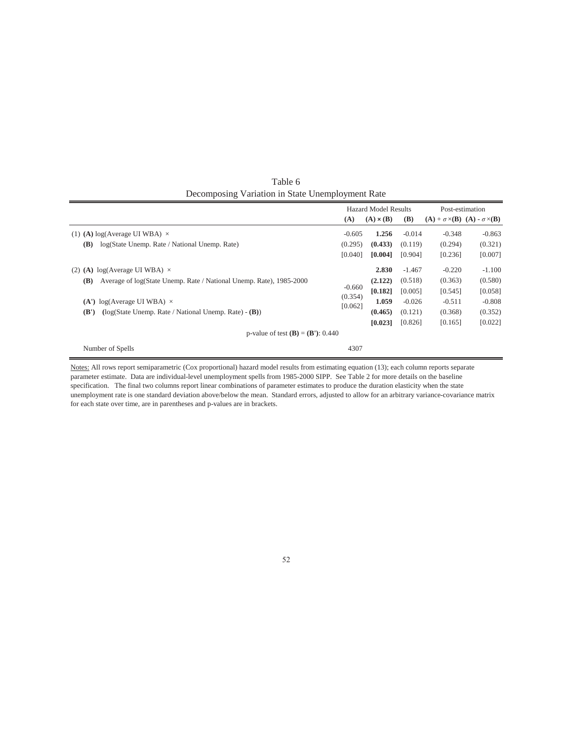# Table 6

## Decomposing Variation in State Unemployment Rate

| | Hazard Model Results | | | Post-estimation | |
|---|---|---|---|---|---|
| | **(A)** | **(A) × (B)** | **(B)** | **(A)** + $\sigma$ ×**(B)** | **(A)** - $\sigma$ ×**(B)** |
| (1) **(A)** log(Average UI WBA) × | -0.605 | **1.256** | -0.014 | -0.348 | -0.863 |
| **(B)** log(State Unemp. Rate / National Unemp. Rate) | (0.295) | **(0.433)** | (0.119) | (0.294) | (0.321) |
| | [0.040] | **[0.004]** | [0.904] | [0.236] | [0.007] |
| (2) **(A)** log(Average UI WBA) × | | **2.830** | -1.467 | -0.220 | -1.100 |
| **(B)** Average of log(State Unemp. Rate / National Unemp. Rate), 1985-2000 | -0.660 | **(2.122)** | (0.518) | (0.363) | (0.580) |
| | (0.354) | **[0.182]** | [0.005] | [0.545] | [0.058] |
| **(A')** log(Average UI WBA) × | [0.062] | **1.059** | -0.026 | -0.511 | -0.808 |
| **(B')** (log(State Unemp. Rate / National Unemp. Rate) - **(B)**) | | **(0.465)** | (0.121) | (0.368) | (0.352) |
| | | **[0.023]** | [0.826] | [0.165] | [0.022] |
| p-value of test **(B)** = **(B')**: 0.440 | | | | | |
| Number of Spells | 4307 | | | | |

Notes: All rows report semiparametric (Cox proportional) hazard model results from estimating equation (13); each column reports separate parameter estimate. Data are individual-level unemployment spells from 1985-2000 SIPP. See Table 2 for more details on the baseline specification. The final two columns report linear combinations of parameter estimates to produce the duration elasticity when the state unemployment rate is one standard deviation above/below the mean. Standard errors, adjusted to allow for an arbitrary variance-covariance matrix for each state over time, are in parentheses and p-values are in brackets.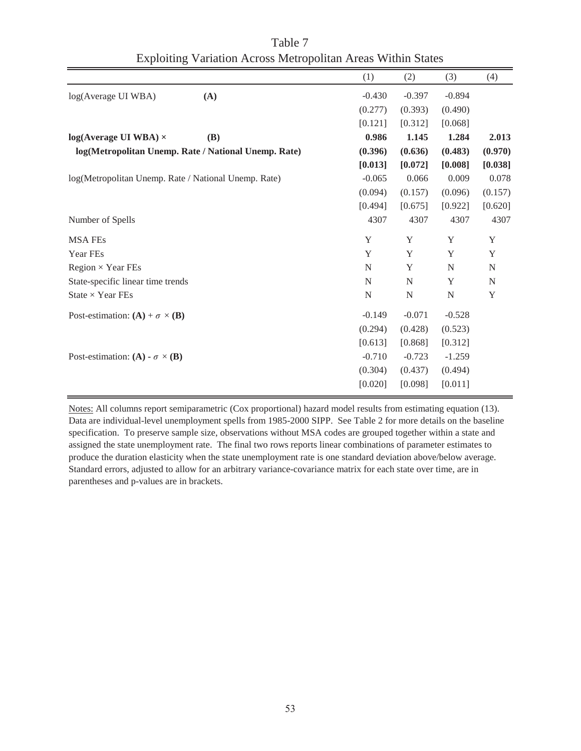Table 7

Exploiting Variation Across Metropolitan Areas Within States

| | | (1) | (2) | (3) | (4) |
|---|---|---|---|---|---|
| log(Average UI WBA) | **(A)** | -0.430 | -0.397 | -0.894 | |
| | | (0.277) | (0.393) | (0.490) | |
| | | [0.121] | [0.312] | [0.068] | |
| **log(Average UI WBA) ×** | **(B)** | **0.986** | **1.145** | **1.284** | **2.013** |
| **log(Metropolitan Unemp. Rate / National Unemp. Rate)** | | **(0.396)** | **(0.636)** | **(0.483)** | **(0.970)** |
| | | **[0.013]** | **[0.072]** | **[0.008]** | **[0.038]** |
| log(Metropolitan Unemp. Rate / National Unemp. Rate) | | -0.065 | 0.066 | 0.009 | 0.078 |
| | | (0.094) | (0.157) | (0.096) | (0.157) |
| | | [0.494] | [0.675] | [0.922] | [0.620] |
| Number of Spells | | 4307 | 4307 | 4307 | 4307 |
| MSA FEs | | Y | Y | Y | Y |
| Year FEs | | Y | Y | Y | Y |
| Region × Year FEs | | N | Y | N | N |
| State-specific linear time trends | | N | N | Y | N |
| State × Year FEs | | N | N | N | Y |
| Post-estimation: **(A)** + $\sigma$ × **(B)** | | -0.149 | -0.071 | -0.528 | |
| | | (0.294) | (0.428) | (0.523) | |
| | | [0.613] | [0.868] | [0.312] | |
| Post-estimation: **(A)** - $\sigma$ × **(B)** | | -0.710 | -0.723 | -1.259 | |
| | | (0.304) | (0.437) | (0.494) | |
| | | [0.020] | [0.098] | [0.011] | |

Notes: All columns report semiparametric (Cox proportional) hazard model results from estimating equation (13). Data are individual-level unemployment spells from 1985-2000 SIPP. See Table 2 for more details on the baseline specification. To preserve sample size, observations without MSA codes are grouped together within a state and assigned the state unemployment rate. The final two rows reports linear combinations of parameter estimates to produce the duration elasticity when the state unemployment rate is one standard deviation above/below average. Standard errors, adjusted to allow for an arbitrary variance-covariance matrix for each state over time, are in parentheses and p-values are in brackets.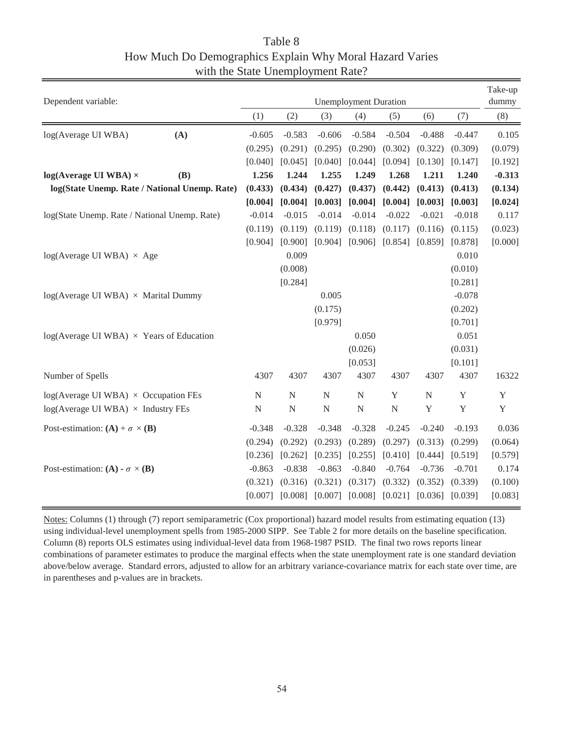# Table 8
## How Much Do Demographics Explain Why Moral Hazard Varies with the State Unemployment Rate?

| Dependent variable: | | Unemployment Duration | | | | | | | Take-up dummy |
|---|---|---|---|---|---|---|---|---|---|
| | | (1) | (2) | (3) | (4) | (5) | (6) | (7) | (8) |
| log(Average UI WBA) | **(A)** | -0.605 | -0.583 | -0.606 | -0.584 | -0.504 | -0.488 | -0.447 | 0.105 |
| | | (0.295) | (0.291) | (0.295) | (0.290) | (0.302) | (0.322) | (0.309) | (0.079) |
| | | [0.040] | [0.045] | [0.040] | [0.044] | [0.094] | [0.130] | [0.147] | [0.192] |
| **log(Average UI WBA) ×** | **(B)** | **1.256** | **1.244** | **1.255** | **1.249** | **1.268** | **1.211** | **1.240** | **-0.313** |
| **log(State Unemp. Rate / National Unemp. Rate)** | | **(0.433)** | **(0.434)** | **(0.427)** | **(0.437)** | **(0.442)** | **(0.413)** | **(0.413)** | **(0.134)** |
| | | **[0.004]** | **[0.004]** | **[0.003]** | **[0.004]** | **[0.004]** | **[0.003]** | **[0.003]** | **[0.024]** |
| log(State Unemp. Rate / National Unemp. Rate) | | -0.014 | -0.015 | -0.014 | -0.014 | -0.022 | -0.021 | -0.018 | 0.117 |
| | | (0.119) | (0.119) | (0.119) | (0.118) | (0.117) | (0.116) | (0.115) | (0.023) |
| | | [0.904] | [0.900] | [0.904] | [0.906] | [0.854] | [0.859] | [0.878] | [0.000] |
| log(Average UI WBA) × Age | | | 0.009 | | | | | 0.010 | |
| | | | (0.008) | | | | | (0.010) | |
| | | | [0.284] | | | | | [0.281] | |
| log(Average UI WBA) × Marital Dummy | | | | 0.005 | | | | -0.078 | |
| | | | | (0.175) | | | | (0.202) | |
| | | | | [0.979] | | | | [0.701] | |
| log(Average UI WBA) × Years of Education | | | | | 0.050 | | | 0.051 | |
| | | | | | (0.026) | | | (0.031) | |
| | | | | | [0.053] | | | [0.101] | |
| Number of Spells | | 4307 | 4307 | 4307 | 4307 | 4307 | 4307 | 4307 | 16322 |
| log(Average UI WBA) × Occupation FEs | | N | N | N | N | Y | N | Y | Y |
| log(Average UI WBA) × Industry FEs | | N | N | N | N | N | Y | Y | Y |
| Post-estimation: **(A)** + $\sigma$ × **(B)** | | -0.348 | -0.328 | -0.348 | -0.328 | -0.245 | -0.240 | -0.193 | 0.036 |
| | | (0.294) | (0.292) | (0.293) | (0.289) | (0.297) | (0.313) | (0.299) | (0.064) |
| | | [0.236] | [0.262] | [0.235] | [0.255] | [0.410] | [0.444] | [0.519] | [0.579] |
| Post-estimation: **(A)** - $\sigma$ × **(B)** | | -0.863 | -0.838 | -0.863 | -0.840 | -0.764 | -0.736 | -0.701 | 0.174 |
| | | (0.321) | (0.316) | (0.321) | (0.317) | (0.332) | (0.352) | (0.339) | (0.100) |
| | | [0.007] | [0.008] | [0.007] | [0.008] | [0.021] | [0.036] | [0.039] | [0.083] |

Notes: Columns (1) through (7) report semiparametric (Cox proportional) hazard model results from estimating equation (13) using individual-level unemployment spells from 1985-2000 SIPP. See Table 2 for more details on the baseline specification. Column (8) reports OLS estimates using individual-level data from 1968-1987 PSID. The final two rows reports linear combinations of parameter estimates to produce the marginal effects when the state unemployment rate is one standard deviation above/below average. Standard errors, adjusted to allow for an arbitrary variance-covariance matrix for each state over time, are in parentheses and p-values are in brackets.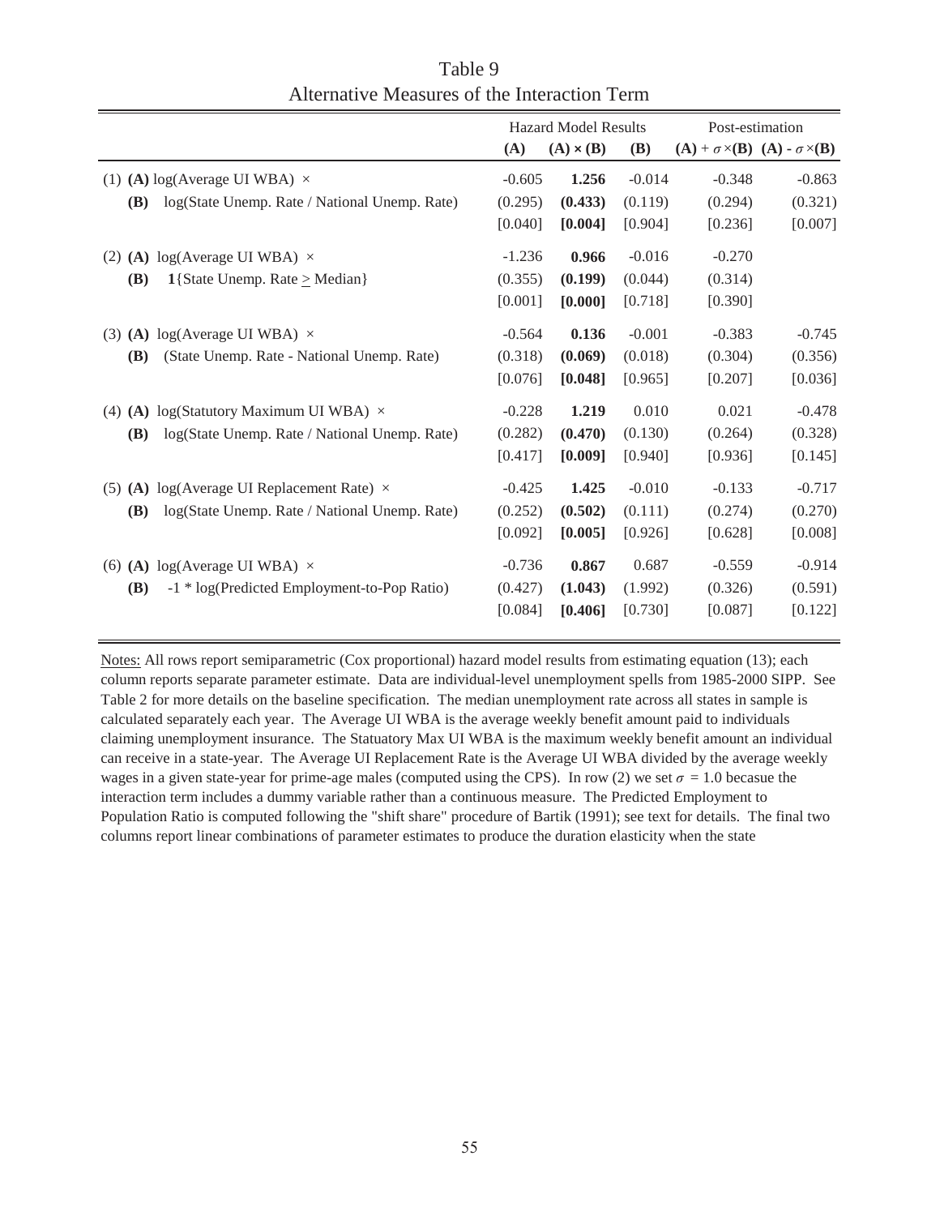# Table 9
## Alternative Measures of the Interaction Term

| | Hazard Model Results | | | Post-estimation | |
|---|---|---|---|---|---|
| | **(A)** | **(A) × (B)** | **(B)** | **(A) +** $\sigma$ **×(B)** | **(A) -** $\sigma$ **×(B)** |
| (1) **(A)** log(Average UI WBA) × | -0.605 | **1.256** | -0.014 | -0.348 | -0.863 |
| **(B)** log(State Unemp. Rate / National Unemp. Rate) | (0.295) | **(0.433)** | (0.119) | (0.294) | (0.321) |
| | [0.040] | **[0.004]** | [0.904] | [0.236] | [0.007] |
| (2) **(A)** log(Average UI WBA) × | -1.236 | **0.966** | -0.016 | -0.270 | |
| **(B)** **1**{State Unemp. Rate ≥ Median} | (0.355) | **(0.199)** | (0.044) | (0.314) | |
| | [0.001] | **[0.000]** | [0.718] | [0.390] | |
| (3) **(A)** log(Average UI WBA) × | -0.564 | **0.136** | -0.001 | -0.383 | -0.745 |
| **(B)** (State Unemp. Rate - National Unemp. Rate) | (0.318) | **(0.069)** | (0.018) | (0.304) | (0.356) |
| | [0.076] | **[0.048]** | [0.965] | [0.207] | [0.036] |
| (4) **(A)** log(Statutory Maximum UI WBA) × | -0.228 | **1.219** | 0.010 | 0.021 | -0.478 |
| **(B)** log(State Unemp. Rate / National Unemp. Rate) | (0.282) | **(0.470)** | (0.130) | (0.264) | (0.328) |
| | [0.417] | **[0.009]** | [0.940] | [0.936] | [0.145] |
| (5) **(A)** log(Average UI Replacement Rate) × | -0.425 | **1.425** | -0.010 | -0.133 | -0.717 |
| **(B)** log(State Unemp. Rate / National Unemp. Rate) | (0.252) | **(0.502)** | (0.111) | (0.274) | (0.270) |
| | [0.092] | **[0.005]** | [0.926] | [0.628] | [0.008] |
| (6) **(A)** log(Average UI WBA) × | -0.736 | **0.867** | 0.687 | -0.559 | -0.914 |
| **(B)** -1 * log(Predicted Employment-to-Pop Ratio) | (0.427) | **(1.043)** | (1.992) | (0.326) | (0.591) |
| | [0.084] | **[0.406]** | [0.730] | [0.087] | [0.122] |

Notes: All rows report semiparametric (Cox proportional) hazard model results from estimating equation (13); each column reports separate parameter estimate. Data are individual-level unemployment spells from 1985-2000 SIPP. See Table 2 for more details on the baseline specification. The median unemployment rate across all states in sample is calculated separately each year. The Average UI WBA is the average weekly benefit amount paid to individuals claiming unemployment insurance. The Statuatory Max UI WBA is the maximum weekly benefit amount an individual can receive in a state-year. The Average UI Replacement Rate is the Average UI WBA divided by the average weekly wages in a given state-year for prime-age males (computed using the CPS). In row (2) we set $\sigma = 1.0$ becasue the interaction term includes a dummy variable rather than a continuous measure. The Predicted Employment to Population Ratio is computed following the "shift share" procedure of Bartik (1991); see text for details. The final two columns report linear combinations of parameter estimates to produce the duration elasticity when the state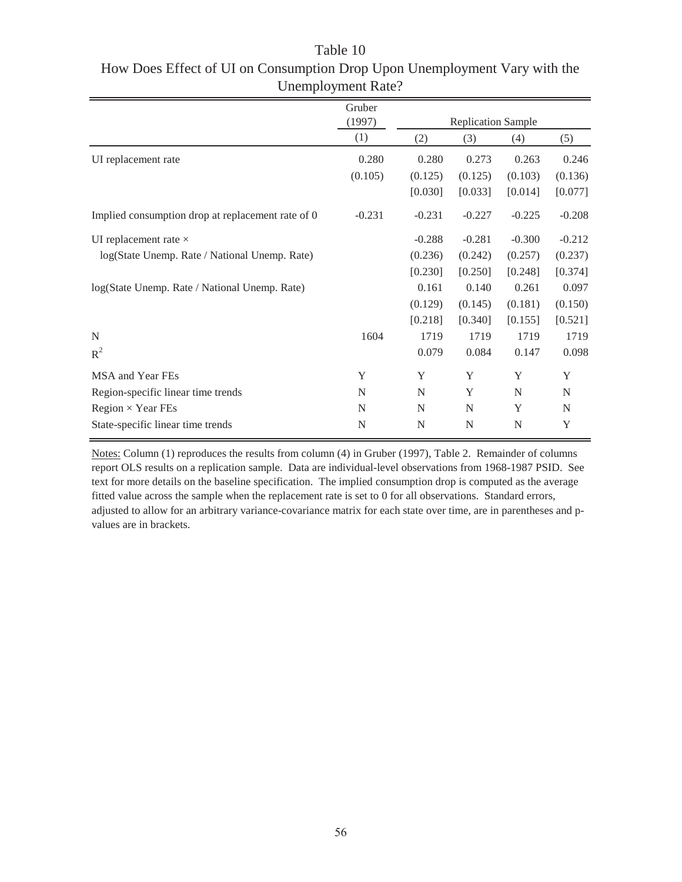# Table 10

## How Does Effect of UI on Consumption Drop Upon Unemployment Vary with the Unemployment Rate?

| | Gruber (1997) | Replication Sample | | | |
|---|---|---|---|---|---|
| | (1) | (2) | (3) | (4) | (5) |
| UI replacement rate | 0.280 | 0.280 | 0.273 | 0.263 | 0.246 |
| | (0.105) | (0.125) | (0.125) | (0.103) | (0.136) |
| | | [0.030] | [0.033] | [0.014] | [0.077] |
| Implied consumption drop at replacement rate of 0 | -0.231 | -0.231 | -0.227 | -0.225 | -0.208 |
| UI replacement rate × | | -0.288 | -0.281 | -0.300 | -0.212 |
| log(State Unemp. Rate / National Unemp. Rate) | | (0.236) | (0.242) | (0.257) | (0.237) |
| | | [0.230] | [0.250] | [0.248] | [0.374] |
| log(State Unemp. Rate / National Unemp. Rate) | | 0.161 | 0.140 | 0.261 | 0.097 |
| | | (0.129) | (0.145) | (0.181) | (0.150) |
| | | [0.218] | [0.340] | [0.155] | [0.521] |
| N | 1604 | 1719 | 1719 | 1719 | 1719 |
| $R^2$ | | 0.079 | 0.084 | 0.147 | 0.098 |
| MSA and Year FEs | Y | Y | Y | Y | Y |
| Region-specific linear time trends | N | N | Y | N | N |
| Region × Year FEs | N | N | N | Y | N |
| State-specific linear time trends | N | N | N | N | Y |

Notes: Column (1) reproduces the results from column (4) in Gruber (1997), Table 2. Remainder of columns report OLS results on a replication sample. Data are individual-level observations from 1968-1987 PSID. See text for more details on the baseline specification. The implied consumption drop is computed as the average fitted value across the sample when the replacement rate is set to 0 for all observations. Standard errors, adjusted to allow for an arbitrary variance-covariance matrix for each state over time, are in parentheses and p-values are in brackets.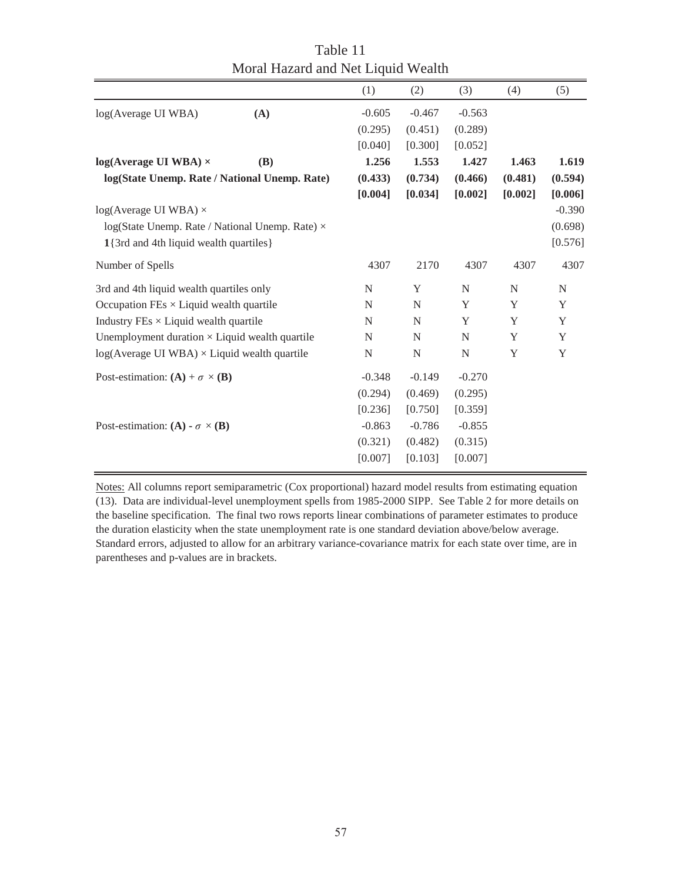# Table 11
## Moral Hazard and Net Liquid Wealth

| | | (1) | (2) | (3) | (4) | (5) |
|---|---|---|---|---|---|---|
| log(Average UI WBA) | **(A)** | -0.605 | -0.467 | -0.563 | | |
| | | (0.295) | (0.451) | (0.289) | | |
| | | [0.040] | [0.300] | [0.052] | | |
| **log(Average UI WBA) ×** | **(B)** | **1.256** | **1.553** | **1.427** | **1.463** | **1.619** |
| **log(State Unemp. Rate / National Unemp. Rate)** | | **(0.433)** | **(0.734)** | **(0.466)** | **(0.481)** | **(0.594)** |
| | | **[0.004]** | **[0.034]** | **[0.002]** | **[0.002]** | **[0.006]** |
| log(Average UI WBA) × | | | | | | -0.390 |
| log(State Unemp. Rate / National Unemp. Rate) × | | | | | | (0.698) |
| **1**{3rd and 4th liquid wealth quartiles} | | | | | | [0.576] |
| Number of Spells | | 4307 | 2170 | 4307 | 4307 | 4307 |
| 3rd and 4th liquid wealth quartiles only | | N | Y | N | N | N |
| Occupation FEs × Liquid wealth quartile | | N | N | Y | Y | Y |
| Industry FEs × Liquid wealth quartile | | N | N | Y | Y | Y |
| Unemployment duration × Liquid wealth quartile | | N | N | N | Y | Y |
| log(Average UI WBA) × Liquid wealth quartile | | N | N | N | Y | Y |
| Post-estimation: **(A)** + $\sigma$ × **(B)** | | -0.348 | -0.149 | -0.270 | | |
| | | (0.294) | (0.469) | (0.295) | | |
| | | [0.236] | [0.750] | [0.359] | | |
| Post-estimation: **(A)** - $\sigma$ × **(B)** | | -0.863 | -0.786 | -0.855 | | |
| | | (0.321) | (0.482) | (0.315) | | |
| | | [0.007] | [0.103] | [0.007] | | |

Notes: All columns report semiparametric (Cox proportional) hazard model results from estimating equation (13). Data are individual-level unemployment spells from 1985-2000 SIPP. See Table 2 for more details on the baseline specification. The final two rows reports linear combinations of parameter estimates to produce the duration elasticity when the state unemployment rate is one standard deviation above/below average. Standard errors, adjusted to allow for an arbitrary variance-covariance matrix for each state over time, are in parentheses and p-values are in brackets.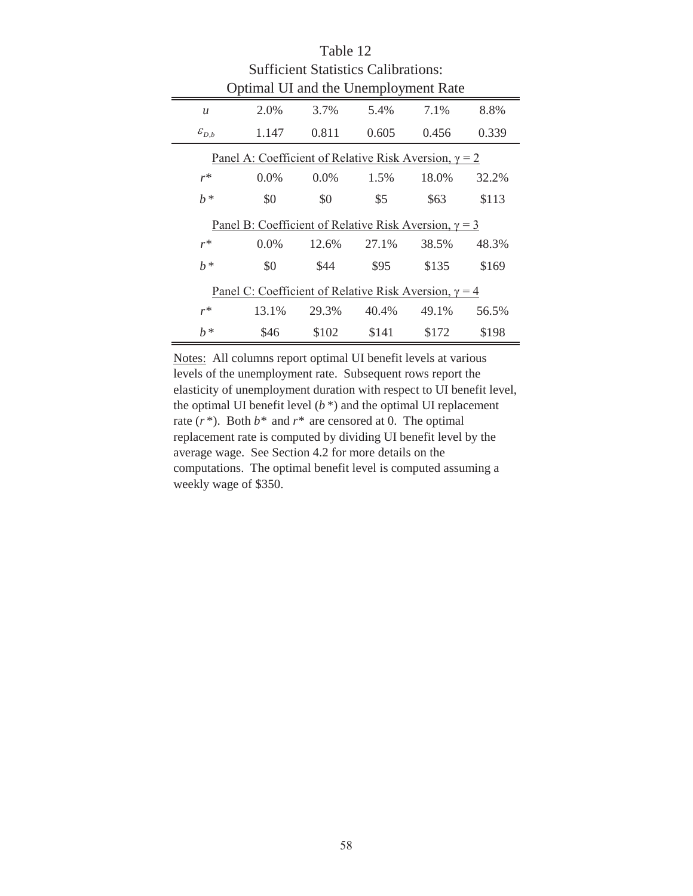# Table 12
## Sufficient Statistics Calibrations:
## Optimal UI and the Unemployment Rate

| $u$ | 2.0% | 3.7% | 5.4% | 7.1% | 8.8% |
|---|---|---|---|---|---|
| $\varepsilon_{D,b}$ | 1.147 | 0.811 | 0.605 | 0.456 | 0.339 |
| Panel A: Coefficient of Relative Risk Aversion, $\gamma = 2$ | | | | | |
| $r^*$ | 0.0% | 0.0% | 1.5% | 18.0% | 32.2% |
| $b^*$ | $0 | $0 | $5 | $63 | $113 |
| Panel B: Coefficient of Relative Risk Aversion, $\gamma = 3$ | | | | | |
| $r^*$ | 0.0% | 12.6% | 27.1% | 38.5% | 48.3% |
| $b^*$ | $0 | $44 | $95 | $135 | $169 |
| Panel C: Coefficient of Relative Risk Aversion, $\gamma = 4$ | | | | | |
| $r^*$ | 13.1% | 29.3% | 40.4% | 49.1% | 56.5% |
| $b^*$ | $46 | $102 | $141 | $172 | $198 |

Notes: All columns report optimal UI benefit levels at various levels of the unemployment rate. Subsequent rows report the elasticity of unemployment duration with respect to UI benefit level, the optimal UI benefit level ($b^*$) and the optimal UI replacement rate ($r^*$). Both $b^*$ and $r^*$ are censored at 0. The optimal replacement rate is computed by dividing UI benefit level by the average wage. See Section 4.2 for more details on the computations. The optimal benefit level is computed assuming a weekly wage of $350.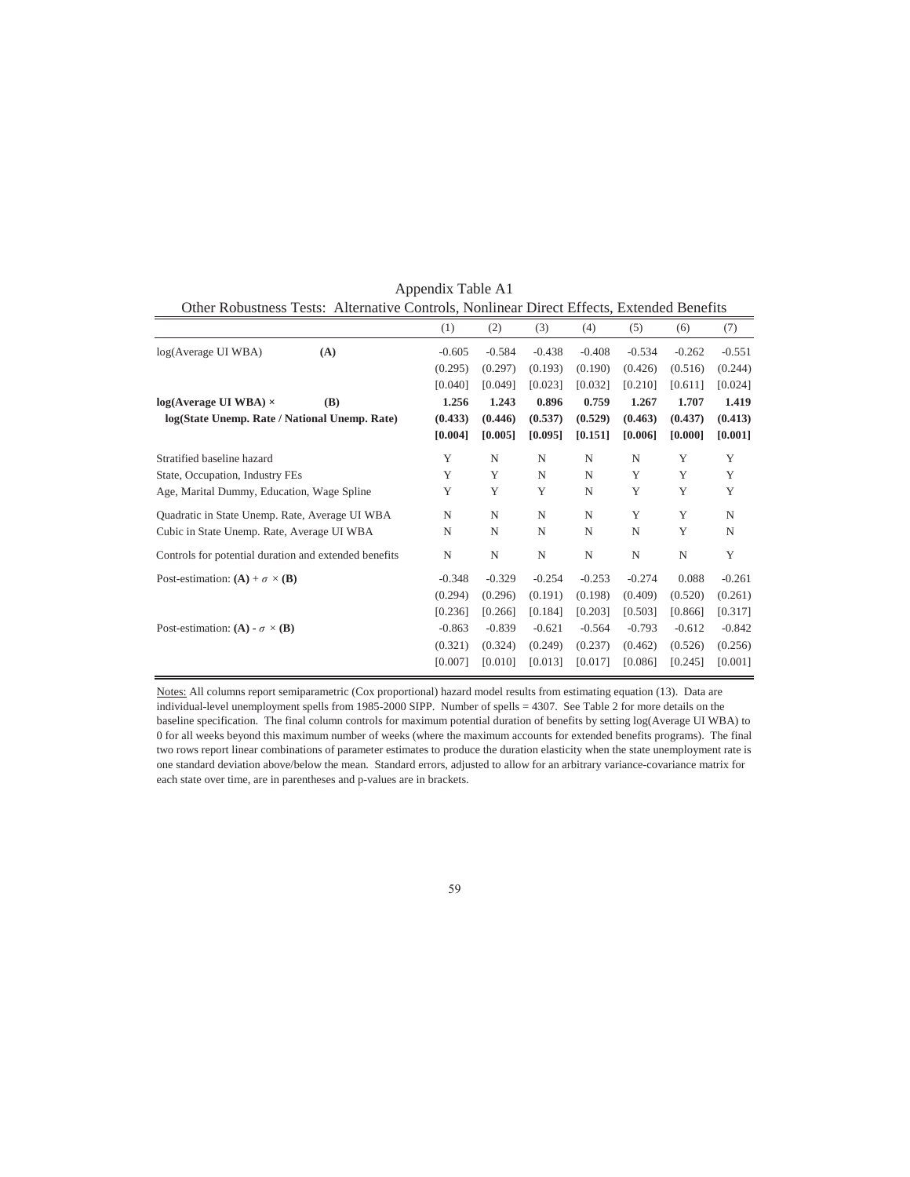Appendix Table A1

Other Robustness Tests: Alternative Controls, Nonlinear Direct Effects, Extended Benefits

| | | (1) | (2) | (3) | (4) | (5) | (6) | (7) |
|---|---|---|---|---|---|---|---|---|
| log(Average UI WBA) | **(A)** | -0.605 | -0.584 | -0.438 | -0.408 | -0.534 | -0.262 | -0.551 |
| | | (0.295) | (0.297) | (0.193) | (0.190) | (0.426) | (0.516) | (0.244) |
| | | [0.040] | [0.049] | [0.023] | [0.032] | [0.210] | [0.611] | [0.024] |
| **log(Average UI WBA) ×** | **(B)** | **1.256** | **1.243** | **0.896** | **0.759** | **1.267** | **1.707** | **1.419** |
| **log(State Unemp. Rate / National Unemp. Rate)** | | **(0.433)** | **(0.446)** | **(0.537)** | **(0.529)** | **(0.463)** | **(0.437)** | **(0.413)** |
| | | **[0.004]** | **[0.005]** | **[0.095]** | **[0.151]** | **[0.006]** | **[0.000]** | **[0.001]** |
| Stratified baseline hazard | | Y | N | N | N | N | Y | Y |
| State, Occupation, Industry FEs | | Y | Y | N | N | Y | Y | Y |
| Age, Marital Dummy, Education, Wage Spline | | Y | Y | Y | N | Y | Y | Y |
| Quadratic in State Unemp. Rate, Average UI WBA | | N | N | N | N | Y | Y | N |
| Cubic in State Unemp. Rate, Average UI WBA | | N | N | N | N | N | Y | N |
| Controls for potential duration and extended benefits | | N | N | N | N | N | N | Y |
| Post-estimation: **(A)** + $\sigma$ × **(B)** | | -0.348 | -0.329 | -0.254 | -0.253 | -0.274 | 0.088 | -0.261 |
| | | (0.294) | (0.296) | (0.191) | (0.198) | (0.409) | (0.520) | (0.261) |
| | | [0.236] | [0.266] | [0.184] | [0.203] | [0.503] | [0.866] | [0.317] |
| Post-estimation: **(A)** - $\sigma$ × **(B)** | | -0.863 | -0.839 | -0.621 | -0.564 | -0.793 | -0.612 | -0.842 |
| | | (0.321) | (0.324) | (0.249) | (0.237) | (0.462) | (0.526) | (0.256) |
| | | [0.007] | [0.010] | [0.013] | [0.017] | [0.086] | [0.245] | [0.001] |

Notes: All columns report semiparametric (Cox proportional) hazard model results from estimating equation (13). Data are individual-level unemployment spells from 1985-2000 SIPP. Number of spells = 4307. See Table 2 for more details on the baseline specification. The final column controls for maximum potential duration of benefits by setting log(Average UI WBA) to 0 for all weeks beyond this maximum number of weeks (where the maximum accounts for extended benefits programs). The final two rows report linear combinations of parameter estimates to produce the duration elasticity when the state unemployment rate is one standard deviation above/below the mean. Standard errors, adjusted to allow for an arbitrary variance-covariance matrix for each state over time, are in parentheses and p-values are in brackets.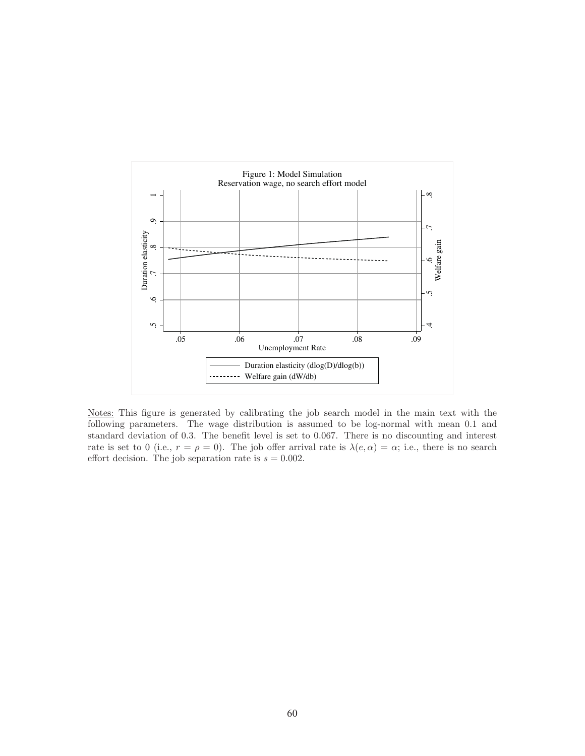Figure 1: Model Simulation
Reservation wage, no search effort model

Notes: This figure is generated by calibrating the job search model in the main text with the following parameters. The wage distribution is assumed to be log-normal with mean 0.1 and standard deviation of 0.3. The benefit level is set to 0.067. There is no discounting and interest rate is set to 0 (i.e., $r = \rho = 0$). The job offer arrival rate is $\lambda(e, \alpha) = \alpha$; i.e., there is no search effort decision. The job separation rate is $s = 0.002$.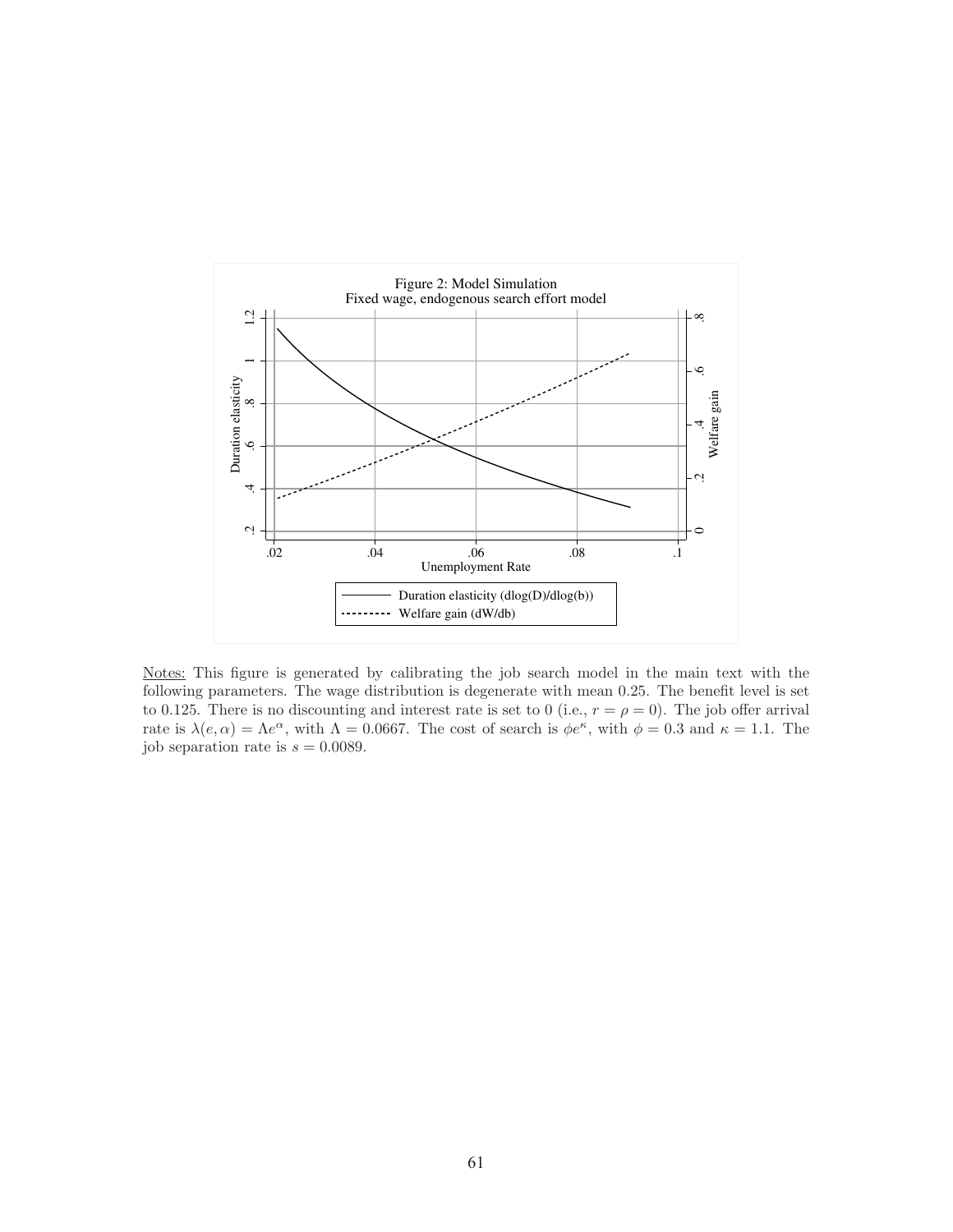Figure 2: Model Simulation
Fixed wage, endogenous search effort model

Notes: This figure is generated by calibrating the job search model in the main text with the following parameters. The wage distribution is degenerate with mean 0.25. The benefit level is set to 0.125. There is no discounting and interest rate is set to 0 (i.e., $r = \rho = 0$). The job offer arrival rate is $\lambda(e, \alpha) = \Lambda e^{\alpha}$, with $\Lambda = 0.0667$. The cost of search is $\phi e^{\kappa}$, with $\phi = 0.3$ and $\kappa = 1.1$. The job separation rate is $s = 0.0089$.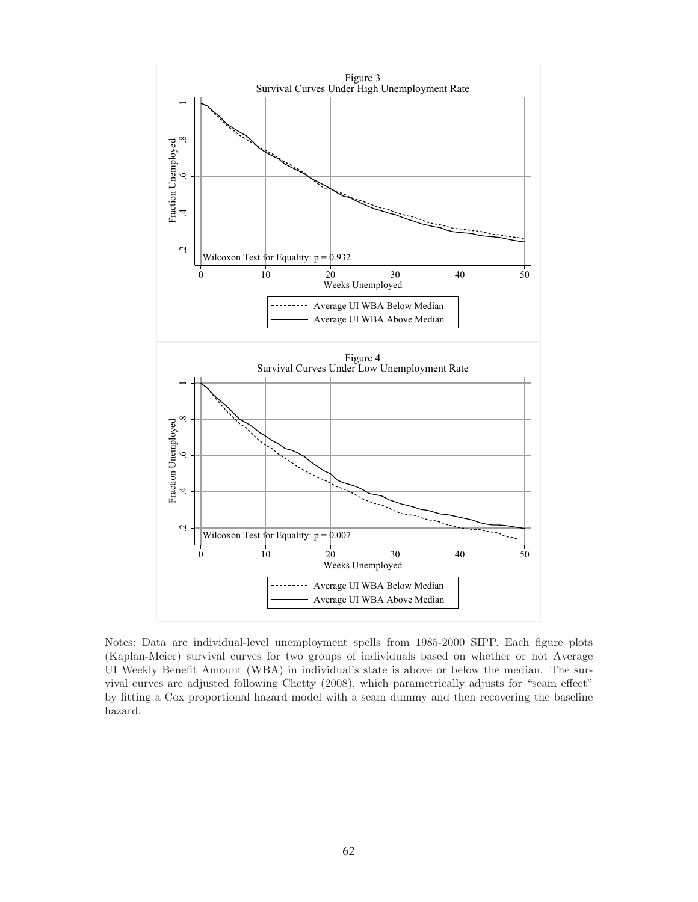Figure 3
Survival Curves Under High Unemployment Rate

Wilcoxon Test for Equality: $p = 0.932$

Figure 4
Survival Curves Under Low Unemployment Rate

Wilcoxon Test for Equality: $p = 0.007$

Notes: Data are individual-level unemployment spells from 1985-2000 SIPP. Each figure plots (Kaplan-Meier) survival curves for two groups of individuals based on whether or not Average UI Weekly Benefit Amount (WBA) in individual's state is above or below the median. The survival curves are adjusted following Chetty (2008), which parametrically adjusts for "seam effect" by fitting a Cox proportional hazard model with a seam dummy and then recovering the baseline hazard.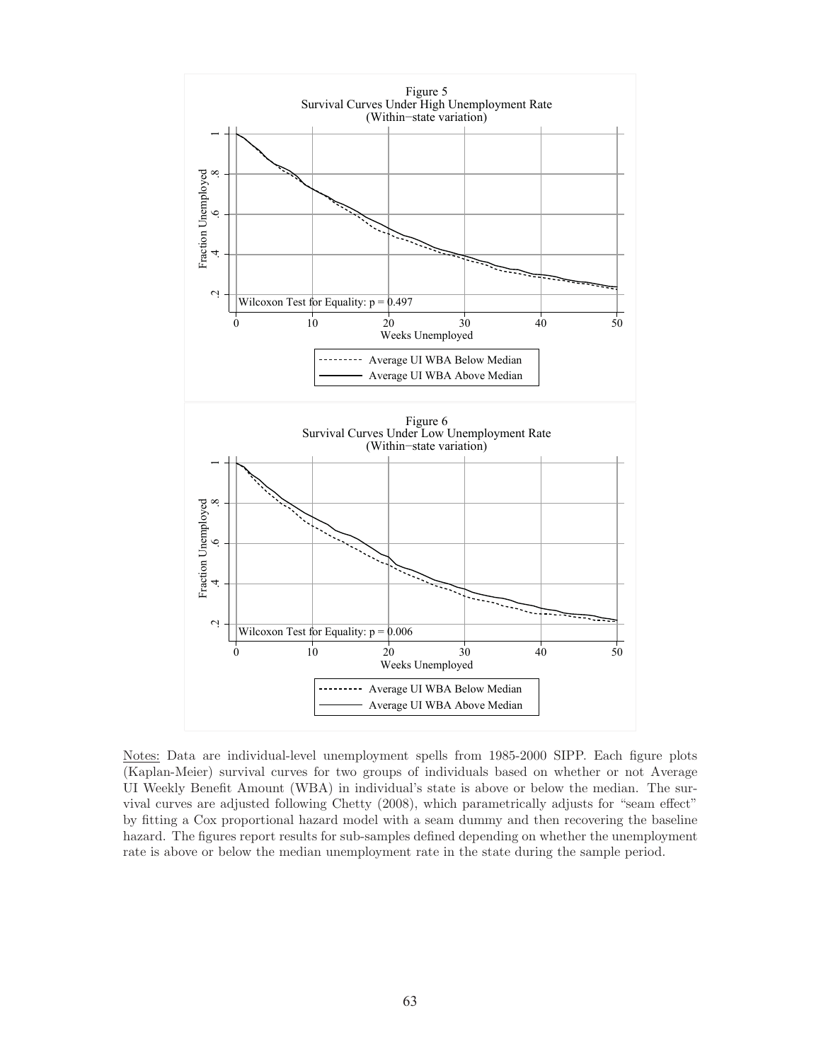Figure 5
Survival Curves Under High Unemployment Rate
(Within−state variation)

Wilcoxon Test for Equality: $p = 0.497$

Figure 6
Survival Curves Under Low Unemployment Rate
(Within−state variation)

Wilcoxon Test for Equality: $p = 0.006$

Notes: Data are individual-level unemployment spells from 1985-2000 SIPP. Each figure plots (Kaplan-Meier) survival curves for two groups of individuals based on whether or not Average UI Weekly Benefit Amount (WBA) in individual's state is above or below the median. The survival curves are adjusted following Chetty (2008), which parametrically adjusts for "seam effect" by fitting a Cox proportional hazard model with a seam dummy and then recovering the baseline hazard. The figures report results for sub-samples defined depending on whether the unemployment rate is above or below the median unemployment rate in the state during the sample period.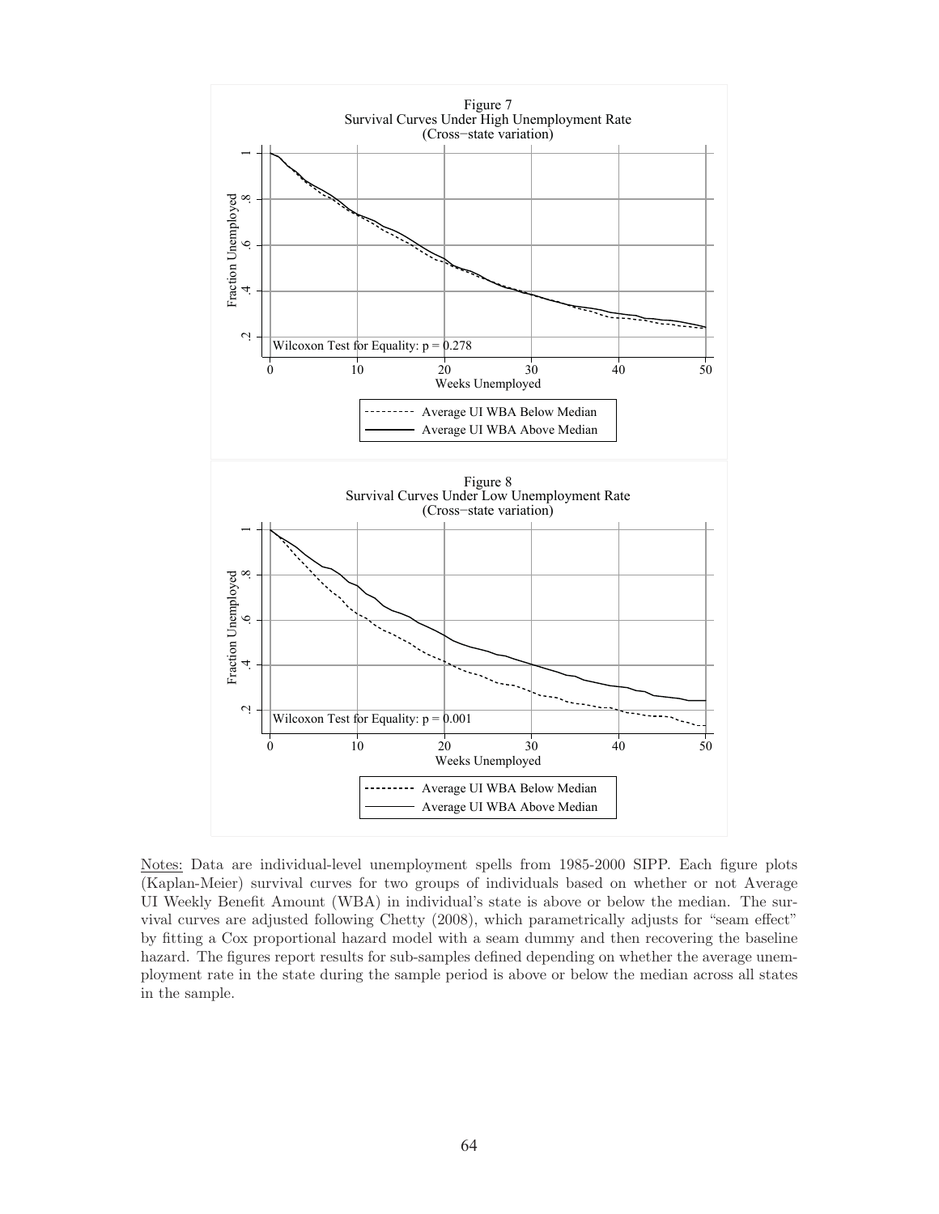Figure 7
Survival Curves Under High Unemployment Rate
(Cross−state variation)

Wilcoxon Test for Equality: $p = 0.278$

Figure 8
Survival Curves Under Low Unemployment Rate
(Cross−state variation)

Wilcoxon Test for Equality: $p = 0.001$

Notes: Data are individual-level unemployment spells from 1985-2000 SIPP. Each figure plots (Kaplan-Meier) survival curves for two groups of individuals based on whether or not Average UI Weekly Benefit Amount (WBA) in individual's state is above or below the median. The survival curves are adjusted following Chetty (2008), which parametrically adjusts for "seam effect" by fitting a Cox proportional hazard model with a seam dummy and then recovering the baseline hazard. The figures report results for sub-samples defined depending on whether the average unemployment rate in the state during the sample period is above or below the median across all states in the sample.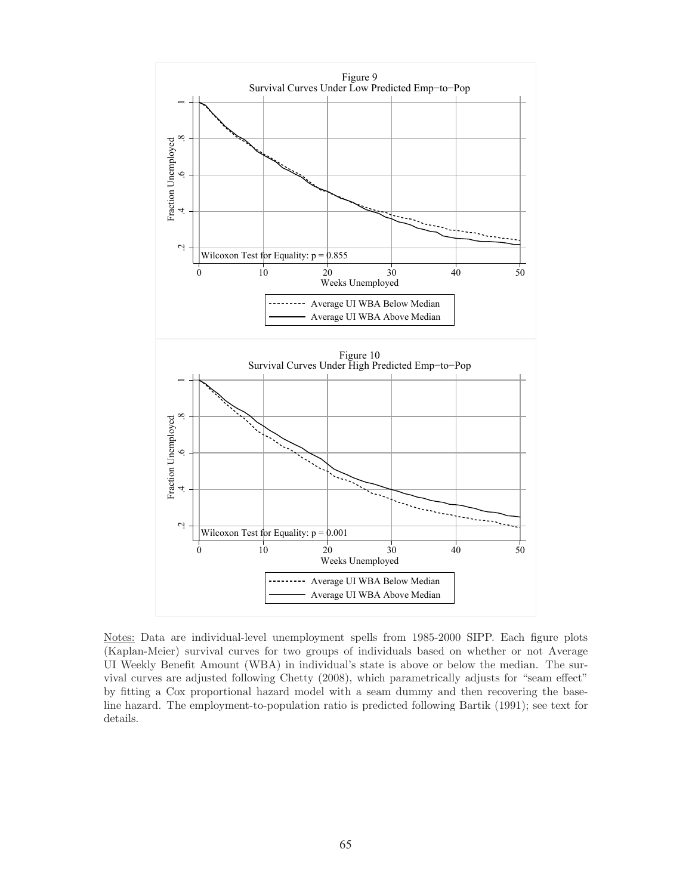Figure 9
Survival Curves Under Low Predicted Emp−to−Pop

Wilcoxon Test for Equality: $p = 0.855$

Figure 10
Survival Curves Under High Predicted Emp−to−Pop

Wilcoxon Test for Equality: $p = 0.001$

Notes: Data are individual-level unemployment spells from 1985-2000 SIPP. Each figure plots (Kaplan-Meier) survival curves for two groups of individuals based on whether or not Average UI Weekly Benefit Amount (WBA) in individual's state is above or below the median. The survival curves are adjusted following Chetty (2008), which parametrically adjusts for "seam effect" by fitting a Cox proportional hazard model with a seam dummy and then recovering the baseline hazard. The employment-to-population ratio is predicted following Bartik (1991); see text for details.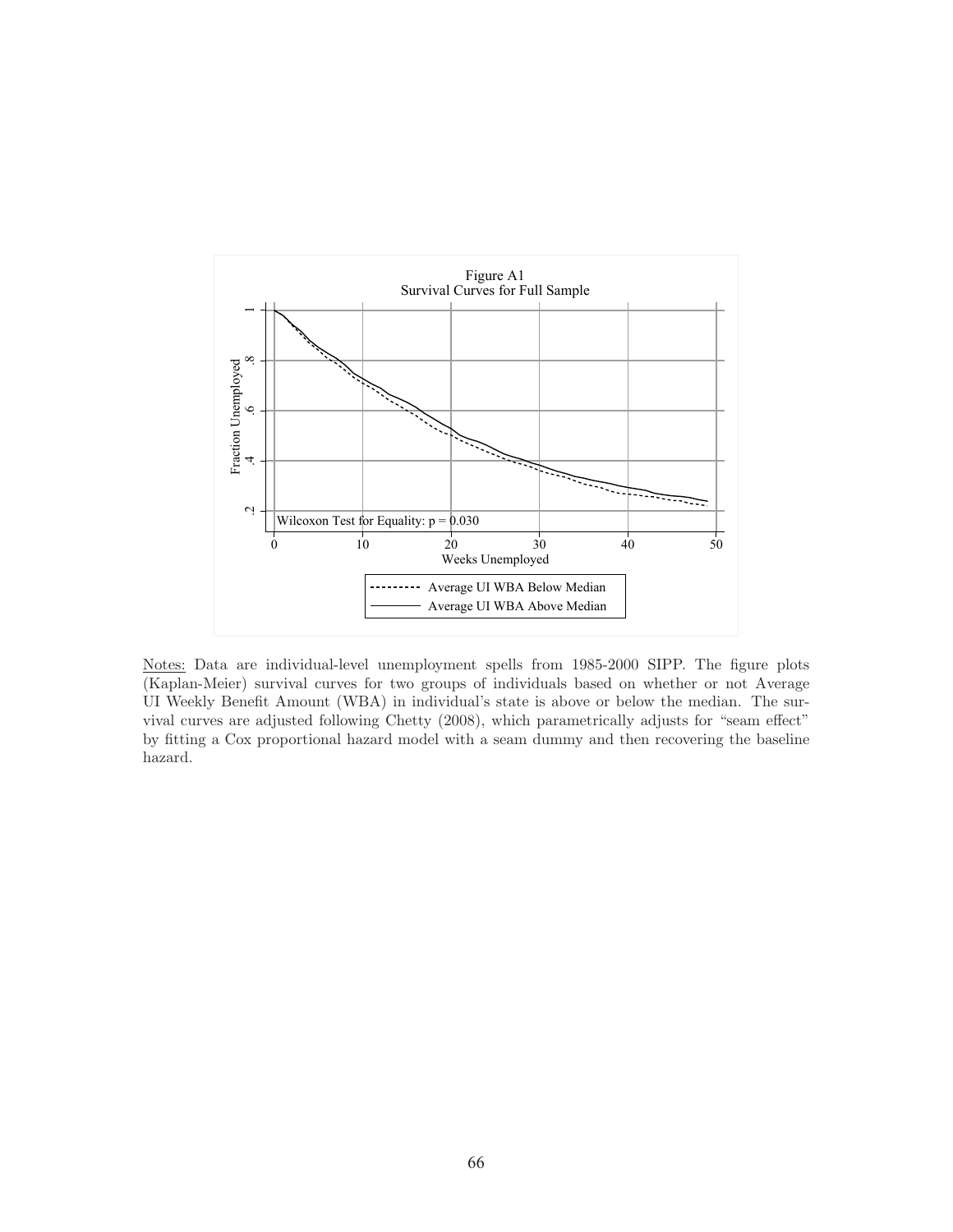Figure A1
Survival Curves for Full Sample

Notes: Data are individual-level unemployment spells from 1985-2000 SIPP. The figure plots (Kaplan-Meier) survival curves for two groups of individuals based on whether or not Average UI Weekly Benefit Amount (WBA) in individual's state is above or below the median. The survival curves are adjusted following Chetty (2008), which parametrically adjusts for "seam effect" by fitting a Cox proportional hazard model with a seam dummy and then recovering the baseline hazard.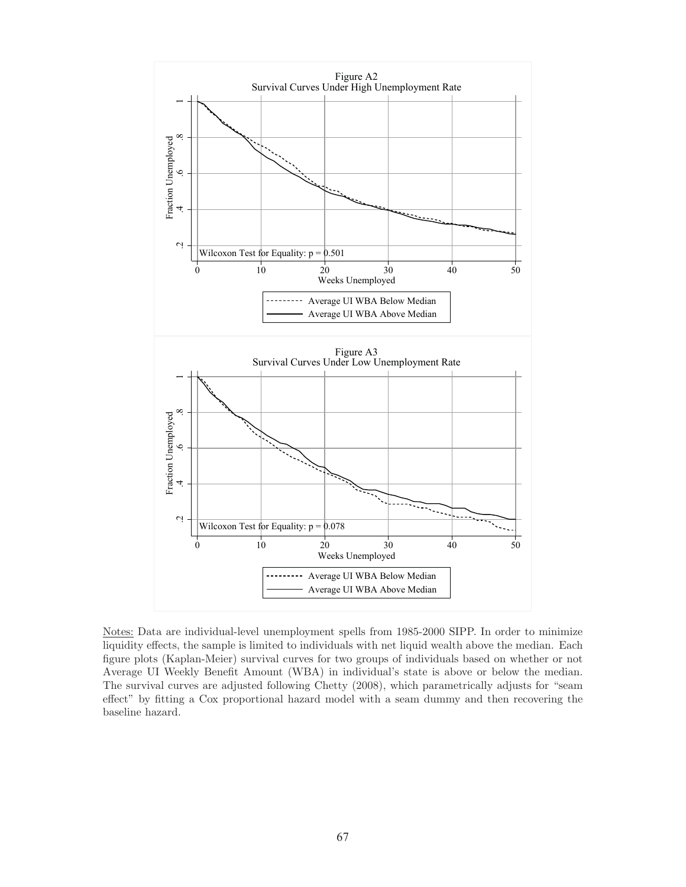Figure A2
Survival Curves Under High Unemployment Rate

Wilcoxon Test for Equality: $p = 0.501$

Figure A3
Survival Curves Under Low Unemployment Rate

Wilcoxon Test for Equality: $p = 0.078$

Notes: Data are individual-level unemployment spells from 1985-2000 SIPP. In order to minimize liquidity effects, the sample is limited to individuals with net liquid wealth above the median. Each figure plots (Kaplan-Meier) survival curves for two groups of individuals based on whether or not Average UI Weekly Benefit Amount (WBA) in individual's state is above or below the median. The survival curves are adjusted following Chetty (2008), which parametrically adjusts for "seam effect" by fitting a Cox proportional hazard model with a seam dummy and then recovering the baseline hazard.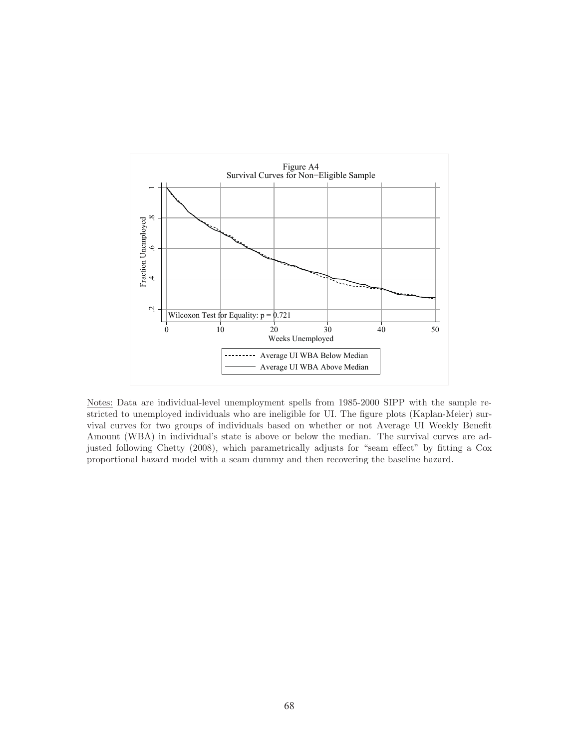Figure A4
Survival Curves for Non−Eligible Sample

Notes: Data are individual-level unemployment spells from 1985-2000 SIPP with the sample restricted to unemployed individuals who are ineligible for UI. The figure plots (Kaplan-Meier) survival curves for two groups of individuals based on whether or not Average UI Weekly Benefit Amount (WBA) in individual's state is above or below the median. The survival curves are adjusted following Chetty (2008), which parametrically adjusts for "seam effect" by fitting a Cox proportional hazard model with a seam dummy and then recovering the baseline hazard.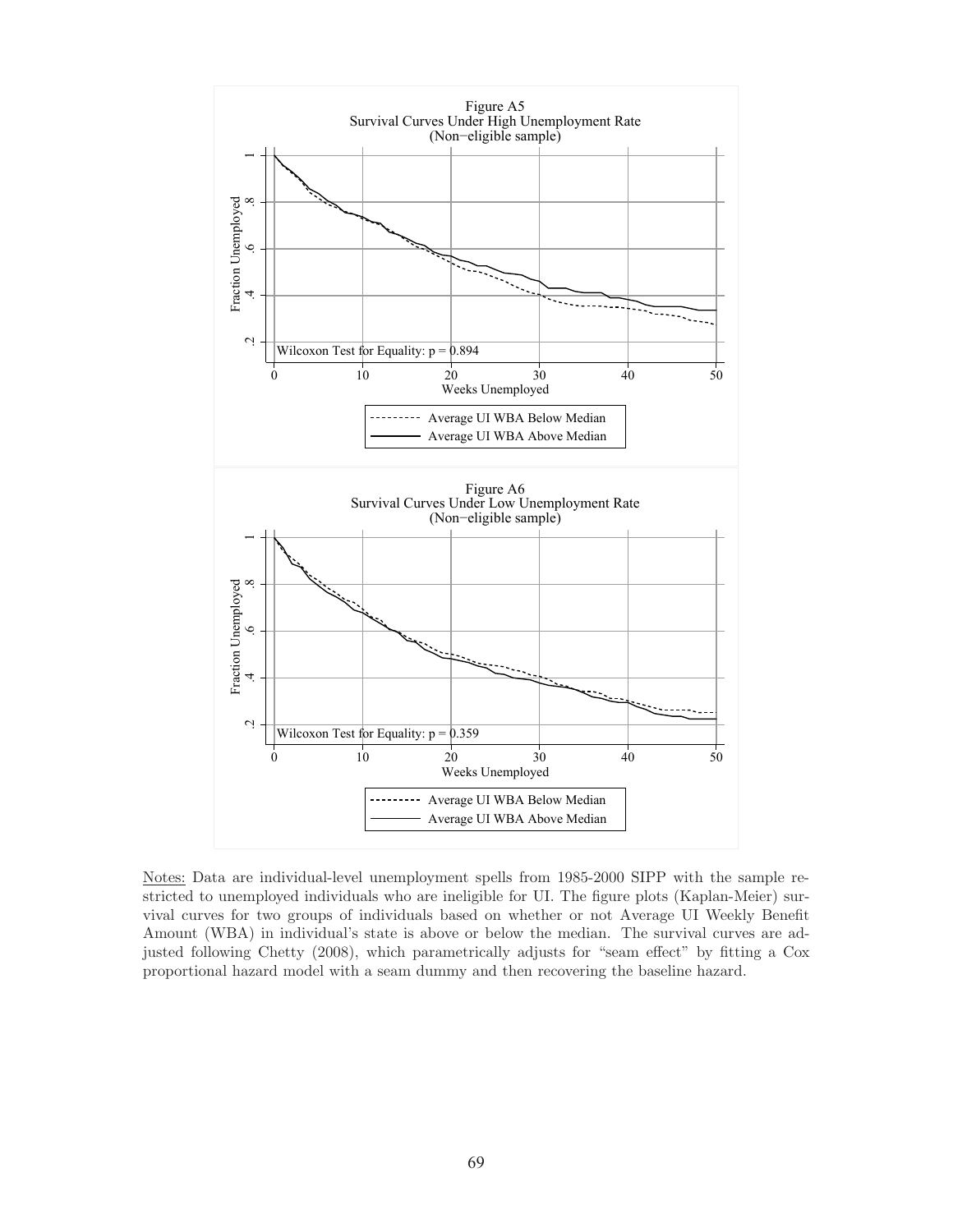Figure A5
Survival Curves Under High Unemployment Rate
(Non−eligible sample)

Fraction Unemployed

1
.8
.6
.4
.2

Wilcoxon Test for Equality: p = 0.894

0 10 20 30 40 50

Weeks Unemployed

Average UI WBA Below Median
Average UI WBA Above Median

Figure A6
Survival Curves Under Low Unemployment Rate
(Non−eligible sample)

Fraction Unemployed

1
.8
.6
.4
.2

Wilcoxon Test for Equality: p = 0.359

0 10 20 30 40 50

Weeks Unemployed

Average UI WBA Below Median
Average UI WBA Above Median

Notes: Data are individual-level unemployment spells from 1985-2000 SIPP with the sample restricted to unemployed individuals who are ineligible for UI. The figure plots (Kaplan-Meier) survival curves for two groups of individuals based on whether or not Average UI Weekly Benefit Amount (WBA) in individual's state is above or below the median. The survival curves are adjusted following Chetty (2008), which parametrically adjusts for "seam effect" by fitting a Cox proportional hazard model with a seam dummy and then recovering the baseline hazard.